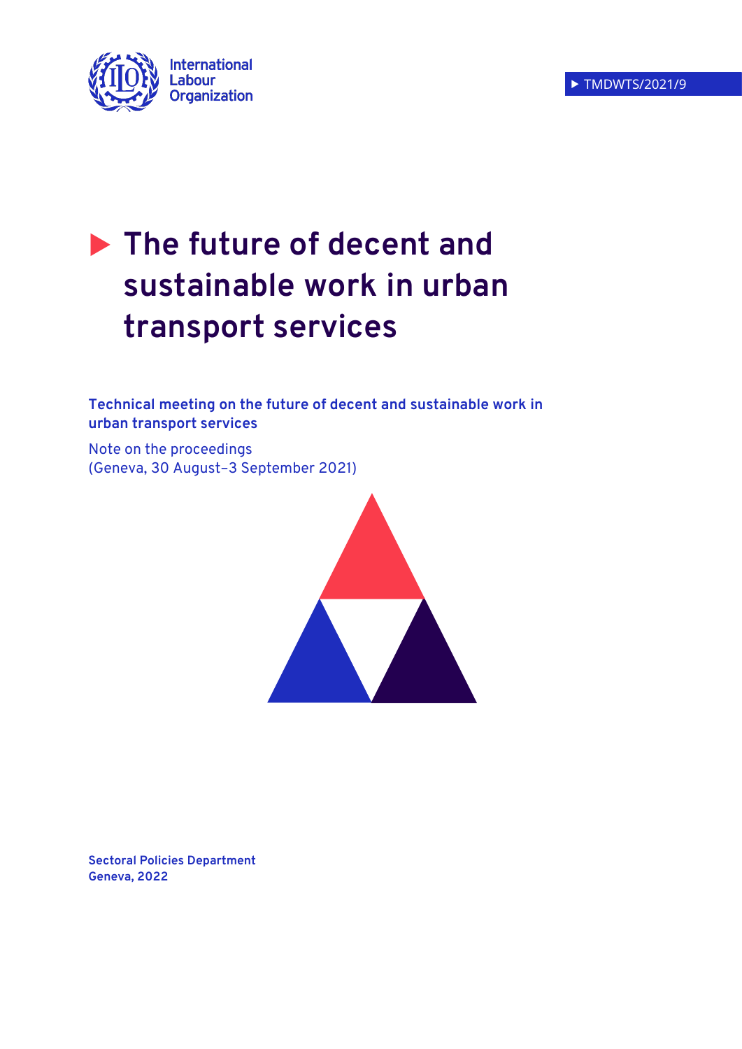International Labour Organization

TMDWTS/2021/9

# The future of decent and sustainable work in urban transport services

**Technical meeting on the future of decent and sustainable work in urban transport services**

Note on the proceedings
(Geneva, 30 August–3 September 2021)

**Sectoral Policies Department**
**Geneva, 2022**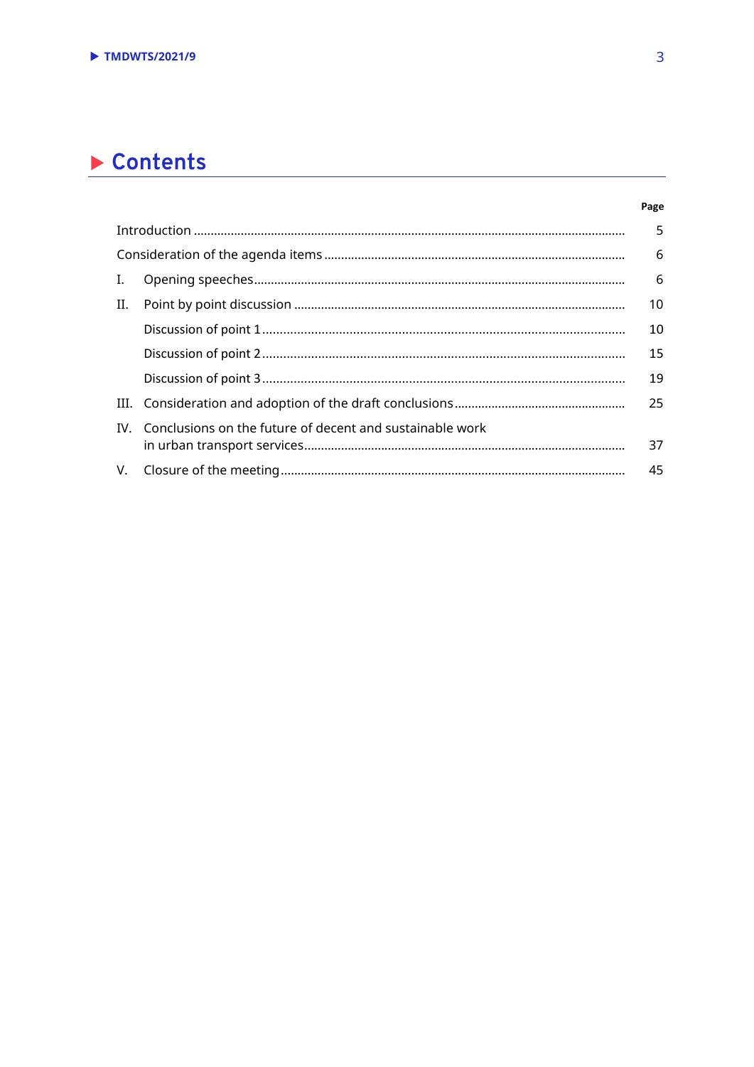# Contents

| | Page |
|---|---|
| Introduction | 5 |
| Consideration of the agenda items | 6 |
| I. Opening speeches | 6 |
| II. Point by point discussion | 10 |
| Discussion of point 1 | 10 |
| Discussion of point 2 | 15 |
| Discussion of point 3 | 19 |
| III. Consideration and adoption of the draft conclusions | 25 |
| IV. Conclusions on the future of decent and sustainable work in urban transport services | 37 |
| V. Closure of the meeting | 45 |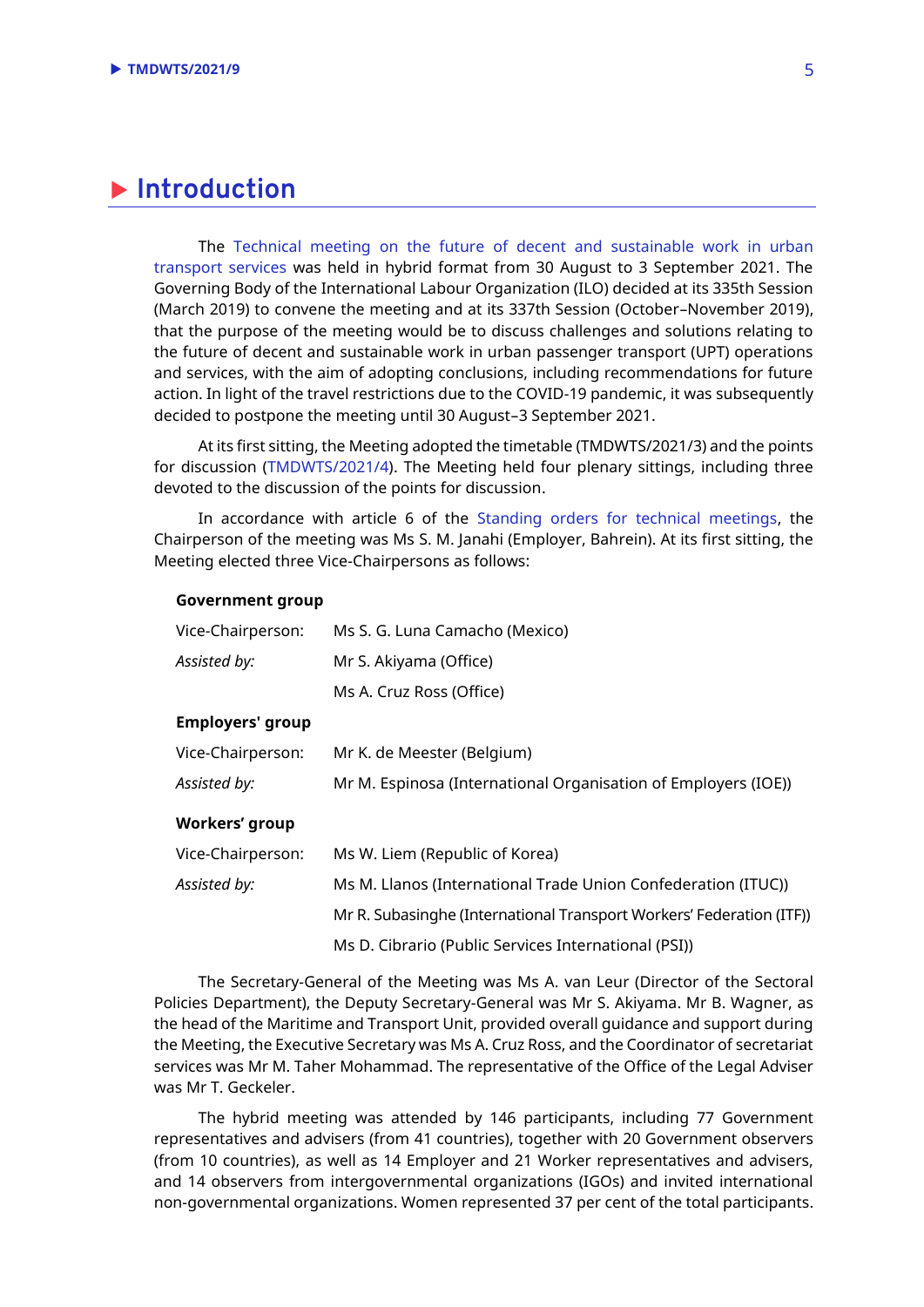# Introduction

The Technical meeting on the future of decent and sustainable work in urban transport services was held in hybrid format from 30 August to 3 September 2021. The Governing Body of the International Labour Organization (ILO) decided at its 335th Session (March 2019) to convene the meeting and at its 337th Session (October–November 2019), that the purpose of the meeting would be to discuss challenges and solutions relating to the future of decent and sustainable work in urban passenger transport (UPT) operations and services, with the aim of adopting conclusions, including recommendations for future action. In light of the travel restrictions due to the COVID-19 pandemic, it was subsequently decided to postpone the meeting until 30 August–3 September 2021.

At its first sitting, the Meeting adopted the timetable (TMDWTS/2021/3) and the points for discussion (TMDWTS/2021/4). The Meeting held four plenary sittings, including three devoted to the discussion of the points for discussion.

In accordance with article 6 of the Standing orders for technical meetings, the Chairperson of the meeting was Ms S. M. Janahi (Employer, Bahrein). At its first sitting, the Meeting elected three Vice-Chairpersons as follows:

**Government group**

| | |
|---|---|
| Vice-Chairperson: | Ms S. G. Luna Camacho (Mexico) |
| *Assisted by:* | Mr S. Akiyama (Office) |
| | Ms A. Cruz Ross (Office) |

**Employers' group**

| | |
|---|---|
| Vice-Chairperson: | Mr K. de Meester (Belgium) |
| *Assisted by:* | Mr M. Espinosa (International Organisation of Employers (IOE)) |

**Workers' group**

| | |
|---|---|
| Vice-Chairperson: | Ms W. Liem (Republic of Korea) |
| *Assisted by:* | Ms M. Llanos (International Trade Union Confederation (ITUC)) |
| | Mr R. Subasinghe (International Transport Workers' Federation (ITF)) |
| | Ms D. Cibrario (Public Services International (PSI)) |

The Secretary-General of the Meeting was Ms A. van Leur (Director of the Sectoral Policies Department), the Deputy Secretary-General was Mr S. Akiyama. Mr B. Wagner, as the head of the Maritime and Transport Unit, provided overall guidance and support during the Meeting, the Executive Secretary was Ms A. Cruz Ross, and the Coordinator of secretariat services was Mr M. Taher Mohammad. The representative of the Office of the Legal Adviser was Mr T. Geckeler.

The hybrid meeting was attended by 146 participants, including 77 Government representatives and advisers (from 41 countries), together with 20 Government observers (from 10 countries), as well as 14 Employer and 21 Worker representatives and advisers, and 14 observers from intergovernmental organizations (IGOs) and invited international non-governmental organizations. Women represented 37 per cent of the total participants.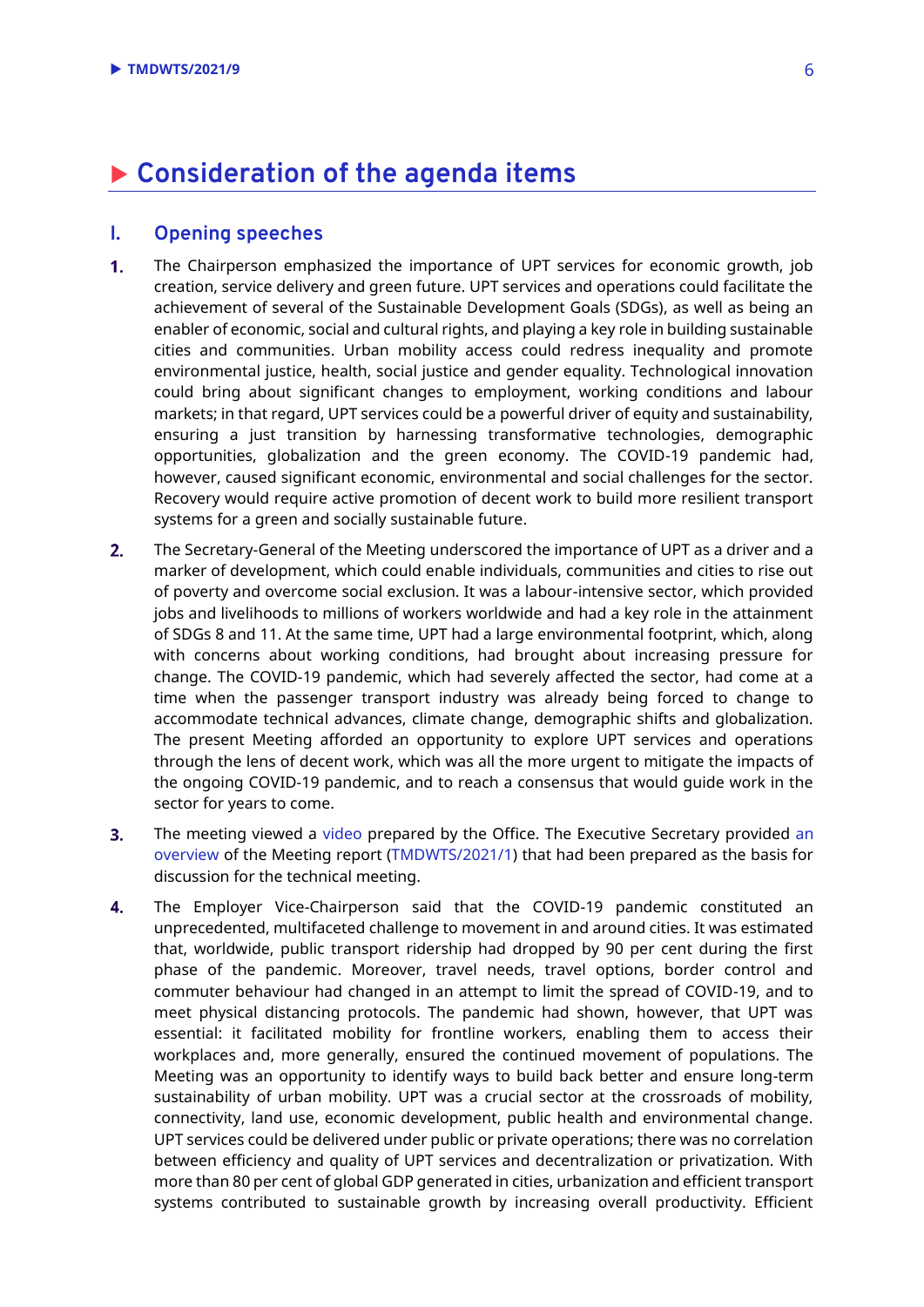# Consideration of the agenda items

## I. Opening speeches

1. The Chairperson emphasized the importance of UPT services for economic growth, job creation, service delivery and green future. UPT services and operations could facilitate the achievement of several of the Sustainable Development Goals (SDGs), as well as being an enabler of economic, social and cultural rights, and playing a key role in building sustainable cities and communities. Urban mobility access could redress inequality and promote environmental justice, health, social justice and gender equality. Technological innovation could bring about significant changes to employment, working conditions and labour markets; in that regard, UPT services could be a powerful driver of equity and sustainability, ensuring a just transition by harnessing transformative technologies, demographic opportunities, globalization and the green economy. The COVID-19 pandemic had, however, caused significant economic, environmental and social challenges for the sector. Recovery would require active promotion of decent work to build more resilient transport systems for a green and socially sustainable future.

2. The Secretary-General of the Meeting underscored the importance of UPT as a driver and a marker of development, which could enable individuals, communities and cities to rise out of poverty and overcome social exclusion. It was a labour-intensive sector, which provided jobs and livelihoods to millions of workers worldwide and had a key role in the attainment of SDGs 8 and 11. At the same time, UPT had a large environmental footprint, which, along with concerns about working conditions, had brought about increasing pressure for change. The COVID-19 pandemic, which had severely affected the sector, had come at a time when the passenger transport industry was already being forced to change to accommodate technical advances, climate change, demographic shifts and globalization. The present Meeting afforded an opportunity to explore UPT services and operations through the lens of decent work, which was all the more urgent to mitigate the impacts of the ongoing COVID-19 pandemic, and to reach a consensus that would guide work in the sector for years to come.

3. The meeting viewed a video prepared by the Office. The Executive Secretary provided an overview of the Meeting report (TMDWTS/2021/1) that had been prepared as the basis for discussion for the technical meeting.

4. The Employer Vice-Chairperson said that the COVID-19 pandemic constituted an unprecedented, multifaceted challenge to movement in and around cities. It was estimated that, worldwide, public transport ridership had dropped by 90 per cent during the first phase of the pandemic. Moreover, travel needs, travel options, border control and commuter behaviour had changed in an attempt to limit the spread of COVID-19, and to meet physical distancing protocols. The pandemic had shown, however, that UPT was essential: it facilitated mobility for frontline workers, enabling them to access their workplaces and, more generally, ensured the continued movement of populations. The Meeting was an opportunity to identify ways to build back better and ensure long-term sustainability of urban mobility. UPT was a crucial sector at the crossroads of mobility, connectivity, land use, economic development, public health and environmental change. UPT services could be delivered under public or private operations; there was no correlation between efficiency and quality of UPT services and decentralization or privatization. With more than 80 per cent of global GDP generated in cities, urbanization and efficient transport systems contributed to sustainable growth by increasing overall productivity. Efficient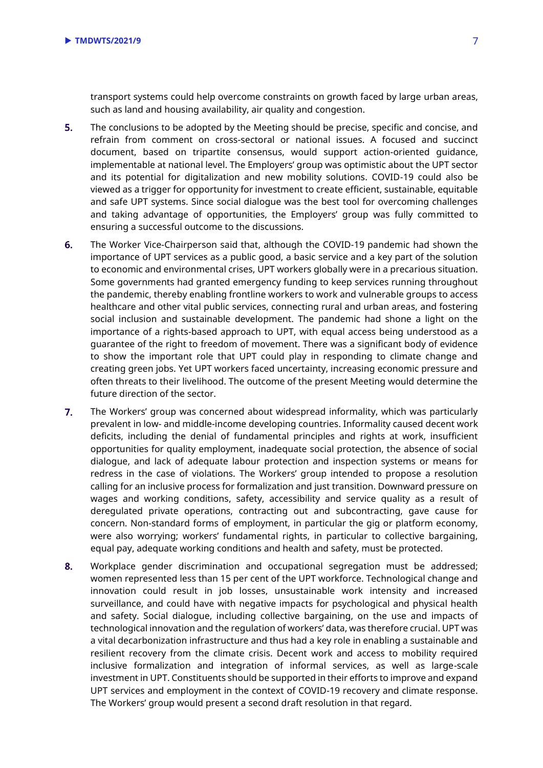transport systems could help overcome constraints on growth faced by large urban areas, such as land and housing availability, air quality and congestion.

5. The conclusions to be adopted by the Meeting should be precise, specific and concise, and refrain from comment on cross-sectoral or national issues. A focused and succinct document, based on tripartite consensus, would support action-oriented guidance, implementable at national level. The Employers' group was optimistic about the UPT sector and its potential for digitalization and new mobility solutions. COVID-19 could also be viewed as a trigger for opportunity for investment to create efficient, sustainable, equitable and safe UPT systems. Since social dialogue was the best tool for overcoming challenges and taking advantage of opportunities, the Employers' group was fully committed to ensuring a successful outcome to the discussions.

6. The Worker Vice-Chairperson said that, although the COVID-19 pandemic had shown the importance of UPT services as a public good, a basic service and a key part of the solution to economic and environmental crises, UPT workers globally were in a precarious situation. Some governments had granted emergency funding to keep services running throughout the pandemic, thereby enabling frontline workers to work and vulnerable groups to access healthcare and other vital public services, connecting rural and urban areas, and fostering social inclusion and sustainable development. The pandemic had shone a light on the importance of a rights-based approach to UPT, with equal access being understood as a guarantee of the right to freedom of movement. There was a significant body of evidence to show the important role that UPT could play in responding to climate change and creating green jobs. Yet UPT workers faced uncertainty, increasing economic pressure and often threats to their livelihood. The outcome of the present Meeting would determine the future direction of the sector.

7. The Workers' group was concerned about widespread informality, which was particularly prevalent in low- and middle-income developing countries. Informality caused decent work deficits, including the denial of fundamental principles and rights at work, insufficient opportunities for quality employment, inadequate social protection, the absence of social dialogue, and lack of adequate labour protection and inspection systems or means for redress in the case of violations. The Workers' group intended to propose a resolution calling for an inclusive process for formalization and just transition. Downward pressure on wages and working conditions, safety, accessibility and service quality as a result of deregulated private operations, contracting out and subcontracting, gave cause for concern. Non-standard forms of employment, in particular the gig or platform economy, were also worrying; workers' fundamental rights, in particular to collective bargaining, equal pay, adequate working conditions and health and safety, must be protected.

8. Workplace gender discrimination and occupational segregation must be addressed; women represented less than 15 per cent of the UPT workforce. Technological change and innovation could result in job losses, unsustainable work intensity and increased surveillance, and could have with negative impacts for psychological and physical health and safety. Social dialogue, including collective bargaining, on the use and impacts of technological innovation and the regulation of workers' data, was therefore crucial. UPT was a vital decarbonization infrastructure and thus had a key role in enabling a sustainable and resilient recovery from the climate crisis. Decent work and access to mobility required inclusive formalization and integration of informal services, as well as large-scale investment in UPT. Constituents should be supported in their efforts to improve and expand UPT services and employment in the context of COVID-19 recovery and climate response. The Workers' group would present a second draft resolution in that regard.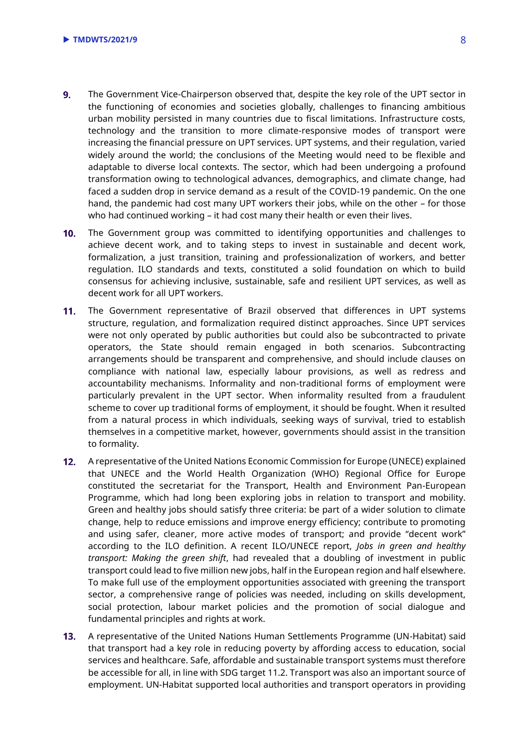9. The Government Vice-Chairperson observed that, despite the key role of the UPT sector in the functioning of economies and societies globally, challenges to financing ambitious urban mobility persisted in many countries due to fiscal limitations. Infrastructure costs, technology and the transition to more climate-responsive modes of transport were increasing the financial pressure on UPT services. UPT systems, and their regulation, varied widely around the world; the conclusions of the Meeting would need to be flexible and adaptable to diverse local contexts. The sector, which had been undergoing a profound transformation owing to technological advances, demographics, and climate change, had faced a sudden drop in service demand as a result of the COVID-19 pandemic. On the one hand, the pandemic had cost many UPT workers their jobs, while on the other – for those who had continued working – it had cost many their health or even their lives.

10. The Government group was committed to identifying opportunities and challenges to achieve decent work, and to taking steps to invest in sustainable and decent work, formalization, a just transition, training and professionalization of workers, and better regulation. ILO standards and texts, constituted a solid foundation on which to build consensus for achieving inclusive, sustainable, safe and resilient UPT services, as well as decent work for all UPT workers.

11. The Government representative of Brazil observed that differences in UPT systems structure, regulation, and formalization required distinct approaches. Since UPT services were not only operated by public authorities but could also be subcontracted to private operators, the State should remain engaged in both scenarios. Subcontracting arrangements should be transparent and comprehensive, and should include clauses on compliance with national law, especially labour provisions, as well as redress and accountability mechanisms. Informality and non-traditional forms of employment were particularly prevalent in the UPT sector. When informality resulted from a fraudulent scheme to cover up traditional forms of employment, it should be fought. When it resulted from a natural process in which individuals, seeking ways of survival, tried to establish themselves in a competitive market, however, governments should assist in the transition to formality.

12. A representative of the United Nations Economic Commission for Europe (UNECE) explained that UNECE and the World Health Organization (WHO) Regional Office for Europe constituted the secretariat for the Transport, Health and Environment Pan-European Programme, which had long been exploring jobs in relation to transport and mobility. Green and healthy jobs should satisfy three criteria: be part of a wider solution to climate change, help to reduce emissions and improve energy efficiency; contribute to promoting and using safer, cleaner, more active modes of transport; and provide "decent work" according to the ILO definition. A recent ILO/UNECE report, *Jobs in green and healthy transport: Making the green shift*, had revealed that a doubling of investment in public transport could lead to five million new jobs, half in the European region and half elsewhere. To make full use of the employment opportunities associated with greening the transport sector, a comprehensive range of policies was needed, including on skills development, social protection, labour market policies and the promotion of social dialogue and fundamental principles and rights at work.

13. A representative of the United Nations Human Settlements Programme (UN-Habitat) said that transport had a key role in reducing poverty by affording access to education, social services and healthcare. Safe, affordable and sustainable transport systems must therefore be accessible for all, in line with SDG target 11.2. Transport was also an important source of employment. UN-Habitat supported local authorities and transport operators in providing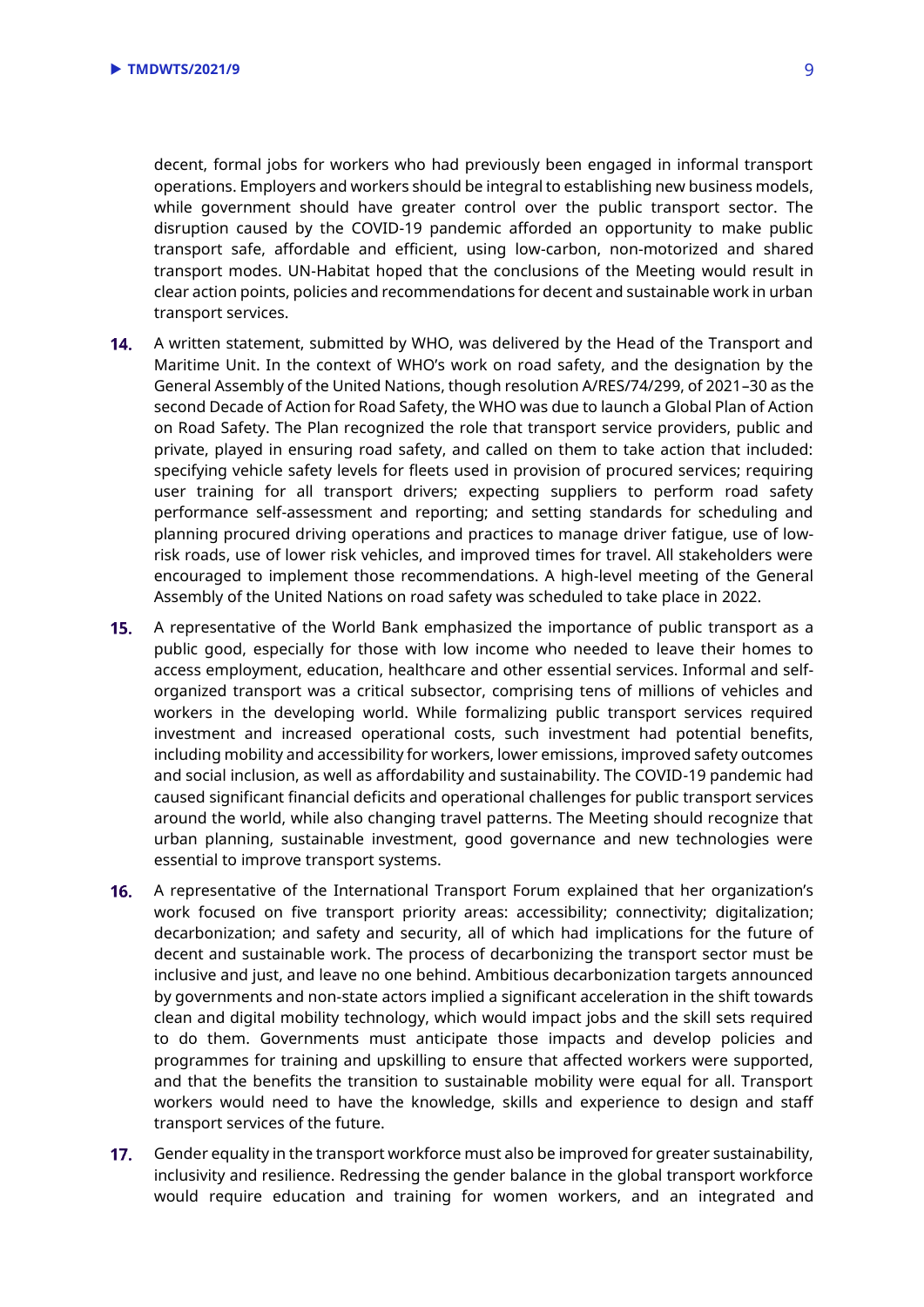decent, formal jobs for workers who had previously been engaged in informal transport operations. Employers and workers should be integral to establishing new business models, while government should have greater control over the public transport sector. The disruption caused by the COVID-19 pandemic afforded an opportunity to make public transport safe, affordable and efficient, using low-carbon, non-motorized and shared transport modes. UN-Habitat hoped that the conclusions of the Meeting would result in clear action points, policies and recommendations for decent and sustainable work in urban transport services.

14. A written statement, submitted by WHO, was delivered by the Head of the Transport and Maritime Unit. In the context of WHO's work on road safety, and the designation by the General Assembly of the United Nations, though resolution A/RES/74/299, of 2021–30 as the second Decade of Action for Road Safety, the WHO was due to launch a Global Plan of Action on Road Safety. The Plan recognized the role that transport service providers, public and private, played in ensuring road safety, and called on them to take action that included: specifying vehicle safety levels for fleets used in provision of procured services; requiring user training for all transport drivers; expecting suppliers to perform road safety performance self-assessment and reporting; and setting standards for scheduling and planning procured driving operations and practices to manage driver fatigue, use of low-risk roads, use of lower risk vehicles, and improved times for travel. All stakeholders were encouraged to implement those recommendations. A high-level meeting of the General Assembly of the United Nations on road safety was scheduled to take place in 2022.

15. A representative of the World Bank emphasized the importance of public transport as a public good, especially for those with low income who needed to leave their homes to access employment, education, healthcare and other essential services. Informal and self-organized transport was a critical subsector, comprising tens of millions of vehicles and workers in the developing world. While formalizing public transport services required investment and increased operational costs, such investment had potential benefits, including mobility and accessibility for workers, lower emissions, improved safety outcomes and social inclusion, as well as affordability and sustainability. The COVID-19 pandemic had caused significant financial deficits and operational challenges for public transport services around the world, while also changing travel patterns. The Meeting should recognize that urban planning, sustainable investment, good governance and new technologies were essential to improve transport systems.

16. A representative of the International Transport Forum explained that her organization's work focused on five transport priority areas: accessibility; connectivity; digitalization; decarbonization; and safety and security, all of which had implications for the future of decent and sustainable work. The process of decarbonizing the transport sector must be inclusive and just, and leave no one behind. Ambitious decarbonization targets announced by governments and non-state actors implied a significant acceleration in the shift towards clean and digital mobility technology, which would impact jobs and the skill sets required to do them. Governments must anticipate those impacts and develop policies and programmes for training and upskilling to ensure that affected workers were supported, and that the benefits the transition to sustainable mobility were equal for all. Transport workers would need to have the knowledge, skills and experience to design and staff transport services of the future.

17. Gender equality in the transport workforce must also be improved for greater sustainability, inclusivity and resilience. Redressing the gender balance in the global transport workforce would require education and training for women workers, and an integrated and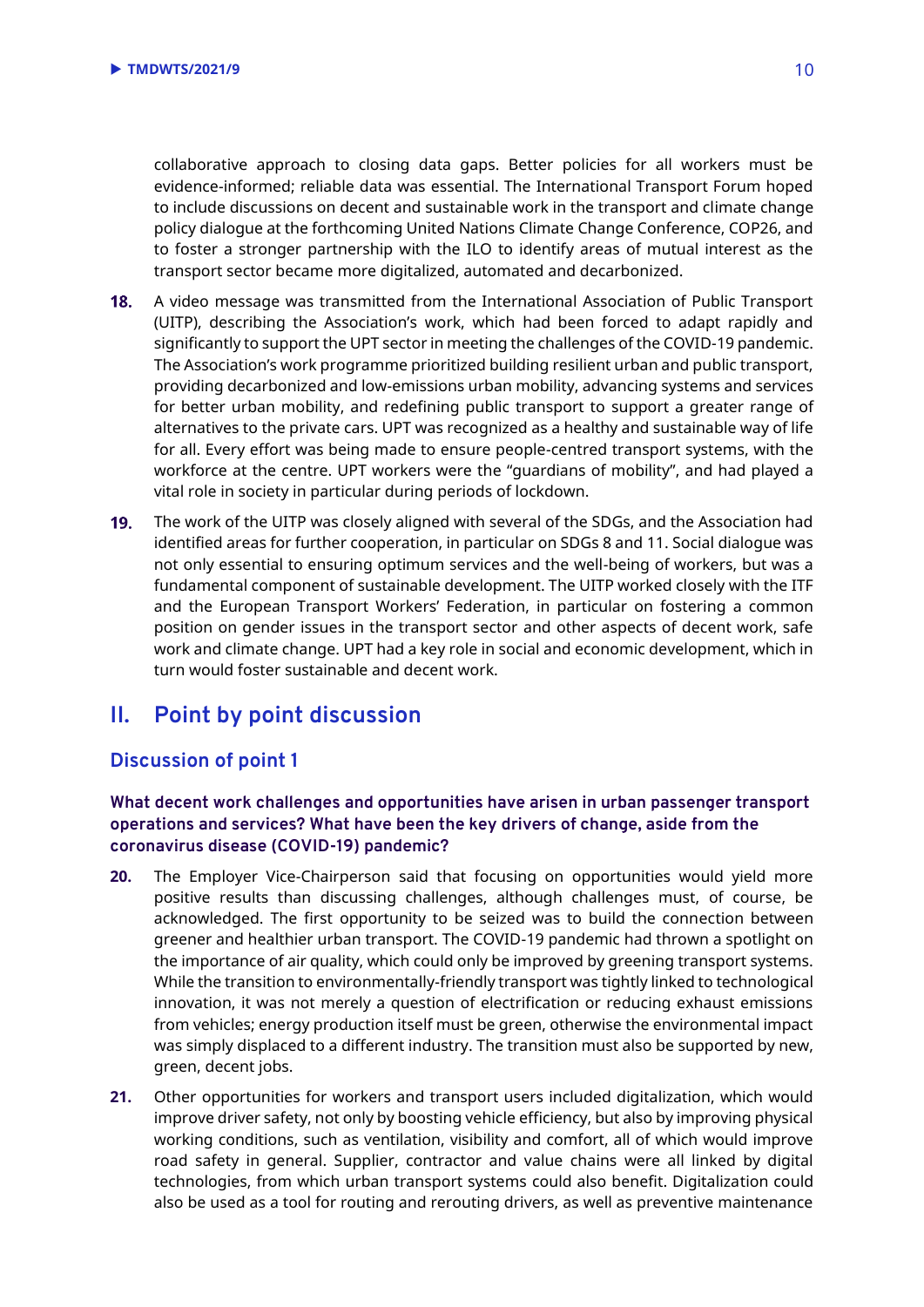collaborative approach to closing data gaps. Better policies for all workers must be evidence-informed; reliable data was essential. The International Transport Forum hoped to include discussions on decent and sustainable work in the transport and climate change policy dialogue at the forthcoming United Nations Climate Change Conference, COP26, and to foster a stronger partnership with the ILO to identify areas of mutual interest as the transport sector became more digitalized, automated and decarbonized.

**18.** A video message was transmitted from the International Association of Public Transport (UITP), describing the Association's work, which had been forced to adapt rapidly and significantly to support the UPT sector in meeting the challenges of the COVID-19 pandemic. The Association's work programme prioritized building resilient urban and public transport, providing decarbonized and low-emissions urban mobility, advancing systems and services for better urban mobility, and redefining public transport to support a greater range of alternatives to the private cars. UPT was recognized as a healthy and sustainable way of life for all. Every effort was being made to ensure people-centred transport systems, with the workforce at the centre. UPT workers were the "guardians of mobility", and had played a vital role in society in particular during periods of lockdown.

**19.** The work of the UITP was closely aligned with several of the SDGs, and the Association had identified areas for further cooperation, in particular on SDGs 8 and 11. Social dialogue was not only essential to ensuring optimum services and the well-being of workers, but was a fundamental component of sustainable development. The UITP worked closely with the ITF and the European Transport Workers' Federation, in particular on fostering a common position on gender issues in the transport sector and other aspects of decent work, safe work and climate change. UPT had a key role in social and economic development, which in turn would foster sustainable and decent work.

## II. Point by point discussion

### Discussion of point 1

#### What decent work challenges and opportunities have arisen in urban passenger transport operations and services? What have been the key drivers of change, aside from the coronavirus disease (COVID-19) pandemic?

**20.** The Employer Vice-Chairperson said that focusing on opportunities would yield more positive results than discussing challenges, although challenges must, of course, be acknowledged. The first opportunity to be seized was to build the connection between greener and healthier urban transport. The COVID-19 pandemic had thrown a spotlight on the importance of air quality, which could only be improved by greening transport systems. While the transition to environmentally-friendly transport was tightly linked to technological innovation, it was not merely a question of electrification or reducing exhaust emissions from vehicles; energy production itself must be green, otherwise the environmental impact was simply displaced to a different industry. The transition must also be supported by new, green, decent jobs.

**21.** Other opportunities for workers and transport users included digitalization, which would improve driver safety, not only by boosting vehicle efficiency, but also by improving physical working conditions, such as ventilation, visibility and comfort, all of which would improve road safety in general. Supplier, contractor and value chains were all linked by digital technologies, from which urban transport systems could also benefit. Digitalization could also be used as a tool for routing and rerouting drivers, as well as preventive maintenance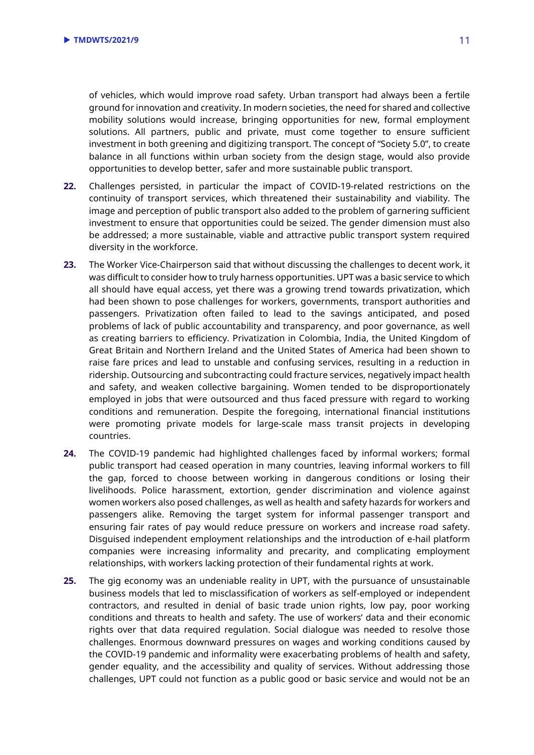of vehicles, which would improve road safety. Urban transport had always been a fertile ground for innovation and creativity. In modern societies, the need for shared and collective mobility solutions would increase, bringing opportunities for new, formal employment solutions. All partners, public and private, must come together to ensure sufficient investment in both greening and digitizing transport. The concept of "Society 5.0", to create balance in all functions within urban society from the design stage, would also provide opportunities to develop better, safer and more sustainable public transport.

**22.** Challenges persisted, in particular the impact of COVID-19-related restrictions on the continuity of transport services, which threatened their sustainability and viability. The image and perception of public transport also added to the problem of garnering sufficient investment to ensure that opportunities could be seized. The gender dimension must also be addressed; a more sustainable, viable and attractive public transport system required diversity in the workforce.

**23.** The Worker Vice-Chairperson said that without discussing the challenges to decent work, it was difficult to consider how to truly harness opportunities. UPT was a basic service to which all should have equal access, yet there was a growing trend towards privatization, which had been shown to pose challenges for workers, governments, transport authorities and passengers. Privatization often failed to lead to the savings anticipated, and posed problems of lack of public accountability and transparency, and poor governance, as well as creating barriers to efficiency. Privatization in Colombia, India, the United Kingdom of Great Britain and Northern Ireland and the United States of America had been shown to raise fare prices and lead to unstable and confusing services, resulting in a reduction in ridership. Outsourcing and subcontracting could fracture services, negatively impact health and safety, and weaken collective bargaining. Women tended to be disproportionately employed in jobs that were outsourced and thus faced pressure with regard to working conditions and remuneration. Despite the foregoing, international financial institutions were promoting private models for large-scale mass transit projects in developing countries.

**24.** The COVID-19 pandemic had highlighted challenges faced by informal workers; formal public transport had ceased operation in many countries, leaving informal workers to fill the gap, forced to choose between working in dangerous conditions or losing their livelihoods. Police harassment, extortion, gender discrimination and violence against women workers also posed challenges, as well as health and safety hazards for workers and passengers alike. Removing the target system for informal passenger transport and ensuring fair rates of pay would reduce pressure on workers and increase road safety. Disguised independent employment relationships and the introduction of e-hail platform companies were increasing informality and precarity, and complicating employment relationships, with workers lacking protection of their fundamental rights at work.

**25.** The gig economy was an undeniable reality in UPT, with the pursuance of unsustainable business models that led to misclassification of workers as self-employed or independent contractors, and resulted in denial of basic trade union rights, low pay, poor working conditions and threats to health and safety. The use of workers' data and their economic rights over that data required regulation. Social dialogue was needed to resolve those challenges. Enormous downward pressures on wages and working conditions caused by the COVID-19 pandemic and informality were exacerbating problems of health and safety, gender equality, and the accessibility and quality of services. Without addressing those challenges, UPT could not function as a public good or basic service and would not be an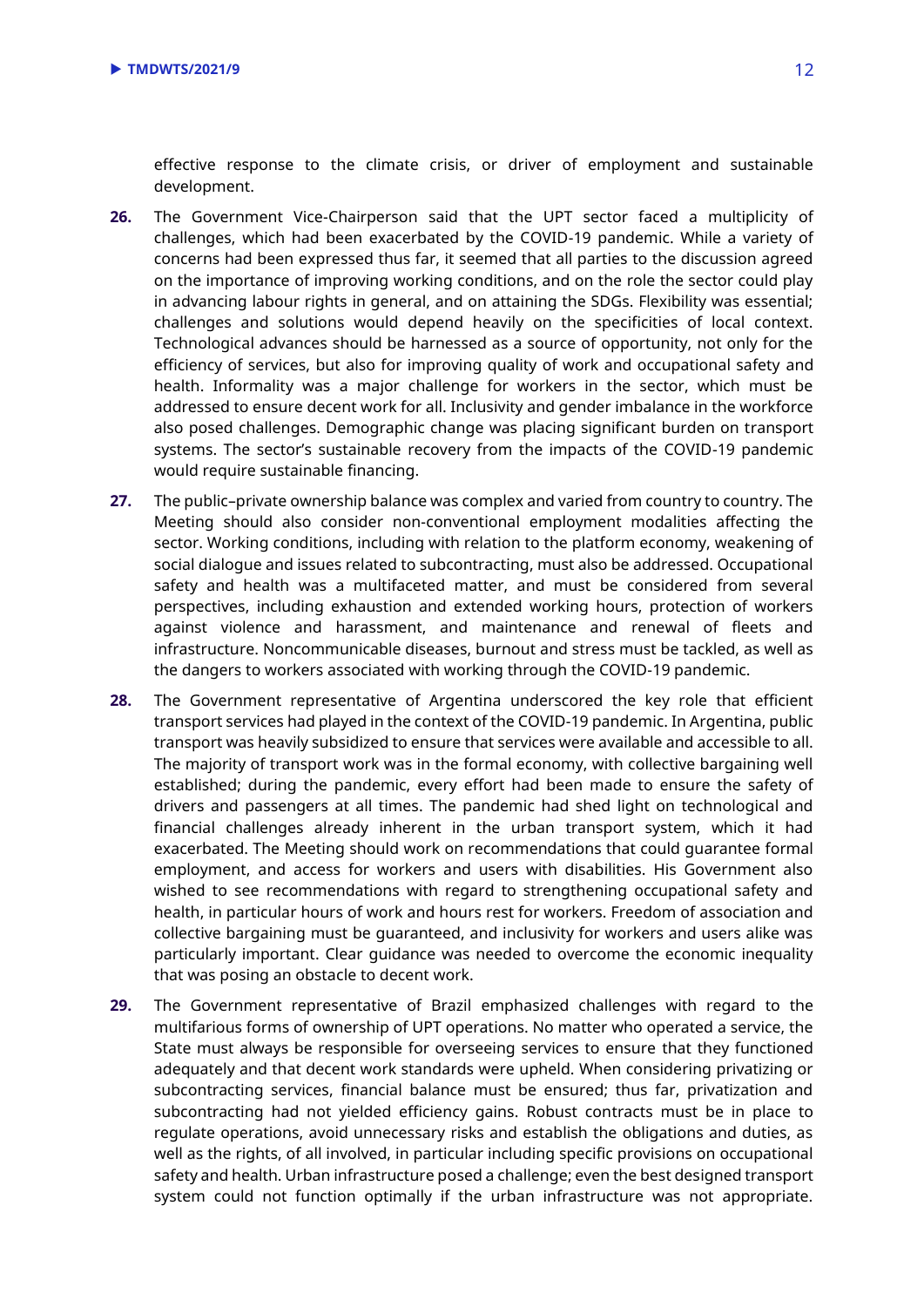effective response to the climate crisis, or driver of employment and sustainable development.

**26.** The Government Vice-Chairperson said that the UPT sector faced a multiplicity of challenges, which had been exacerbated by the COVID-19 pandemic. While a variety of concerns had been expressed thus far, it seemed that all parties to the discussion agreed on the importance of improving working conditions, and on the role the sector could play in advancing labour rights in general, and on attaining the SDGs. Flexibility was essential; challenges and solutions would depend heavily on the specificities of local context. Technological advances should be harnessed as a source of opportunity, not only for the efficiency of services, but also for improving quality of work and occupational safety and health. Informality was a major challenge for workers in the sector, which must be addressed to ensure decent work for all. Inclusivity and gender imbalance in the workforce also posed challenges. Demographic change was placing significant burden on transport systems. The sector's sustainable recovery from the impacts of the COVID-19 pandemic would require sustainable financing.

**27.** The public–private ownership balance was complex and varied from country to country. The Meeting should also consider non-conventional employment modalities affecting the sector. Working conditions, including with relation to the platform economy, weakening of social dialogue and issues related to subcontracting, must also be addressed. Occupational safety and health was a multifaceted matter, and must be considered from several perspectives, including exhaustion and extended working hours, protection of workers against violence and harassment, and maintenance and renewal of fleets and infrastructure. Noncommunicable diseases, burnout and stress must be tackled, as well as the dangers to workers associated with working through the COVID-19 pandemic.

**28.** The Government representative of Argentina underscored the key role that efficient transport services had played in the context of the COVID-19 pandemic. In Argentina, public transport was heavily subsidized to ensure that services were available and accessible to all. The majority of transport work was in the formal economy, with collective bargaining well established; during the pandemic, every effort had been made to ensure the safety of drivers and passengers at all times. The pandemic had shed light on technological and financial challenges already inherent in the urban transport system, which it had exacerbated. The Meeting should work on recommendations that could guarantee formal employment, and access for workers and users with disabilities. His Government also wished to see recommendations with regard to strengthening occupational safety and health, in particular hours of work and hours rest for workers. Freedom of association and collective bargaining must be guaranteed, and inclusivity for workers and users alike was particularly important. Clear guidance was needed to overcome the economic inequality that was posing an obstacle to decent work.

**29.** The Government representative of Brazil emphasized challenges with regard to the multifarious forms of ownership of UPT operations. No matter who operated a service, the State must always be responsible for overseeing services to ensure that they functioned adequately and that decent work standards were upheld. When considering privatizing or subcontracting services, financial balance must be ensured; thus far, privatization and subcontracting had not yielded efficiency gains. Robust contracts must be in place to regulate operations, avoid unnecessary risks and establish the obligations and duties, as well as the rights, of all involved, in particular including specific provisions on occupational safety and health. Urban infrastructure posed a challenge; even the best designed transport system could not function optimally if the urban infrastructure was not appropriate.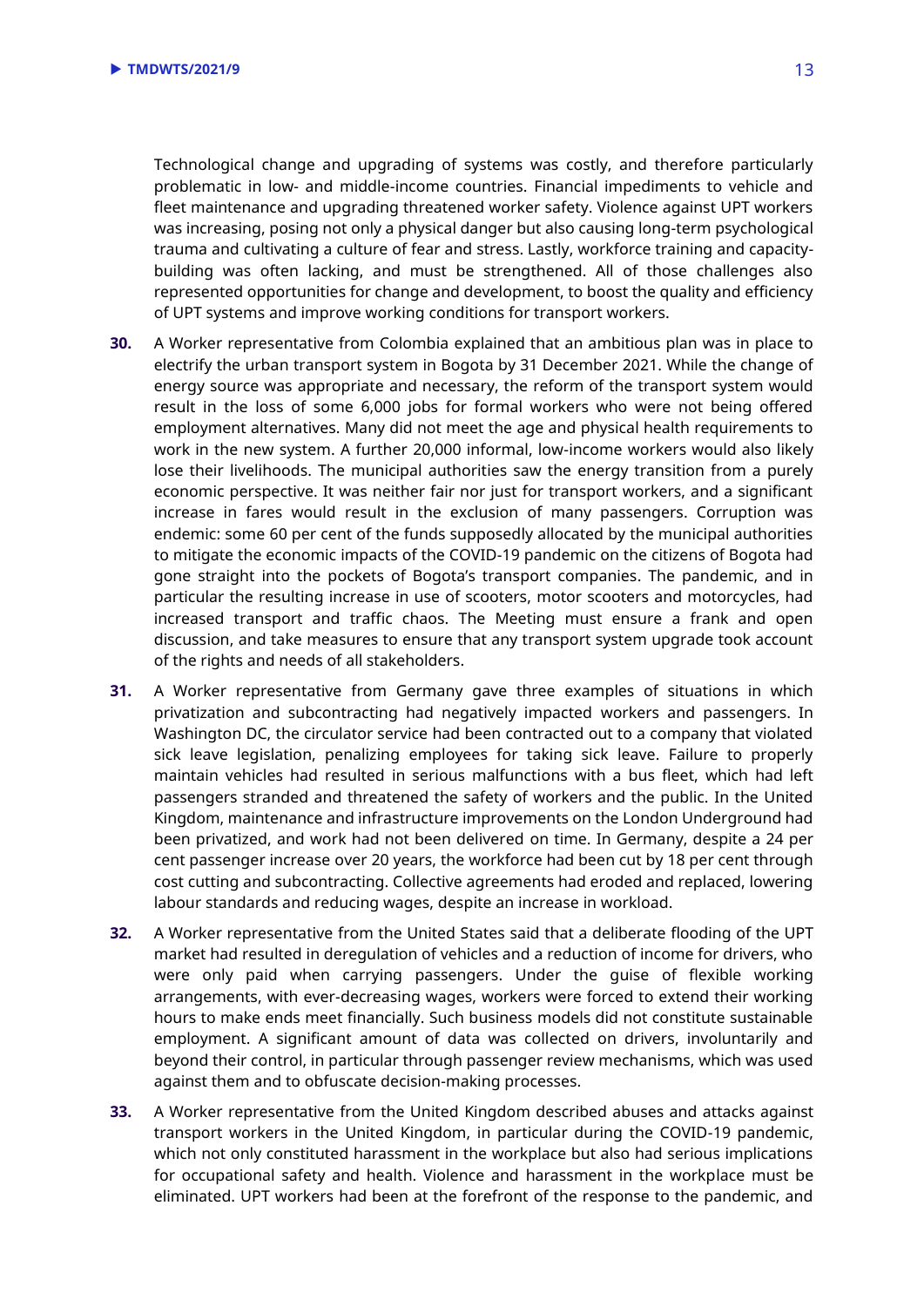Technological change and upgrading of systems was costly, and therefore particularly problematic in low- and middle-income countries. Financial impediments to vehicle and fleet maintenance and upgrading threatened worker safety. Violence against UPT workers was increasing, posing not only a physical danger but also causing long-term psychological trauma and cultivating a culture of fear and stress. Lastly, workforce training and capacity-building was often lacking, and must be strengthened. All of those challenges also represented opportunities for change and development, to boost the quality and efficiency of UPT systems and improve working conditions for transport workers.

**30.** A Worker representative from Colombia explained that an ambitious plan was in place to electrify the urban transport system in Bogota by 31 December 2021. While the change of energy source was appropriate and necessary, the reform of the transport system would result in the loss of some 6,000 jobs for formal workers who were not being offered employment alternatives. Many did not meet the age and physical health requirements to work in the new system. A further 20,000 informal, low-income workers would also likely lose their livelihoods. The municipal authorities saw the energy transition from a purely economic perspective. It was neither fair nor just for transport workers, and a significant increase in fares would result in the exclusion of many passengers. Corruption was endemic: some 60 per cent of the funds supposedly allocated by the municipal authorities to mitigate the economic impacts of the COVID-19 pandemic on the citizens of Bogota had gone straight into the pockets of Bogota's transport companies. The pandemic, and in particular the resulting increase in use of scooters, motor scooters and motorcycles, had increased transport and traffic chaos. The Meeting must ensure a frank and open discussion, and take measures to ensure that any transport system upgrade took account of the rights and needs of all stakeholders.

**31.** A Worker representative from Germany gave three examples of situations in which privatization and subcontracting had negatively impacted workers and passengers. In Washington DC, the circulator service had been contracted out to a company that violated sick leave legislation, penalizing employees for taking sick leave. Failure to properly maintain vehicles had resulted in serious malfunctions with a bus fleet, which had left passengers stranded and threatened the safety of workers and the public. In the United Kingdom, maintenance and infrastructure improvements on the London Underground had been privatized, and work had not been delivered on time. In Germany, despite a 24 per cent passenger increase over 20 years, the workforce had been cut by 18 per cent through cost cutting and subcontracting. Collective agreements had eroded and replaced, lowering labour standards and reducing wages, despite an increase in workload.

**32.** A Worker representative from the United States said that a deliberate flooding of the UPT market had resulted in deregulation of vehicles and a reduction of income for drivers, who were only paid when carrying passengers. Under the guise of flexible working arrangements, with ever-decreasing wages, workers were forced to extend their working hours to make ends meet financially. Such business models did not constitute sustainable employment. A significant amount of data was collected on drivers, involuntarily and beyond their control, in particular through passenger review mechanisms, which was used against them and to obfuscate decision-making processes.

**33.** A Worker representative from the United Kingdom described abuses and attacks against transport workers in the United Kingdom, in particular during the COVID-19 pandemic, which not only constituted harassment in the workplace but also had serious implications for occupational safety and health. Violence and harassment in the workplace must be eliminated. UPT workers had been at the forefront of the response to the pandemic, and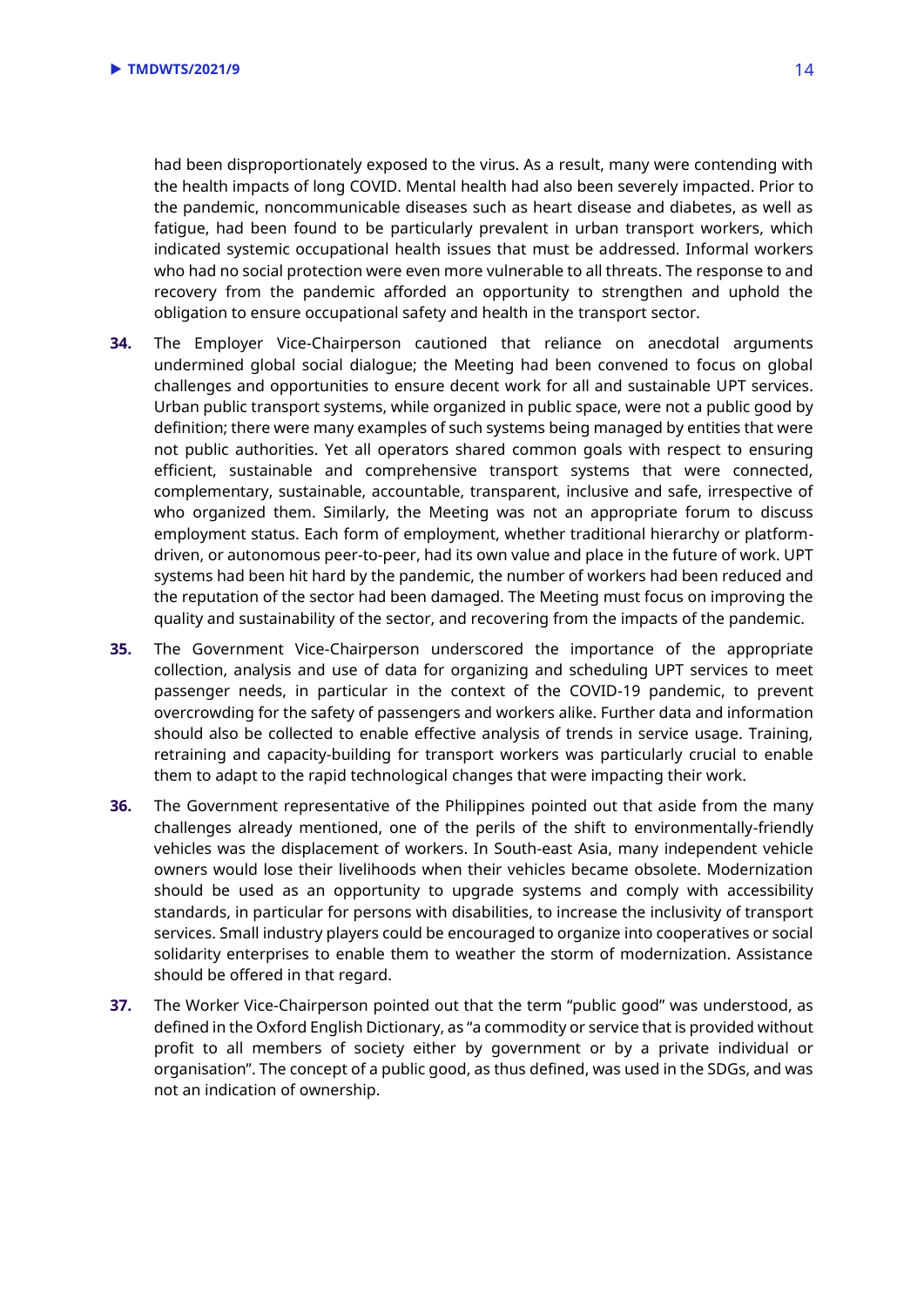had been disproportionately exposed to the virus. As a result, many were contending with the health impacts of long COVID. Mental health had also been severely impacted. Prior to the pandemic, noncommunicable diseases such as heart disease and diabetes, as well as fatigue, had been found to be particularly prevalent in urban transport workers, which indicated systemic occupational health issues that must be addressed. Informal workers who had no social protection were even more vulnerable to all threats. The response to and recovery from the pandemic afforded an opportunity to strengthen and uphold the obligation to ensure occupational safety and health in the transport sector.

**34.** The Employer Vice-Chairperson cautioned that reliance on anecdotal arguments undermined global social dialogue; the Meeting had been convened to focus on global challenges and opportunities to ensure decent work for all and sustainable UPT services. Urban public transport systems, while organized in public space, were not a public good by definition; there were many examples of such systems being managed by entities that were not public authorities. Yet all operators shared common goals with respect to ensuring efficient, sustainable and comprehensive transport systems that were connected, complementary, sustainable, accountable, transparent, inclusive and safe, irrespective of who organized them. Similarly, the Meeting was not an appropriate forum to discuss employment status. Each form of employment, whether traditional hierarchy or platform-driven, or autonomous peer-to-peer, had its own value and place in the future of work. UPT systems had been hit hard by the pandemic, the number of workers had been reduced and the reputation of the sector had been damaged. The Meeting must focus on improving the quality and sustainability of the sector, and recovering from the impacts of the pandemic.

**35.** The Government Vice-Chairperson underscored the importance of the appropriate collection, analysis and use of data for organizing and scheduling UPT services to meet passenger needs, in particular in the context of the COVID-19 pandemic, to prevent overcrowding for the safety of passengers and workers alike. Further data and information should also be collected to enable effective analysis of trends in service usage. Training, retraining and capacity-building for transport workers was particularly crucial to enable them to adapt to the rapid technological changes that were impacting their work.

**36.** The Government representative of the Philippines pointed out that aside from the many challenges already mentioned, one of the perils of the shift to environmentally-friendly vehicles was the displacement of workers. In South-east Asia, many independent vehicle owners would lose their livelihoods when their vehicles became obsolete. Modernization should be used as an opportunity to upgrade systems and comply with accessibility standards, in particular for persons with disabilities, to increase the inclusivity of transport services. Small industry players could be encouraged to organize into cooperatives or social solidarity enterprises to enable them to weather the storm of modernization. Assistance should be offered in that regard.

**37.** The Worker Vice-Chairperson pointed out that the term "public good" was understood, as defined in the Oxford English Dictionary, as "a commodity or service that is provided without profit to all members of society either by government or by a private individual or organisation". The concept of a public good, as thus defined, was used in the SDGs, and was not an indication of ownership.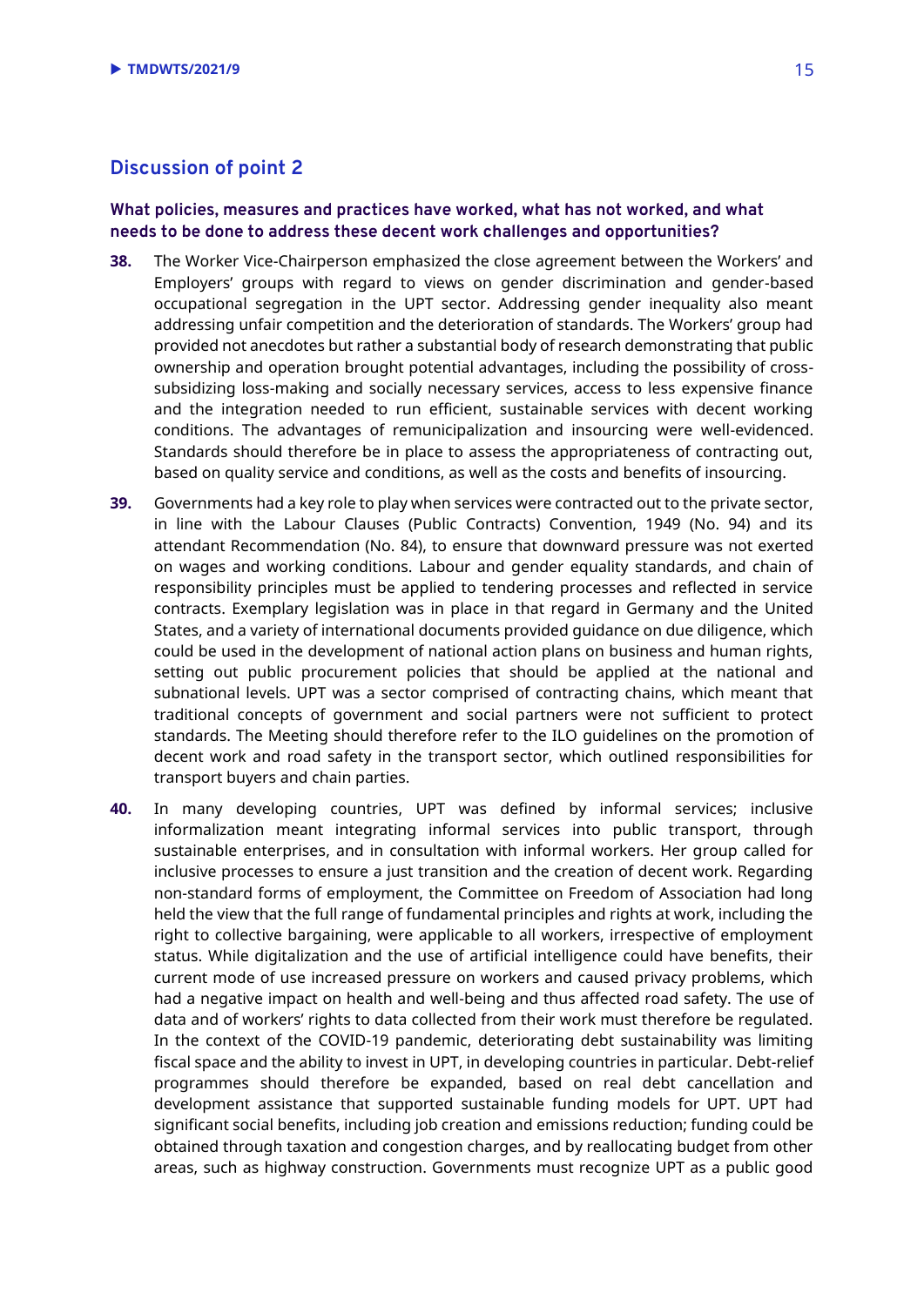## Discussion of point 2

### What policies, measures and practices have worked, what has not worked, and what needs to be done to address these decent work challenges and opportunities?

**38.** The Worker Vice-Chairperson emphasized the close agreement between the Workers' and Employers' groups with regard to views on gender discrimination and gender-based occupational segregation in the UPT sector. Addressing gender inequality also meant addressing unfair competition and the deterioration of standards. The Workers' group had provided not anecdotes but rather a substantial body of research demonstrating that public ownership and operation brought potential advantages, including the possibility of cross-subsidizing loss-making and socially necessary services, access to less expensive finance and the integration needed to run efficient, sustainable services with decent working conditions. The advantages of remunicipalization and insourcing were well-evidenced. Standards should therefore be in place to assess the appropriateness of contracting out, based on quality service and conditions, as well as the costs and benefits of insourcing.

**39.** Governments had a key role to play when services were contracted out to the private sector, in line with the Labour Clauses (Public Contracts) Convention, 1949 (No. 94) and its attendant Recommendation (No. 84), to ensure that downward pressure was not exerted on wages and working conditions. Labour and gender equality standards, and chain of responsibility principles must be applied to tendering processes and reflected in service contracts. Exemplary legislation was in place in that regard in Germany and the United States, and a variety of international documents provided guidance on due diligence, which could be used in the development of national action plans on business and human rights, setting out public procurement policies that should be applied at the national and subnational levels. UPT was a sector comprised of contracting chains, which meant that traditional concepts of government and social partners were not sufficient to protect standards. The Meeting should therefore refer to the ILO guidelines on the promotion of decent work and road safety in the transport sector, which outlined responsibilities for transport buyers and chain parties.

**40.** In many developing countries, UPT was defined by informal services; inclusive informalization meant integrating informal services into public transport, through sustainable enterprises, and in consultation with informal workers. Her group called for inclusive processes to ensure a just transition and the creation of decent work. Regarding non-standard forms of employment, the Committee on Freedom of Association had long held the view that the full range of fundamental principles and rights at work, including the right to collective bargaining, were applicable to all workers, irrespective of employment status. While digitalization and the use of artificial intelligence could have benefits, their current mode of use increased pressure on workers and caused privacy problems, which had a negative impact on health and well-being and thus affected road safety. The use of data and of workers' rights to data collected from their work must therefore be regulated. In the context of the COVID-19 pandemic, deteriorating debt sustainability was limiting fiscal space and the ability to invest in UPT, in developing countries in particular. Debt-relief programmes should therefore be expanded, based on real debt cancellation and development assistance that supported sustainable funding models for UPT. UPT had significant social benefits, including job creation and emissions reduction; funding could be obtained through taxation and congestion charges, and by reallocating budget from other areas, such as highway construction. Governments must recognize UPT as a public good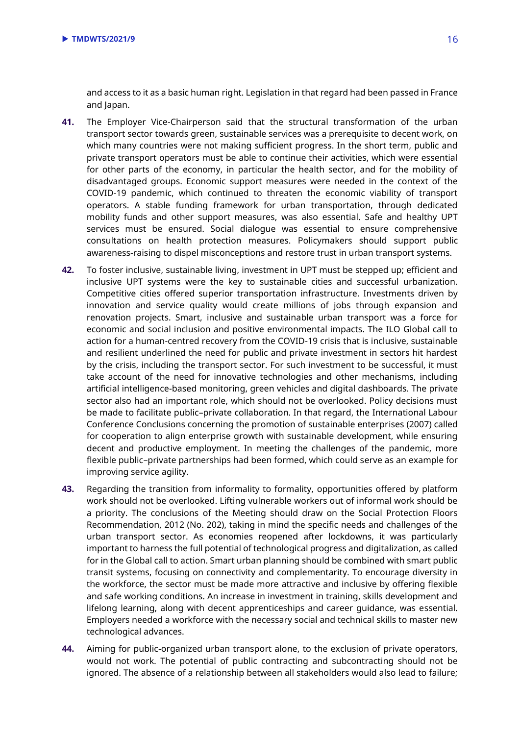and access to it as a basic human right. Legislation in that regard had been passed in France and Japan.

**41.** The Employer Vice-Chairperson said that the structural transformation of the urban transport sector towards green, sustainable services was a prerequisite to decent work, on which many countries were not making sufficient progress. In the short term, public and private transport operators must be able to continue their activities, which were essential for other parts of the economy, in particular the health sector, and for the mobility of disadvantaged groups. Economic support measures were needed in the context of the COVID-19 pandemic, which continued to threaten the economic viability of transport operators. A stable funding framework for urban transportation, through dedicated mobility funds and other support measures, was also essential. Safe and healthy UPT services must be ensured. Social dialogue was essential to ensure comprehensive consultations on health protection measures. Policymakers should support public awareness-raising to dispel misconceptions and restore trust in urban transport systems.

**42.** To foster inclusive, sustainable living, investment in UPT must be stepped up; efficient and inclusive UPT systems were the key to sustainable cities and successful urbanization. Competitive cities offered superior transportation infrastructure. Investments driven by innovation and service quality would create millions of jobs through expansion and renovation projects. Smart, inclusive and sustainable urban transport was a force for economic and social inclusion and positive environmental impacts. The ILO Global call to action for a human-centred recovery from the COVID-19 crisis that is inclusive, sustainable and resilient underlined the need for public and private investment in sectors hit hardest by the crisis, including the transport sector. For such investment to be successful, it must take account of the need for innovative technologies and other mechanisms, including artificial intelligence-based monitoring, green vehicles and digital dashboards. The private sector also had an important role, which should not be overlooked. Policy decisions must be made to facilitate public–private collaboration. In that regard, the International Labour Conference Conclusions concerning the promotion of sustainable enterprises (2007) called for cooperation to align enterprise growth with sustainable development, while ensuring decent and productive employment. In meeting the challenges of the pandemic, more flexible public–private partnerships had been formed, which could serve as an example for improving service agility.

**43.** Regarding the transition from informality to formality, opportunities offered by platform work should not be overlooked. Lifting vulnerable workers out of informal work should be a priority. The conclusions of the Meeting should draw on the Social Protection Floors Recommendation, 2012 (No. 202), taking in mind the specific needs and challenges of the urban transport sector. As economies reopened after lockdowns, it was particularly important to harness the full potential of technological progress and digitalization, as called for in the Global call to action. Smart urban planning should be combined with smart public transit systems, focusing on connectivity and complementarity. To encourage diversity in the workforce, the sector must be made more attractive and inclusive by offering flexible and safe working conditions. An increase in investment in training, skills development and lifelong learning, along with decent apprenticeships and career guidance, was essential. Employers needed a workforce with the necessary social and technical skills to master new technological advances.

**44.** Aiming for public-organized urban transport alone, to the exclusion of private operators, would not work. The potential of public contracting and subcontracting should not be ignored. The absence of a relationship between all stakeholders would also lead to failure;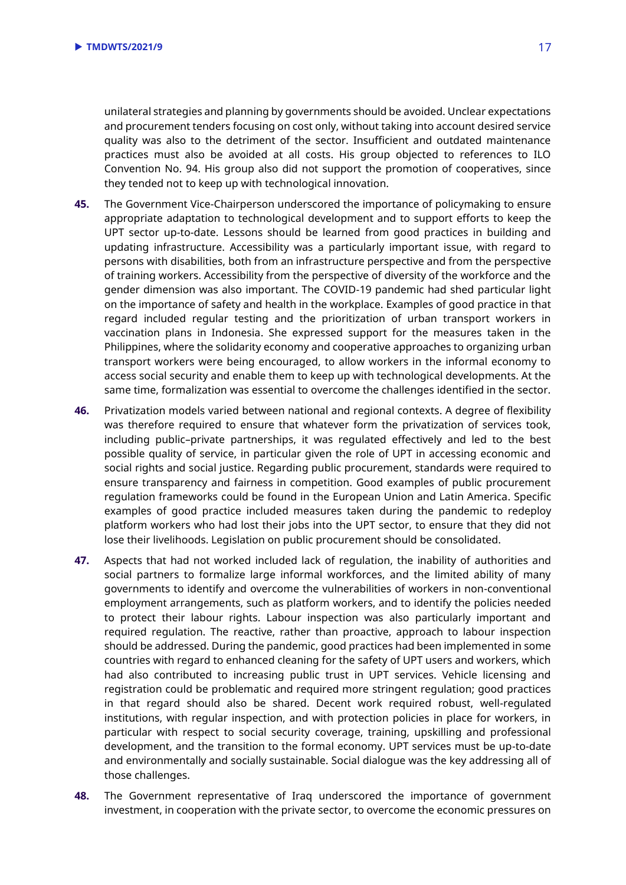unilateral strategies and planning by governments should be avoided. Unclear expectations and procurement tenders focusing on cost only, without taking into account desired service quality was also to the detriment of the sector. Insufficient and outdated maintenance practices must also be avoided at all costs. His group objected to references to ILO Convention No. 94. His group also did not support the promotion of cooperatives, since they tended not to keep up with technological innovation.

**45.** The Government Vice-Chairperson underscored the importance of policymaking to ensure appropriate adaptation to technological development and to support efforts to keep the UPT sector up-to-date. Lessons should be learned from good practices in building and updating infrastructure. Accessibility was a particularly important issue, with regard to persons with disabilities, both from an infrastructure perspective and from the perspective of training workers. Accessibility from the perspective of diversity of the workforce and the gender dimension was also important. The COVID-19 pandemic had shed particular light on the importance of safety and health in the workplace. Examples of good practice in that regard included regular testing and the prioritization of urban transport workers in vaccination plans in Indonesia. She expressed support for the measures taken in the Philippines, where the solidarity economy and cooperative approaches to organizing urban transport workers were being encouraged, to allow workers in the informal economy to access social security and enable them to keep up with technological developments. At the same time, formalization was essential to overcome the challenges identified in the sector.

**46.** Privatization models varied between national and regional contexts. A degree of flexibility was therefore required to ensure that whatever form the privatization of services took, including public–private partnerships, it was regulated effectively and led to the best possible quality of service, in particular given the role of UPT in accessing economic and social rights and social justice. Regarding public procurement, standards were required to ensure transparency and fairness in competition. Good examples of public procurement regulation frameworks could be found in the European Union and Latin America. Specific examples of good practice included measures taken during the pandemic to redeploy platform workers who had lost their jobs into the UPT sector, to ensure that they did not lose their livelihoods. Legislation on public procurement should be consolidated.

**47.** Aspects that had not worked included lack of regulation, the inability of authorities and social partners to formalize large informal workforces, and the limited ability of many governments to identify and overcome the vulnerabilities of workers in non-conventional employment arrangements, such as platform workers, and to identify the policies needed to protect their labour rights. Labour inspection was also particularly important and required regulation. The reactive, rather than proactive, approach to labour inspection should be addressed. During the pandemic, good practices had been implemented in some countries with regard to enhanced cleaning for the safety of UPT users and workers, which had also contributed to increasing public trust in UPT services. Vehicle licensing and registration could be problematic and required more stringent regulation; good practices in that regard should also be shared. Decent work required robust, well-regulated institutions, with regular inspection, and with protection policies in place for workers, in particular with respect to social security coverage, training, upskilling and professional development, and the transition to the formal economy. UPT services must be up-to-date and environmentally and socially sustainable. Social dialogue was the key addressing all of those challenges.

**48.** The Government representative of Iraq underscored the importance of government investment, in cooperation with the private sector, to overcome the economic pressures on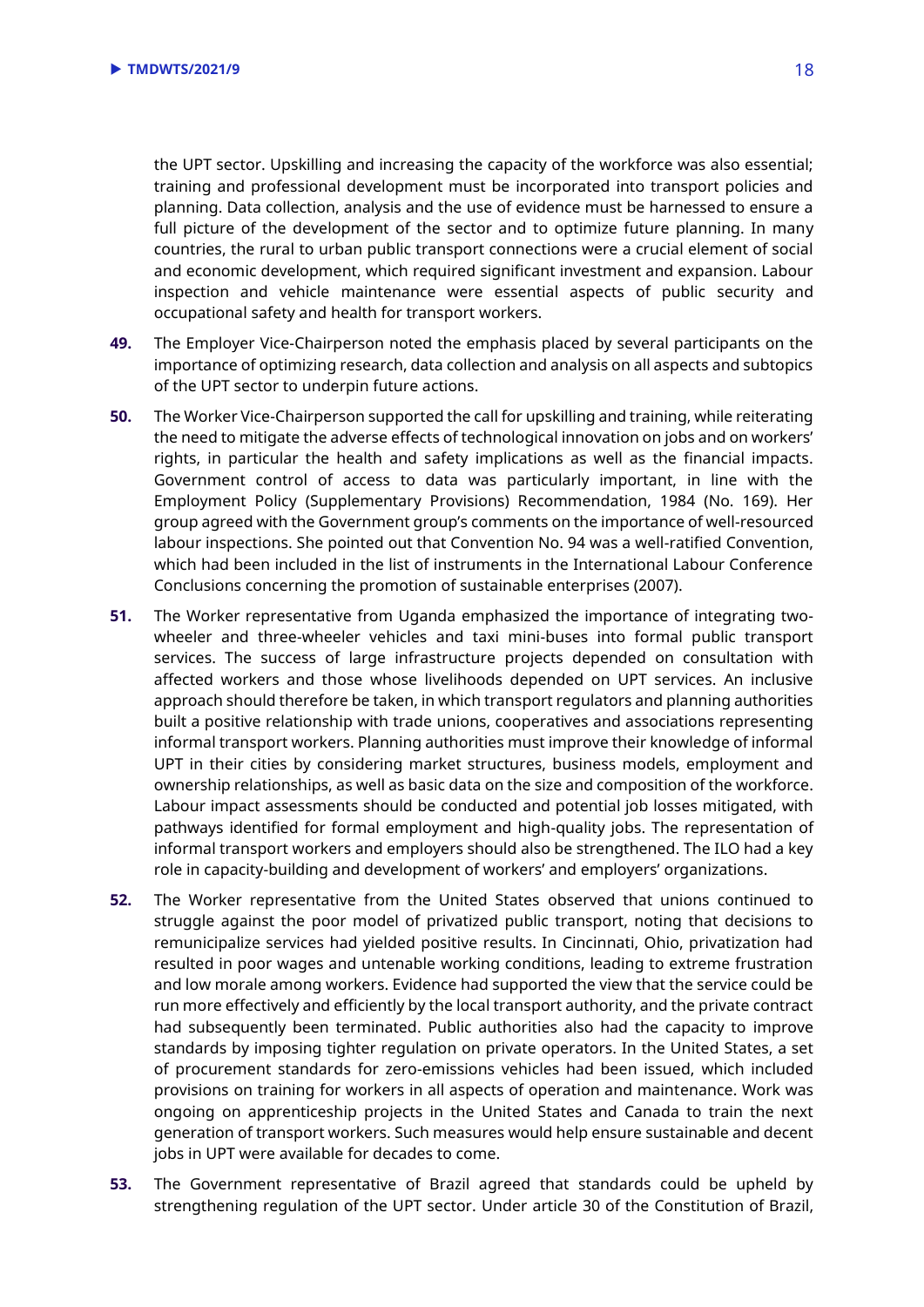the UPT sector. Upskilling and increasing the capacity of the workforce was also essential; training and professional development must be incorporated into transport policies and planning. Data collection, analysis and the use of evidence must be harnessed to ensure a full picture of the development of the sector and to optimize future planning. In many countries, the rural to urban public transport connections were a crucial element of social and economic development, which required significant investment and expansion. Labour inspection and vehicle maintenance were essential aspects of public security and occupational safety and health for transport workers.

**49.** The Employer Vice-Chairperson noted the emphasis placed by several participants on the importance of optimizing research, data collection and analysis on all aspects and subtopics of the UPT sector to underpin future actions.

**50.** The Worker Vice-Chairperson supported the call for upskilling and training, while reiterating the need to mitigate the adverse effects of technological innovation on jobs and on workers' rights, in particular the health and safety implications as well as the financial impacts. Government control of access to data was particularly important, in line with the Employment Policy (Supplementary Provisions) Recommendation, 1984 (No. 169). Her group agreed with the Government group's comments on the importance of well-resourced labour inspections. She pointed out that Convention No. 94 was a well-ratified Convention, which had been included in the list of instruments in the International Labour Conference Conclusions concerning the promotion of sustainable enterprises (2007).

**51.** The Worker representative from Uganda emphasized the importance of integrating two-wheeler and three-wheeler vehicles and taxi mini-buses into formal public transport services. The success of large infrastructure projects depended on consultation with affected workers and those whose livelihoods depended on UPT services. An inclusive approach should therefore be taken, in which transport regulators and planning authorities built a positive relationship with trade unions, cooperatives and associations representing informal transport workers. Planning authorities must improve their knowledge of informal UPT in their cities by considering market structures, business models, employment and ownership relationships, as well as basic data on the size and composition of the workforce. Labour impact assessments should be conducted and potential job losses mitigated, with pathways identified for formal employment and high-quality jobs. The representation of informal transport workers and employers should also be strengthened. The ILO had a key role in capacity-building and development of workers' and employers' organizations.

**52.** The Worker representative from the United States observed that unions continued to struggle against the poor model of privatized public transport, noting that decisions to remunicipalize services had yielded positive results. In Cincinnati, Ohio, privatization had resulted in poor wages and untenable working conditions, leading to extreme frustration and low morale among workers. Evidence had supported the view that the service could be run more effectively and efficiently by the local transport authority, and the private contract had subsequently been terminated. Public authorities also had the capacity to improve standards by imposing tighter regulation on private operators. In the United States, a set of procurement standards for zero-emissions vehicles had been issued, which included provisions on training for workers in all aspects of operation and maintenance. Work was ongoing on apprenticeship projects in the United States and Canada to train the next generation of transport workers. Such measures would help ensure sustainable and decent jobs in UPT were available for decades to come.

**53.** The Government representative of Brazil agreed that standards could be upheld by strengthening regulation of the UPT sector. Under article 30 of the Constitution of Brazil,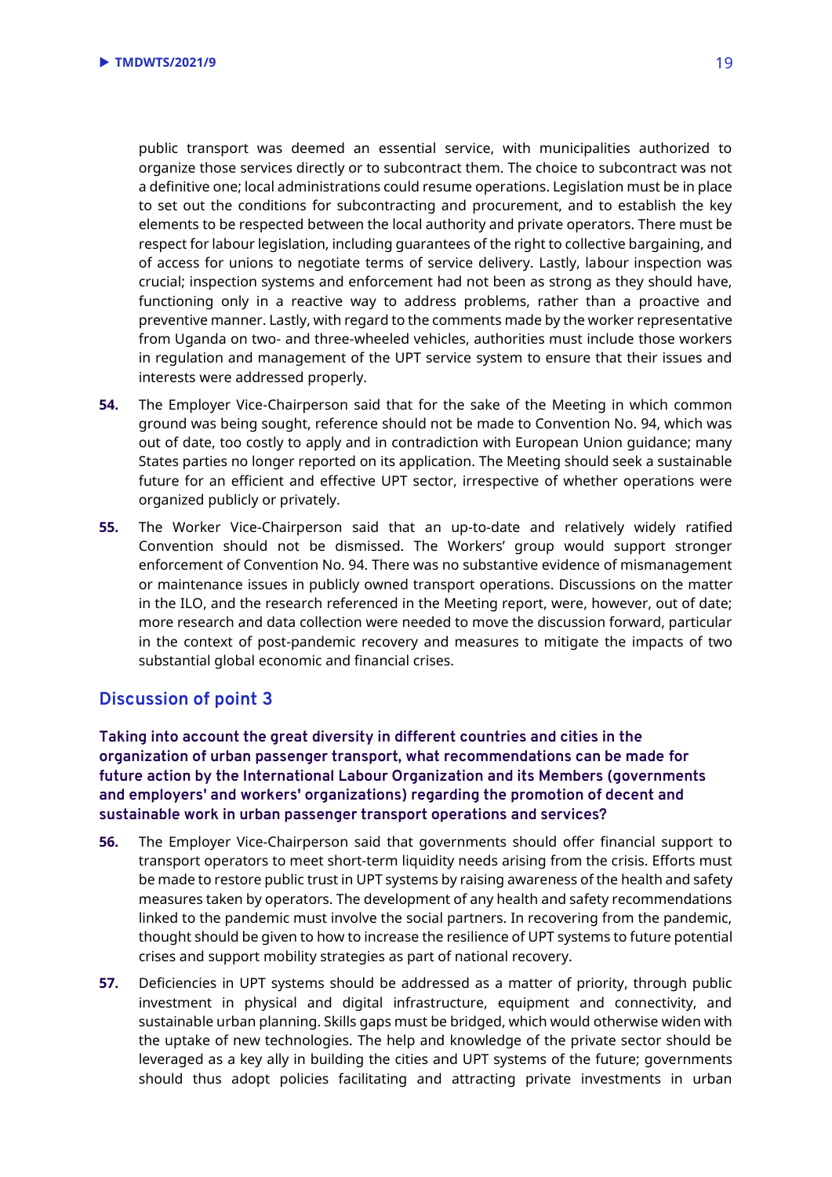public transport was deemed an essential service, with municipalities authorized to organize those services directly or to subcontract them. The choice to subcontract was not a definitive one; local administrations could resume operations. Legislation must be in place to set out the conditions for subcontracting and procurement, and to establish the key elements to be respected between the local authority and private operators. There must be respect for labour legislation, including guarantees of the right to collective bargaining, and of access for unions to negotiate terms of service delivery. Lastly, labour inspection was crucial; inspection systems and enforcement had not been as strong as they should have, functioning only in a reactive way to address problems, rather than a proactive and preventive manner. Lastly, with regard to the comments made by the worker representative from Uganda on two- and three-wheeled vehicles, authorities must include those workers in regulation and management of the UPT service system to ensure that their issues and interests were addressed properly.

**54.** The Employer Vice-Chairperson said that for the sake of the Meeting in which common ground was being sought, reference should not be made to Convention No. 94, which was out of date, too costly to apply and in contradiction with European Union guidance; many States parties no longer reported on its application. The Meeting should seek a sustainable future for an efficient and effective UPT sector, irrespective of whether operations were organized publicly or privately.

**55.** The Worker Vice-Chairperson said that an up-to-date and relatively widely ratified Convention should not be dismissed. The Workers' group would support stronger enforcement of Convention No. 94. There was no substantive evidence of mismanagement or maintenance issues in publicly owned transport operations. Discussions on the matter in the ILO, and the research referenced in the Meeting report, were, however, out of date; more research and data collection were needed to move the discussion forward, particular in the context of post-pandemic recovery and measures to mitigate the impacts of two substantial global economic and financial crises.

## Discussion of point 3

**Taking into account the great diversity in different countries and cities in the organization of urban passenger transport, what recommendations can be made for future action by the International Labour Organization and its Members (governments and employers' and workers' organizations) regarding the promotion of decent and sustainable work in urban passenger transport operations and services?**

**56.** The Employer Vice-Chairperson said that governments should offer financial support to transport operators to meet short-term liquidity needs arising from the crisis. Efforts must be made to restore public trust in UPT systems by raising awareness of the health and safety measures taken by operators. The development of any health and safety recommendations linked to the pandemic must involve the social partners. In recovering from the pandemic, thought should be given to how to increase the resilience of UPT systems to future potential crises and support mobility strategies as part of national recovery.

**57.** Deficiencies in UPT systems should be addressed as a matter of priority, through public investment in physical and digital infrastructure, equipment and connectivity, and sustainable urban planning. Skills gaps must be bridged, which would otherwise widen with the uptake of new technologies. The help and knowledge of the private sector should be leveraged as a key ally in building the cities and UPT systems of the future; governments should thus adopt policies facilitating and attracting private investments in urban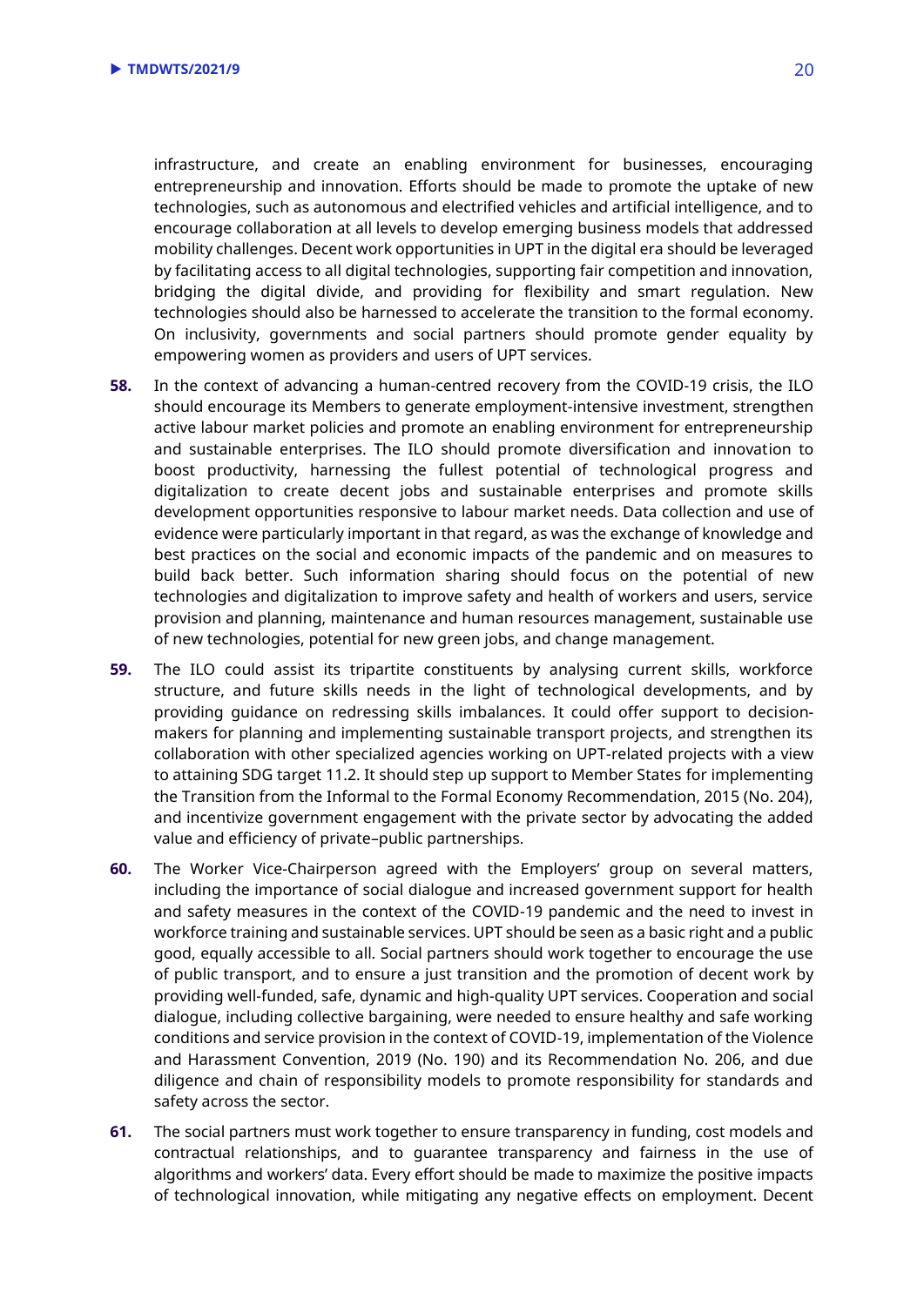infrastructure, and create an enabling environment for businesses, encouraging entrepreneurship and innovation. Efforts should be made to promote the uptake of new technologies, such as autonomous and electrified vehicles and artificial intelligence, and to encourage collaboration at all levels to develop emerging business models that addressed mobility challenges. Decent work opportunities in UPT in the digital era should be leveraged by facilitating access to all digital technologies, supporting fair competition and innovation, bridging the digital divide, and providing for flexibility and smart regulation. New technologies should also be harnessed to accelerate the transition to the formal economy. On inclusivity, governments and social partners should promote gender equality by empowering women as providers and users of UPT services.

**58.** In the context of advancing a human-centred recovery from the COVID-19 crisis, the ILO should encourage its Members to generate employment-intensive investment, strengthen active labour market policies and promote an enabling environment for entrepreneurship and sustainable enterprises. The ILO should promote diversification and innovation to boost productivity, harnessing the fullest potential of technological progress and digitalization to create decent jobs and sustainable enterprises and promote skills development opportunities responsive to labour market needs. Data collection and use of evidence were particularly important in that regard, as was the exchange of knowledge and best practices on the social and economic impacts of the pandemic and on measures to build back better. Such information sharing should focus on the potential of new technologies and digitalization to improve safety and health of workers and users, service provision and planning, maintenance and human resources management, sustainable use of new technologies, potential for new green jobs, and change management.

**59.** The ILO could assist its tripartite constituents by analysing current skills, workforce structure, and future skills needs in the light of technological developments, and by providing guidance on redressing skills imbalances. It could offer support to decision-makers for planning and implementing sustainable transport projects, and strengthen its collaboration with other specialized agencies working on UPT-related projects with a view to attaining SDG target 11.2. It should step up support to Member States for implementing the Transition from the Informal to the Formal Economy Recommendation, 2015 (No. 204), and incentivize government engagement with the private sector by advocating the added value and efficiency of private–public partnerships.

**60.** The Worker Vice-Chairperson agreed with the Employers' group on several matters, including the importance of social dialogue and increased government support for health and safety measures in the context of the COVID-19 pandemic and the need to invest in workforce training and sustainable services. UPT should be seen as a basic right and a public good, equally accessible to all. Social partners should work together to encourage the use of public transport, and to ensure a just transition and the promotion of decent work by providing well-funded, safe, dynamic and high-quality UPT services. Cooperation and social dialogue, including collective bargaining, were needed to ensure healthy and safe working conditions and service provision in the context of COVID-19, implementation of the Violence and Harassment Convention, 2019 (No. 190) and its Recommendation No. 206, and due diligence and chain of responsibility models to promote responsibility for standards and safety across the sector.

**61.** The social partners must work together to ensure transparency in funding, cost models and contractual relationships, and to guarantee transparency and fairness in the use of algorithms and workers' data. Every effort should be made to maximize the positive impacts of technological innovation, while mitigating any negative effects on employment. Decent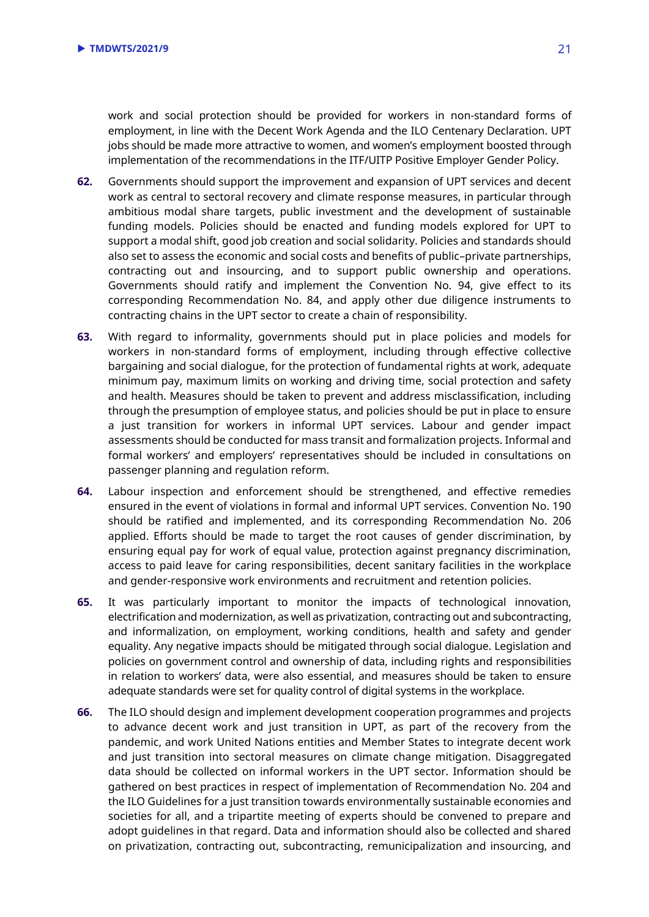work and social protection should be provided for workers in non-standard forms of employment, in line with the Decent Work Agenda and the ILO Centenary Declaration. UPT jobs should be made more attractive to women, and women's employment boosted through implementation of the recommendations in the ITF/UITP Positive Employer Gender Policy.

**62.** Governments should support the improvement and expansion of UPT services and decent work as central to sectoral recovery and climate response measures, in particular through ambitious modal share targets, public investment and the development of sustainable funding models. Policies should be enacted and funding models explored for UPT to support a modal shift, good job creation and social solidarity. Policies and standards should also set to assess the economic and social costs and benefits of public–private partnerships, contracting out and insourcing, and to support public ownership and operations. Governments should ratify and implement the Convention No. 94, give effect to its corresponding Recommendation No. 84, and apply other due diligence instruments to contracting chains in the UPT sector to create a chain of responsibility.

**63.** With regard to informality, governments should put in place policies and models for workers in non-standard forms of employment, including through effective collective bargaining and social dialogue, for the protection of fundamental rights at work, adequate minimum pay, maximum limits on working and driving time, social protection and safety and health. Measures should be taken to prevent and address misclassification, including through the presumption of employee status, and policies should be put in place to ensure a just transition for workers in informal UPT services. Labour and gender impact assessments should be conducted for mass transit and formalization projects. Informal and formal workers' and employers' representatives should be included in consultations on passenger planning and regulation reform.

**64.** Labour inspection and enforcement should be strengthened, and effective remedies ensured in the event of violations in formal and informal UPT services. Convention No. 190 should be ratified and implemented, and its corresponding Recommendation No. 206 applied. Efforts should be made to target the root causes of gender discrimination, by ensuring equal pay for work of equal value, protection against pregnancy discrimination, access to paid leave for caring responsibilities, decent sanitary facilities in the workplace and gender-responsive work environments and recruitment and retention policies.

**65.** It was particularly important to monitor the impacts of technological innovation, electrification and modernization, as well as privatization, contracting out and subcontracting, and informalization, on employment, working conditions, health and safety and gender equality. Any negative impacts should be mitigated through social dialogue. Legislation and policies on government control and ownership of data, including rights and responsibilities in relation to workers' data, were also essential, and measures should be taken to ensure adequate standards were set for quality control of digital systems in the workplace.

**66.** The ILO should design and implement development cooperation programmes and projects to advance decent work and just transition in UPT, as part of the recovery from the pandemic, and work United Nations entities and Member States to integrate decent work and just transition into sectoral measures on climate change mitigation. Disaggregated data should be collected on informal workers in the UPT sector. Information should be gathered on best practices in respect of implementation of Recommendation No. 204 and the ILO Guidelines for a just transition towards environmentally sustainable economies and societies for all, and a tripartite meeting of experts should be convened to prepare and adopt guidelines in that regard. Data and information should also be collected and shared on privatization, contracting out, subcontracting, remunicipalization and insourcing, and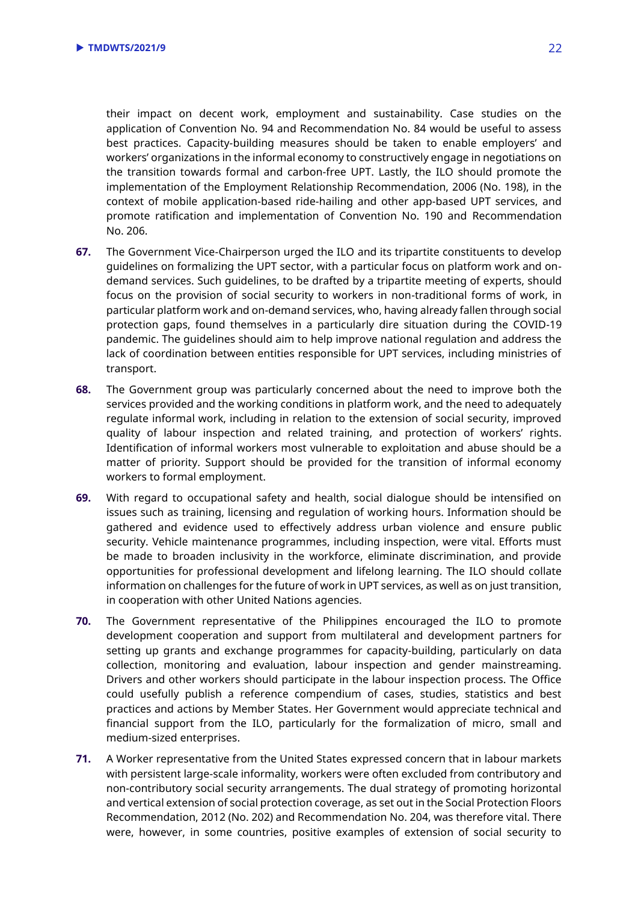their impact on decent work, employment and sustainability. Case studies on the application of Convention No. 94 and Recommendation No. 84 would be useful to assess best practices. Capacity-building measures should be taken to enable employers' and workers' organizations in the informal economy to constructively engage in negotiations on the transition towards formal and carbon-free UPT. Lastly, the ILO should promote the implementation of the Employment Relationship Recommendation, 2006 (No. 198), in the context of mobile application-based ride-hailing and other app-based UPT services, and promote ratification and implementation of Convention No. 190 and Recommendation No. 206.

**67.** The Government Vice-Chairperson urged the ILO and its tripartite constituents to develop guidelines on formalizing the UPT sector, with a particular focus on platform work and on-demand services. Such guidelines, to be drafted by a tripartite meeting of experts, should focus on the provision of social security to workers in non-traditional forms of work, in particular platform work and on-demand services, who, having already fallen through social protection gaps, found themselves in a particularly dire situation during the COVID-19 pandemic. The guidelines should aim to help improve national regulation and address the lack of coordination between entities responsible for UPT services, including ministries of transport.

**68.** The Government group was particularly concerned about the need to improve both the services provided and the working conditions in platform work, and the need to adequately regulate informal work, including in relation to the extension of social security, improved quality of labour inspection and related training, and protection of workers' rights. Identification of informal workers most vulnerable to exploitation and abuse should be a matter of priority. Support should be provided for the transition of informal economy workers to formal employment.

**69.** With regard to occupational safety and health, social dialogue should be intensified on issues such as training, licensing and regulation of working hours. Information should be gathered and evidence used to effectively address urban violence and ensure public security. Vehicle maintenance programmes, including inspection, were vital. Efforts must be made to broaden inclusivity in the workforce, eliminate discrimination, and provide opportunities for professional development and lifelong learning. The ILO should collate information on challenges for the future of work in UPT services, as well as on just transition, in cooperation with other United Nations agencies.

**70.** The Government representative of the Philippines encouraged the ILO to promote development cooperation and support from multilateral and development partners for setting up grants and exchange programmes for capacity-building, particularly on data collection, monitoring and evaluation, labour inspection and gender mainstreaming. Drivers and other workers should participate in the labour inspection process. The Office could usefully publish a reference compendium of cases, studies, statistics and best practices and actions by Member States. Her Government would appreciate technical and financial support from the ILO, particularly for the formalization of micro, small and medium-sized enterprises.

**71.** A Worker representative from the United States expressed concern that in labour markets with persistent large-scale informality, workers were often excluded from contributory and non-contributory social security arrangements. The dual strategy of promoting horizontal and vertical extension of social protection coverage, as set out in the Social Protection Floors Recommendation, 2012 (No. 202) and Recommendation No. 204, was therefore vital. There were, however, in some countries, positive examples of extension of social security to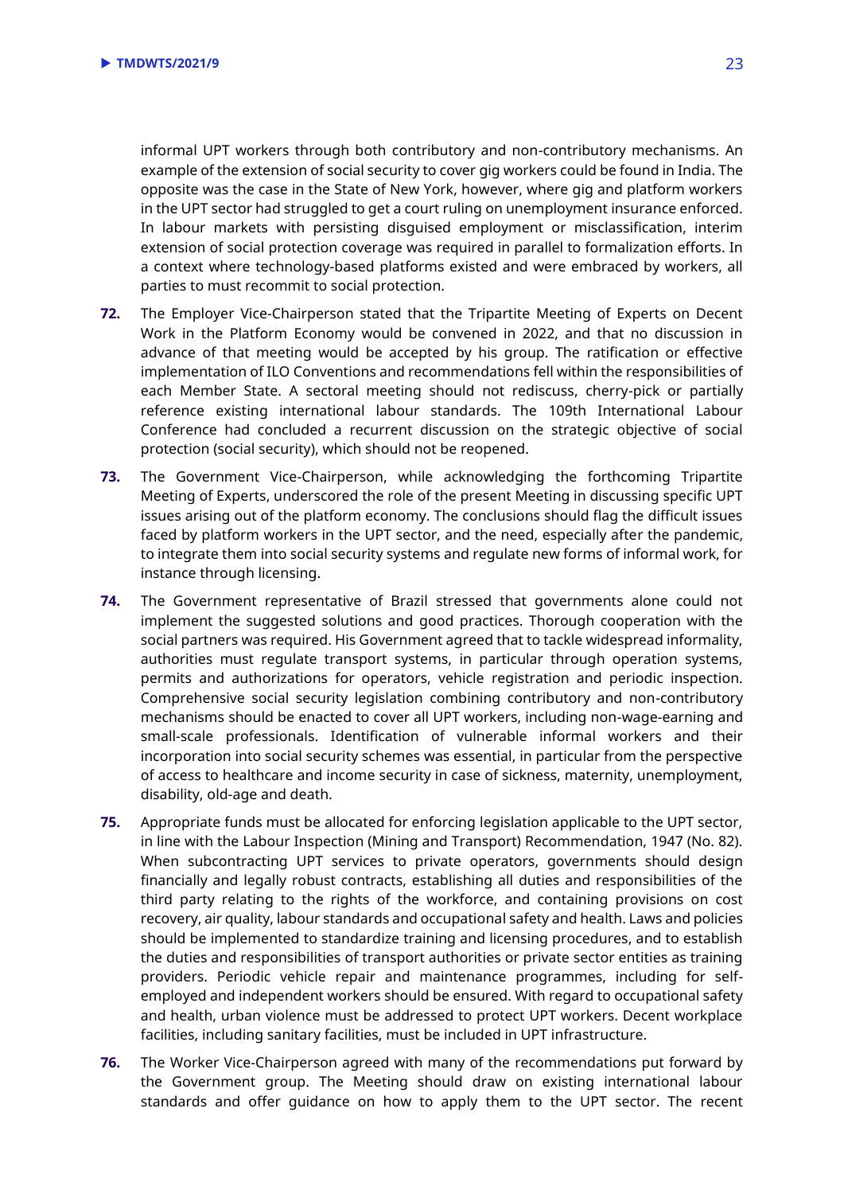informal UPT workers through both contributory and non-contributory mechanisms. An example of the extension of social security to cover gig workers could be found in India. The opposite was the case in the State of New York, however, where gig and platform workers in the UPT sector had struggled to get a court ruling on unemployment insurance enforced. In labour markets with persisting disguised employment or misclassification, interim extension of social protection coverage was required in parallel to formalization efforts. In a context where technology-based platforms existed and were embraced by workers, all parties to must recommit to social protection.

**72.** The Employer Vice-Chairperson stated that the Tripartite Meeting of Experts on Decent Work in the Platform Economy would be convened in 2022, and that no discussion in advance of that meeting would be accepted by his group. The ratification or effective implementation of ILO Conventions and recommendations fell within the responsibilities of each Member State. A sectoral meeting should not rediscuss, cherry-pick or partially reference existing international labour standards. The 109th International Labour Conference had concluded a recurrent discussion on the strategic objective of social protection (social security), which should not be reopened.

**73.** The Government Vice-Chairperson, while acknowledging the forthcoming Tripartite Meeting of Experts, underscored the role of the present Meeting in discussing specific UPT issues arising out of the platform economy. The conclusions should flag the difficult issues faced by platform workers in the UPT sector, and the need, especially after the pandemic, to integrate them into social security systems and regulate new forms of informal work, for instance through licensing.

**74.** The Government representative of Brazil stressed that governments alone could not implement the suggested solutions and good practices. Thorough cooperation with the social partners was required. His Government agreed that to tackle widespread informality, authorities must regulate transport systems, in particular through operation systems, permits and authorizations for operators, vehicle registration and periodic inspection. Comprehensive social security legislation combining contributory and non-contributory mechanisms should be enacted to cover all UPT workers, including non-wage-earning and small-scale professionals. Identification of vulnerable informal workers and their incorporation into social security schemes was essential, in particular from the perspective of access to healthcare and income security in case of sickness, maternity, unemployment, disability, old-age and death.

**75.** Appropriate funds must be allocated for enforcing legislation applicable to the UPT sector, in line with the Labour Inspection (Mining and Transport) Recommendation, 1947 (No. 82). When subcontracting UPT services to private operators, governments should design financially and legally robust contracts, establishing all duties and responsibilities of the third party relating to the rights of the workforce, and containing provisions on cost recovery, air quality, labour standards and occupational safety and health. Laws and policies should be implemented to standardize training and licensing procedures, and to establish the duties and responsibilities of transport authorities or private sector entities as training providers. Periodic vehicle repair and maintenance programmes, including for self-employed and independent workers should be ensured. With regard to occupational safety and health, urban violence must be addressed to protect UPT workers. Decent workplace facilities, including sanitary facilities, must be included in UPT infrastructure.

**76.** The Worker Vice-Chairperson agreed with many of the recommendations put forward by the Government group. The Meeting should draw on existing international labour standards and offer guidance on how to apply them to the UPT sector. The recent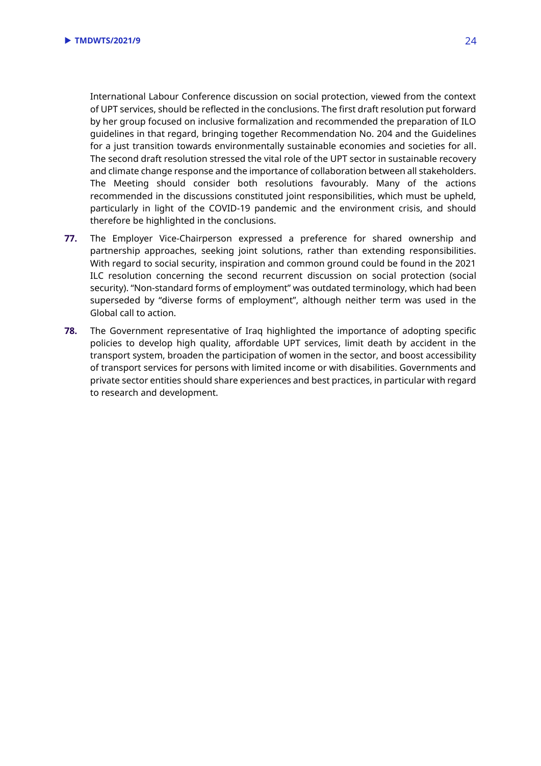International Labour Conference discussion on social protection, viewed from the context of UPT services, should be reflected in the conclusions. The first draft resolution put forward by her group focused on inclusive formalization and recommended the preparation of ILO guidelines in that regard, bringing together Recommendation No. 204 and the Guidelines for a just transition towards environmentally sustainable economies and societies for all. The second draft resolution stressed the vital role of the UPT sector in sustainable recovery and climate change response and the importance of collaboration between all stakeholders. The Meeting should consider both resolutions favourably. Many of the actions recommended in the discussions constituted joint responsibilities, which must be upheld, particularly in light of the COVID-19 pandemic and the environment crisis, and should therefore be highlighted in the conclusions.

**77.** The Employer Vice-Chairperson expressed a preference for shared ownership and partnership approaches, seeking joint solutions, rather than extending responsibilities. With regard to social security, inspiration and common ground could be found in the 2021 ILC resolution concerning the second recurrent discussion on social protection (social security). "Non-standard forms of employment" was outdated terminology, which had been superseded by "diverse forms of employment", although neither term was used in the Global call to action.

**78.** The Government representative of Iraq highlighted the importance of adopting specific policies to develop high quality, affordable UPT services, limit death by accident in the transport system, broaden the participation of women in the sector, and boost accessibility of transport services for persons with limited income or with disabilities. Governments and private sector entities should share experiences and best practices, in particular with regard to research and development.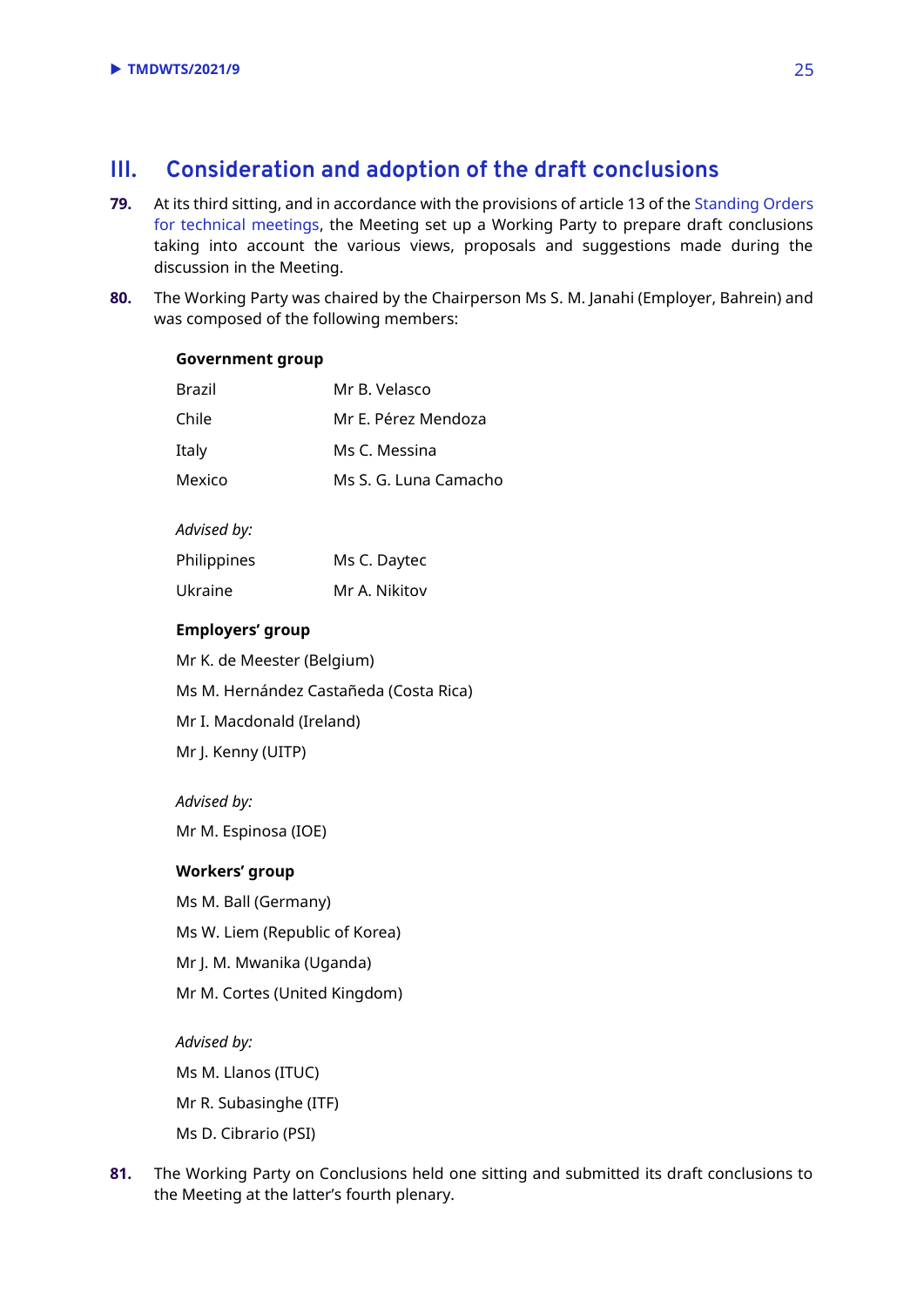## III. Consideration and adoption of the draft conclusions

**79.** At its third sitting, and in accordance with the provisions of article 13 of the Standing Orders for technical meetings, the Meeting set up a Working Party to prepare draft conclusions taking into account the various views, proposals and suggestions made during the discussion in the Meeting.

**80.** The Working Party was chaired by the Chairperson Ms S. M. Janahi (Employer, Bahrein) and was composed of the following members:

**Government group**

| | |
|---|---|
| Brazil | Mr B. Velasco |
| Chile | Mr E. Pérez Mendoza |
| Italy | Ms C. Messina |
| Mexico | Ms S. G. Luna Camacho |

*Advised by:*

| | |
|---|---|
| Philippines | Ms C. Daytec |
| Ukraine | Mr A. Nikitov |

**Employers' group**

Mr K. de Meester (Belgium)

Ms M. Hernández Castañeda (Costa Rica)

Mr I. Macdonald (Ireland)

Mr J. Kenny (UITP)

*Advised by:*

Mr M. Espinosa (IOE)

**Workers' group**

Ms M. Ball (Germany)

Ms W. Liem (Republic of Korea)

Mr J. M. Mwanika (Uganda)

Mr M. Cortes (United Kingdom)

*Advised by:*

Ms M. Llanos (ITUC)

Mr R. Subasinghe (ITF)

Ms D. Cibrario (PSI)

**81.** The Working Party on Conclusions held one sitting and submitted its draft conclusions to the Meeting at the latter's fourth plenary.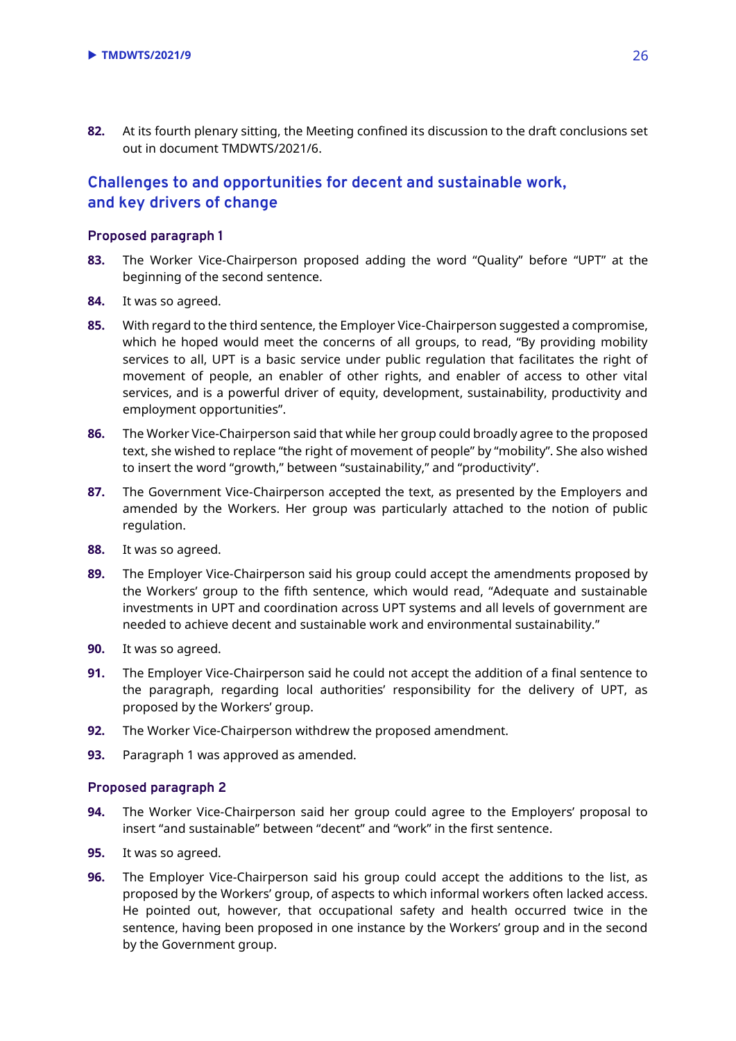82. At its fourth plenary sitting, the Meeting confined its discussion to the draft conclusions set out in document TMDWTS/2021/6.

## Challenges to and opportunities for decent and sustainable work, and key drivers of change

### Proposed paragraph 1

83. The Worker Vice-Chairperson proposed adding the word "Quality" before "UPT" at the beginning of the second sentence.

84. It was so agreed.

85. With regard to the third sentence, the Employer Vice-Chairperson suggested a compromise, which he hoped would meet the concerns of all groups, to read, "By providing mobility services to all, UPT is a basic service under public regulation that facilitates the right of movement of people, an enabler of other rights, and enabler of access to other vital services, and is a powerful driver of equity, development, sustainability, productivity and employment opportunities".

86. The Worker Vice-Chairperson said that while her group could broadly agree to the proposed text, she wished to replace "the right of movement of people" by "mobility". She also wished to insert the word "growth," between "sustainability," and "productivity".

87. The Government Vice-Chairperson accepted the text, as presented by the Employers and amended by the Workers. Her group was particularly attached to the notion of public regulation.

88. It was so agreed.

89. The Employer Vice-Chairperson said his group could accept the amendments proposed by the Workers' group to the fifth sentence, which would read, "Adequate and sustainable investments in UPT and coordination across UPT systems and all levels of government are needed to achieve decent and sustainable work and environmental sustainability."

90. It was so agreed.

91. The Employer Vice-Chairperson said he could not accept the addition of a final sentence to the paragraph, regarding local authorities' responsibility for the delivery of UPT, as proposed by the Workers' group.

92. The Worker Vice-Chairperson withdrew the proposed amendment.

93. Paragraph 1 was approved as amended.

### Proposed paragraph 2

94. The Worker Vice-Chairperson said her group could agree to the Employers' proposal to insert "and sustainable" between "decent" and "work" in the first sentence.

95. It was so agreed.

96. The Employer Vice-Chairperson said his group could accept the additions to the list, as proposed by the Workers' group, of aspects to which informal workers often lacked access. He pointed out, however, that occupational safety and health occurred twice in the sentence, having been proposed in one instance by the Workers' group and in the second by the Government group.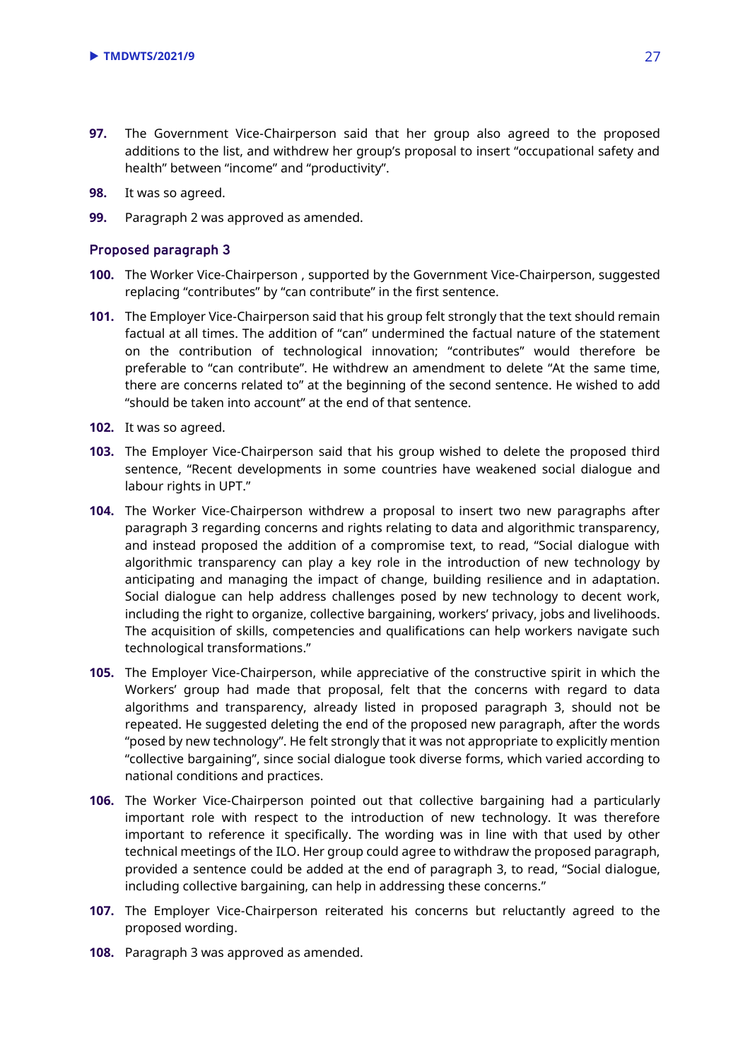**97.** The Government Vice-Chairperson said that her group also agreed to the proposed additions to the list, and withdrew her group's proposal to insert "occupational safety and health" between "income" and "productivity".

**98.** It was so agreed.

**99.** Paragraph 2 was approved as amended.

### Proposed paragraph 3

**100.** The Worker Vice-Chairperson , supported by the Government Vice-Chairperson, suggested replacing "contributes" by "can contribute" in the first sentence.

**101.** The Employer Vice-Chairperson said that his group felt strongly that the text should remain factual at all times. The addition of "can" undermined the factual nature of the statement on the contribution of technological innovation; "contributes" would therefore be preferable to "can contribute". He withdrew an amendment to delete "At the same time, there are concerns related to" at the beginning of the second sentence. He wished to add "should be taken into account" at the end of that sentence.

**102.** It was so agreed.

**103.** The Employer Vice-Chairperson said that his group wished to delete the proposed third sentence, "Recent developments in some countries have weakened social dialogue and labour rights in UPT."

**104.** The Worker Vice-Chairperson withdrew a proposal to insert two new paragraphs after paragraph 3 regarding concerns and rights relating to data and algorithmic transparency, and instead proposed the addition of a compromise text, to read, "Social dialogue with algorithmic transparency can play a key role in the introduction of new technology by anticipating and managing the impact of change, building resilience and in adaptation. Social dialogue can help address challenges posed by new technology to decent work, including the right to organize, collective bargaining, workers' privacy, jobs and livelihoods. The acquisition of skills, competencies and qualifications can help workers navigate such technological transformations."

**105.** The Employer Vice-Chairperson, while appreciative of the constructive spirit in which the Workers' group had made that proposal, felt that the concerns with regard to data algorithms and transparency, already listed in proposed paragraph 3, should not be repeated. He suggested deleting the end of the proposed new paragraph, after the words "posed by new technology". He felt strongly that it was not appropriate to explicitly mention "collective bargaining", since social dialogue took diverse forms, which varied according to national conditions and practices.

**106.** The Worker Vice-Chairperson pointed out that collective bargaining had a particularly important role with respect to the introduction of new technology. It was therefore important to reference it specifically. The wording was in line with that used by other technical meetings of the ILO. Her group could agree to withdraw the proposed paragraph, provided a sentence could be added at the end of paragraph 3, to read, "Social dialogue, including collective bargaining, can help in addressing these concerns."

**107.** The Employer Vice-Chairperson reiterated his concerns but reluctantly agreed to the proposed wording.

**108.** Paragraph 3 was approved as amended.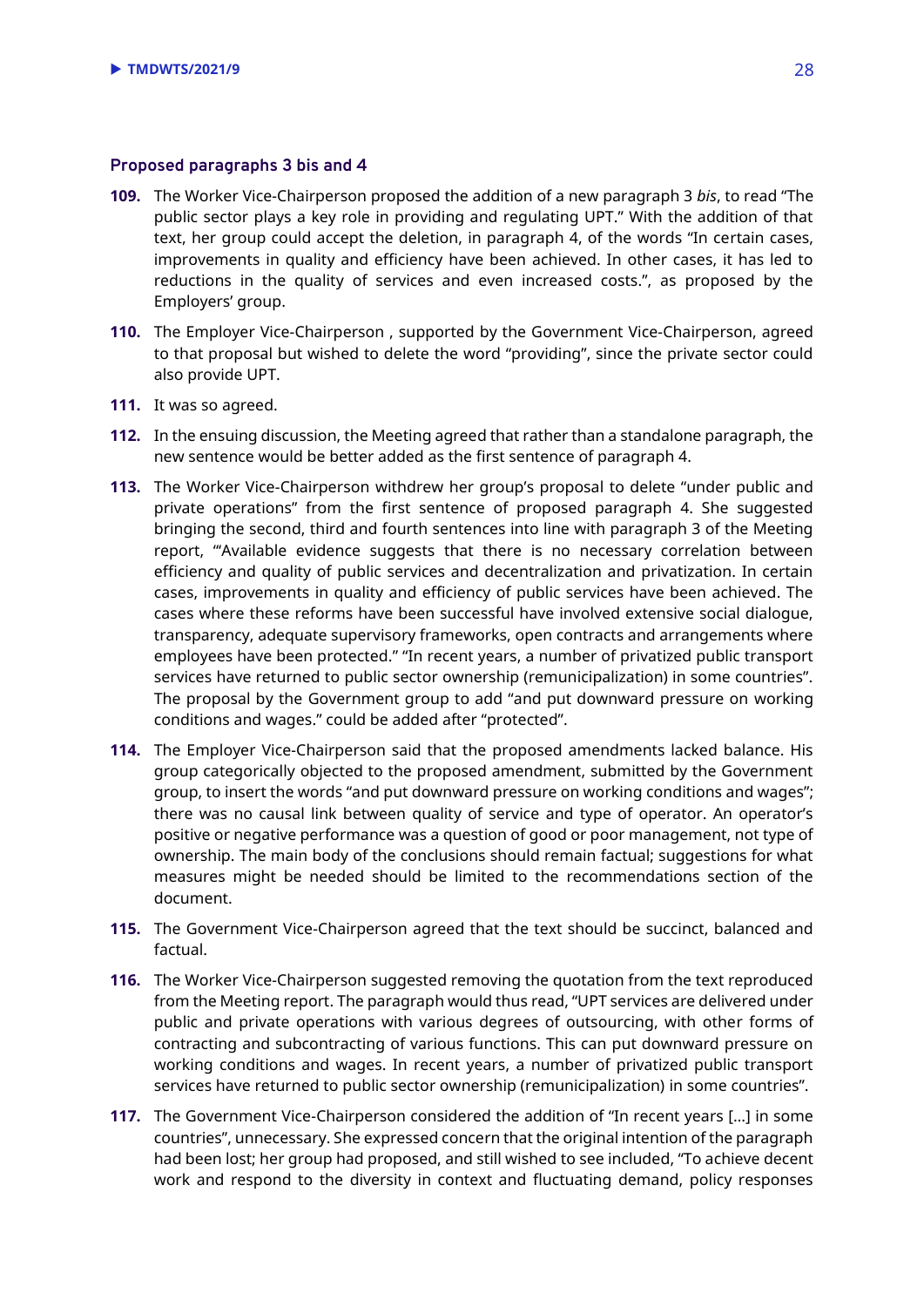### Proposed paragraphs 3 bis and 4

**109.** The Worker Vice-Chairperson proposed the addition of a new paragraph 3 *bis*, to read "The public sector plays a key role in providing and regulating UPT." With the addition of that text, her group could accept the deletion, in paragraph 4, of the words "In certain cases, improvements in quality and efficiency have been achieved. In other cases, it has led to reductions in the quality of services and even increased costs.", as proposed by the Employers' group.

**110.** The Employer Vice-Chairperson , supported by the Government Vice-Chairperson, agreed to that proposal but wished to delete the word "providing", since the private sector could also provide UPT.

**111.** It was so agreed.

**112.** In the ensuing discussion, the Meeting agreed that rather than a standalone paragraph, the new sentence would be better added as the first sentence of paragraph 4.

**113.** The Worker Vice-Chairperson withdrew her group's proposal to delete "under public and private operations" from the first sentence of proposed paragraph 4. She suggested bringing the second, third and fourth sentences into line with paragraph 3 of the Meeting report, "'Available evidence suggests that there is no necessary correlation between efficiency and quality of public services and decentralization and privatization. In certain cases, improvements in quality and efficiency of public services have been achieved. The cases where these reforms have been successful have involved extensive social dialogue, transparency, adequate supervisory frameworks, open contracts and arrangements where employees have been protected." "In recent years, a number of privatized public transport services have returned to public sector ownership (remunicipalization) in some countries". The proposal by the Government group to add "and put downward pressure on working conditions and wages." could be added after "protected".

**114.** The Employer Vice-Chairperson said that the proposed amendments lacked balance. His group categorically objected to the proposed amendment, submitted by the Government group, to insert the words "and put downward pressure on working conditions and wages"; there was no causal link between quality of service and type of operator. An operator's positive or negative performance was a question of good or poor management, not type of ownership. The main body of the conclusions should remain factual; suggestions for what measures might be needed should be limited to the recommendations section of the document.

**115.** The Government Vice-Chairperson agreed that the text should be succinct, balanced and factual.

**116.** The Worker Vice-Chairperson suggested removing the quotation from the text reproduced from the Meeting report. The paragraph would thus read, "UPT services are delivered under public and private operations with various degrees of outsourcing, with other forms of contracting and subcontracting of various functions. This can put downward pressure on working conditions and wages. In recent years, a number of privatized public transport services have returned to public sector ownership (remunicipalization) in some countries".

**117.** The Government Vice-Chairperson considered the addition of "In recent years [...] in some countries", unnecessary. She expressed concern that the original intention of the paragraph had been lost; her group had proposed, and still wished to see included, "To achieve decent work and respond to the diversity in context and fluctuating demand, policy responses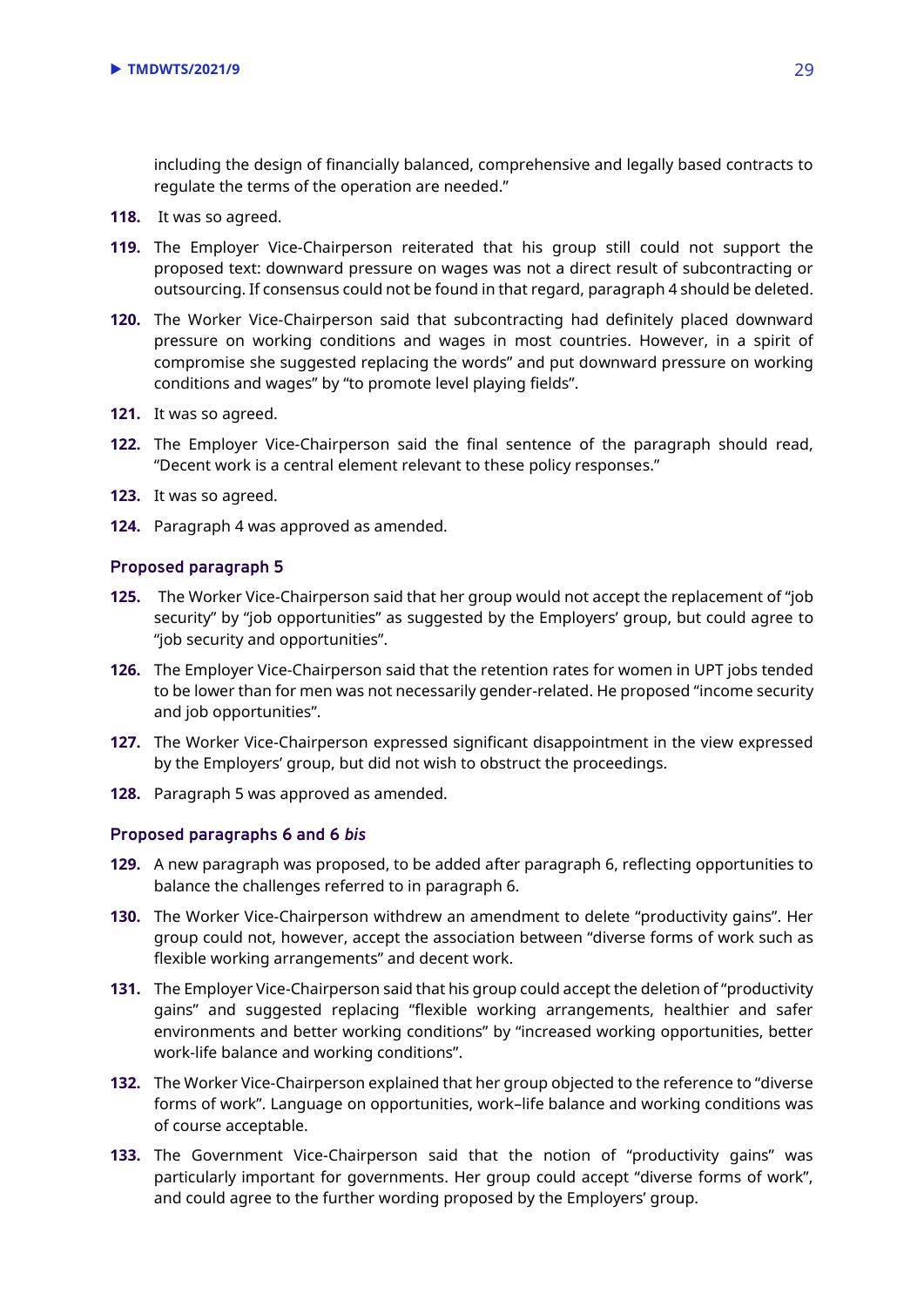including the design of financially balanced, comprehensive and legally based contracts to regulate the terms of the operation are needed."

**118.** It was so agreed.

**119.** The Employer Vice-Chairperson reiterated that his group still could not support the proposed text: downward pressure on wages was not a direct result of subcontracting or outsourcing. If consensus could not be found in that regard, paragraph 4 should be deleted.

**120.** The Worker Vice-Chairperson said that subcontracting had definitely placed downward pressure on working conditions and wages in most countries. However, in a spirit of compromise she suggested replacing the words" and put downward pressure on working conditions and wages" by "to promote level playing fields".

**121.** It was so agreed.

**122.** The Employer Vice-Chairperson said the final sentence of the paragraph should read, "Decent work is a central element relevant to these policy responses."

**123.** It was so agreed.

**124.** Paragraph 4 was approved as amended.

### Proposed paragraph 5

**125.** The Worker Vice-Chairperson said that her group would not accept the replacement of "job security" by "job opportunities" as suggested by the Employers' group, but could agree to "job security and opportunities".

**126.** The Employer Vice-Chairperson said that the retention rates for women in UPT jobs tended to be lower than for men was not necessarily gender-related. He proposed "income security and job opportunities".

**127.** The Worker Vice-Chairperson expressed significant disappointment in the view expressed by the Employers' group, but did not wish to obstruct the proceedings.

**128.** Paragraph 5 was approved as amended.

### Proposed paragraphs 6 and 6 *bis*

**129.** A new paragraph was proposed, to be added after paragraph 6, reflecting opportunities to balance the challenges referred to in paragraph 6.

**130.** The Worker Vice-Chairperson withdrew an amendment to delete "productivity gains". Her group could not, however, accept the association between "diverse forms of work such as flexible working arrangements" and decent work.

**131.** The Employer Vice-Chairperson said that his group could accept the deletion of "productivity gains" and suggested replacing "flexible working arrangements, healthier and safer environments and better working conditions" by "increased working opportunities, better work-life balance and working conditions".

**132.** The Worker Vice-Chairperson explained that her group objected to the reference to "diverse forms of work". Language on opportunities, work–life balance and working conditions was of course acceptable.

**133.** The Government Vice-Chairperson said that the notion of "productivity gains" was particularly important for governments. Her group could accept "diverse forms of work", and could agree to the further wording proposed by the Employers' group.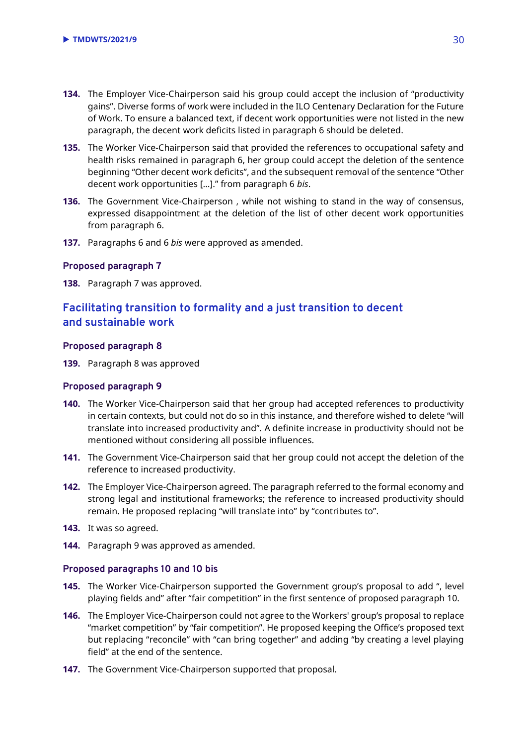**134.** The Employer Vice-Chairperson said his group could accept the inclusion of "productivity gains". Diverse forms of work were included in the ILO Centenary Declaration for the Future of Work. To ensure a balanced text, if decent work opportunities were not listed in the new paragraph, the decent work deficits listed in paragraph 6 should be deleted.

**135.** The Worker Vice-Chairperson said that provided the references to occupational safety and health risks remained in paragraph 6, her group could accept the deletion of the sentence beginning "Other decent work deficits", and the subsequent removal of the sentence "Other decent work opportunities […]." from paragraph 6 *bis*.

**136.** The Government Vice-Chairperson , while not wishing to stand in the way of consensus, expressed disappointment at the deletion of the list of other decent work opportunities from paragraph 6.

**137.** Paragraphs 6 and 6 *bis* were approved as amended.

### Proposed paragraph 7

**138.** Paragraph 7 was approved.

## Facilitating transition to formality and a just transition to decent and sustainable work

### Proposed paragraph 8

**139.** Paragraph 8 was approved

### Proposed paragraph 9

**140.** The Worker Vice-Chairperson said that her group had accepted references to productivity in certain contexts, but could not do so in this instance, and therefore wished to delete "will translate into increased productivity and". A definite increase in productivity should not be mentioned without considering all possible influences.

**141.** The Government Vice-Chairperson said that her group could not accept the deletion of the reference to increased productivity.

**142.** The Employer Vice-Chairperson agreed. The paragraph referred to the formal economy and strong legal and institutional frameworks; the reference to increased productivity should remain. He proposed replacing "will translate into" by "contributes to".

**143.** It was so agreed.

**144.** Paragraph 9 was approved as amended.

### Proposed paragraphs 10 and 10 bis

**145.** The Worker Vice-Chairperson supported the Government group's proposal to add ", level playing fields and" after "fair competition" in the first sentence of proposed paragraph 10.

**146.** The Employer Vice-Chairperson could not agree to the Workers' group's proposal to replace "market competition" by "fair competition". He proposed keeping the Office's proposed text but replacing "reconcile" with "can bring together" and adding "by creating a level playing field" at the end of the sentence.

**147.** The Government Vice-Chairperson supported that proposal.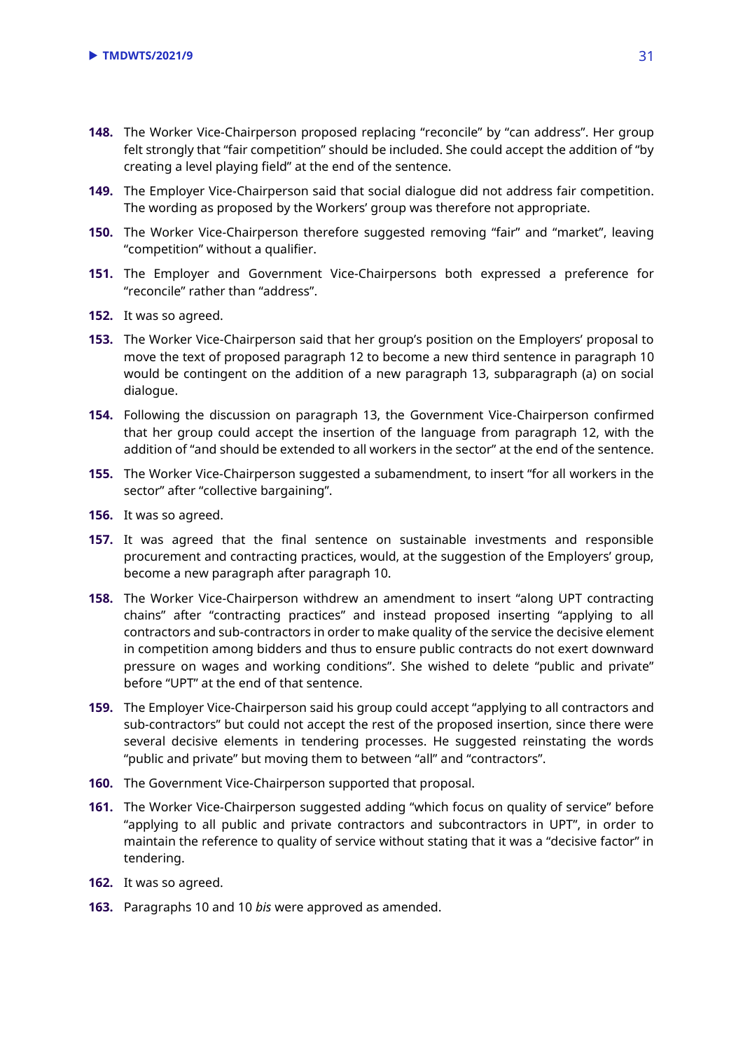**148.** The Worker Vice-Chairperson proposed replacing "reconcile" by "can address". Her group felt strongly that "fair competition" should be included. She could accept the addition of "by creating a level playing field" at the end of the sentence.

**149.** The Employer Vice-Chairperson said that social dialogue did not address fair competition. The wording as proposed by the Workers' group was therefore not appropriate.

**150.** The Worker Vice-Chairperson therefore suggested removing "fair" and "market", leaving "competition" without a qualifier.

**151.** The Employer and Government Vice-Chairpersons both expressed a preference for "reconcile" rather than "address".

**152.** It was so agreed.

**153.** The Worker Vice-Chairperson said that her group's position on the Employers' proposal to move the text of proposed paragraph 12 to become a new third sentence in paragraph 10 would be contingent on the addition of a new paragraph 13, subparagraph (a) on social dialogue.

**154.** Following the discussion on paragraph 13, the Government Vice-Chairperson confirmed that her group could accept the insertion of the language from paragraph 12, with the addition of "and should be extended to all workers in the sector" at the end of the sentence.

**155.** The Worker Vice-Chairperson suggested a subamendment, to insert "for all workers in the sector" after "collective bargaining".

**156.** It was so agreed.

**157.** It was agreed that the final sentence on sustainable investments and responsible procurement and contracting practices, would, at the suggestion of the Employers' group, become a new paragraph after paragraph 10.

**158.** The Worker Vice-Chairperson withdrew an amendment to insert "along UPT contracting chains" after "contracting practices" and instead proposed inserting "applying to all contractors and sub-contractors in order to make quality of the service the decisive element in competition among bidders and thus to ensure public contracts do not exert downward pressure on wages and working conditions". She wished to delete "public and private" before "UPT" at the end of that sentence.

**159.** The Employer Vice-Chairperson said his group could accept "applying to all contractors and sub-contractors" but could not accept the rest of the proposed insertion, since there were several decisive elements in tendering processes. He suggested reinstating the words "public and private" but moving them to between "all" and "contractors".

**160.** The Government Vice-Chairperson supported that proposal.

**161.** The Worker Vice-Chairperson suggested adding "which focus on quality of service" before "applying to all public and private contractors and subcontractors in UPT", in order to maintain the reference to quality of service without stating that it was a "decisive factor" in tendering.

**162.** It was so agreed.

**163.** Paragraphs 10 and 10 *bis* were approved as amended.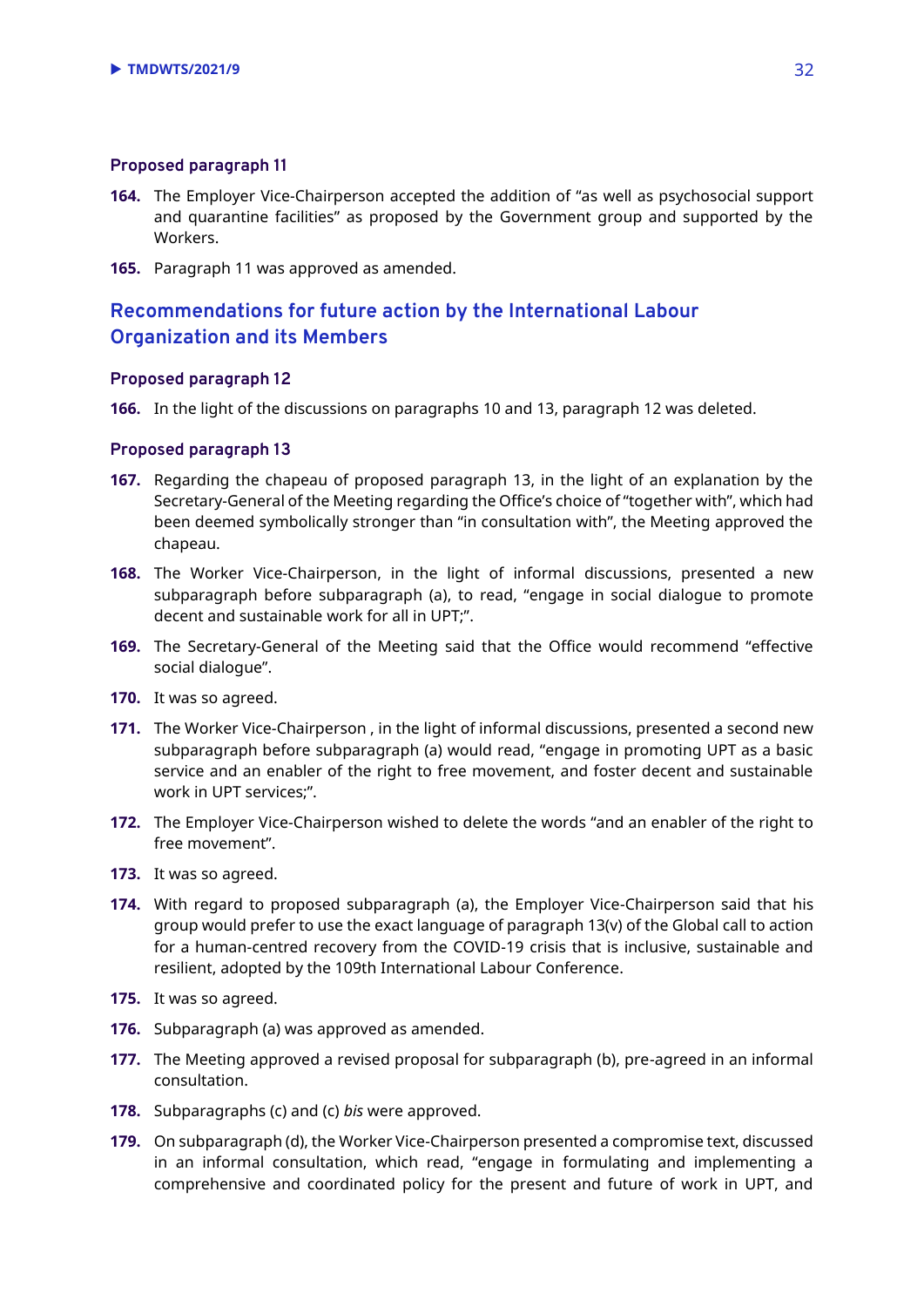### Proposed paragraph 11

**164.** The Employer Vice-Chairperson accepted the addition of "as well as psychosocial support and quarantine facilities" as proposed by the Government group and supported by the Workers.

**165.** Paragraph 11 was approved as amended.

## Recommendations for future action by the International Labour Organization and its Members

### Proposed paragraph 12

**166.** In the light of the discussions on paragraphs 10 and 13, paragraph 12 was deleted.

### Proposed paragraph 13

**167.** Regarding the chapeau of proposed paragraph 13, in the light of an explanation by the Secretary-General of the Meeting regarding the Office's choice of "together with", which had been deemed symbolically stronger than "in consultation with", the Meeting approved the chapeau.

**168.** The Worker Vice-Chairperson, in the light of informal discussions, presented a new subparagraph before subparagraph (a), to read, "engage in social dialogue to promote decent and sustainable work for all in UPT;".

**169.** The Secretary-General of the Meeting said that the Office would recommend "effective social dialogue".

**170.** It was so agreed.

**171.** The Worker Vice-Chairperson , in the light of informal discussions, presented a second new subparagraph before subparagraph (a) would read, "engage in promoting UPT as a basic service and an enabler of the right to free movement, and foster decent and sustainable work in UPT services;".

**172.** The Employer Vice-Chairperson wished to delete the words "and an enabler of the right to free movement".

**173.** It was so agreed.

**174.** With regard to proposed subparagraph (a), the Employer Vice-Chairperson said that his group would prefer to use the exact language of paragraph 13(v) of the Global call to action for a human-centred recovery from the COVID-19 crisis that is inclusive, sustainable and resilient, adopted by the 109th International Labour Conference.

**175.** It was so agreed.

**176.** Subparagraph (a) was approved as amended.

**177.** The Meeting approved a revised proposal for subparagraph (b), pre-agreed in an informal consultation.

**178.** Subparagraphs (c) and (c) *bis* were approved.

**179.** On subparagraph (d), the Worker Vice-Chairperson presented a compromise text, discussed in an informal consultation, which read, "engage in formulating and implementing a comprehensive and coordinated policy for the present and future of work in UPT, and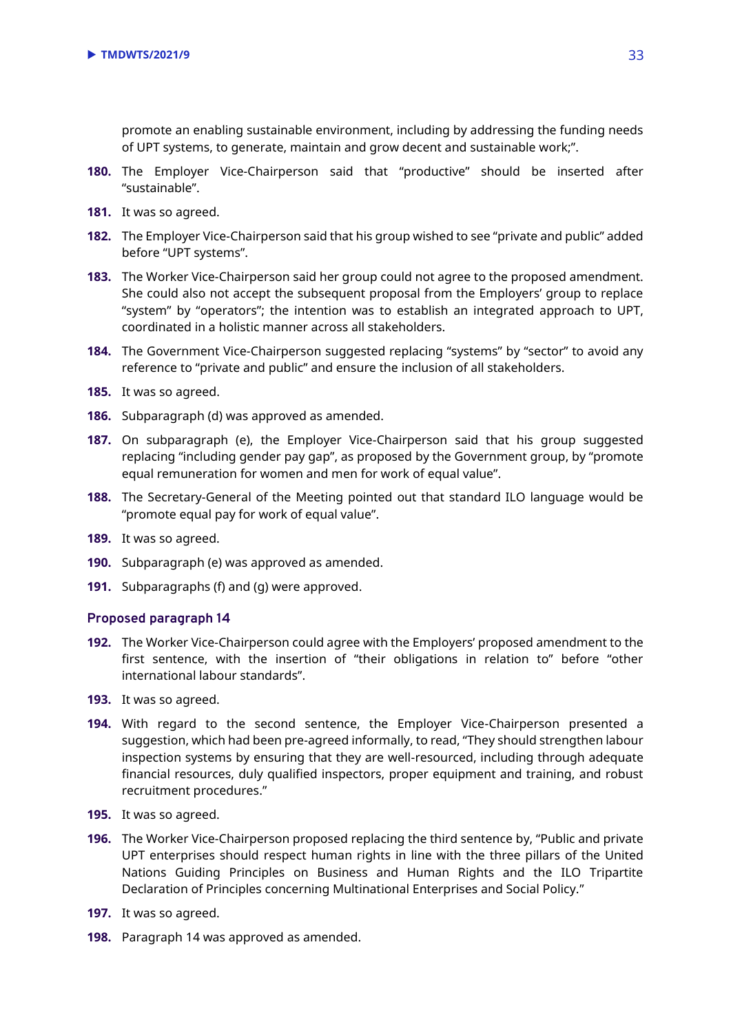promote an enabling sustainable environment, including by addressing the funding needs of UPT systems, to generate, maintain and grow decent and sustainable work;".

**180.** The Employer Vice-Chairperson said that "productive" should be inserted after "sustainable".

**181.** It was so agreed.

**182.** The Employer Vice-Chairperson said that his group wished to see "private and public" added before "UPT systems".

**183.** The Worker Vice-Chairperson said her group could not agree to the proposed amendment. She could also not accept the subsequent proposal from the Employers' group to replace "system" by "operators"; the intention was to establish an integrated approach to UPT, coordinated in a holistic manner across all stakeholders.

**184.** The Government Vice-Chairperson suggested replacing "systems" by "sector" to avoid any reference to "private and public" and ensure the inclusion of all stakeholders.

**185.** It was so agreed.

**186.** Subparagraph (d) was approved as amended.

**187.** On subparagraph (e), the Employer Vice-Chairperson said that his group suggested replacing "including gender pay gap", as proposed by the Government group, by "promote equal remuneration for women and men for work of equal value".

**188.** The Secretary-General of the Meeting pointed out that standard ILO language would be "promote equal pay for work of equal value".

**189.** It was so agreed.

**190.** Subparagraph (e) was approved as amended.

**191.** Subparagraphs (f) and (g) were approved.

### Proposed paragraph 14

**192.** The Worker Vice-Chairperson could agree with the Employers' proposed amendment to the first sentence, with the insertion of "their obligations in relation to" before "other international labour standards".

**193.** It was so agreed.

**194.** With regard to the second sentence, the Employer Vice-Chairperson presented a suggestion, which had been pre-agreed informally, to read, "They should strengthen labour inspection systems by ensuring that they are well-resourced, including through adequate financial resources, duly qualified inspectors, proper equipment and training, and robust recruitment procedures."

**195.** It was so agreed.

**196.** The Worker Vice-Chairperson proposed replacing the third sentence by, "Public and private UPT enterprises should respect human rights in line with the three pillars of the United Nations Guiding Principles on Business and Human Rights and the ILO Tripartite Declaration of Principles concerning Multinational Enterprises and Social Policy."

**197.** It was so agreed.

**198.** Paragraph 14 was approved as amended.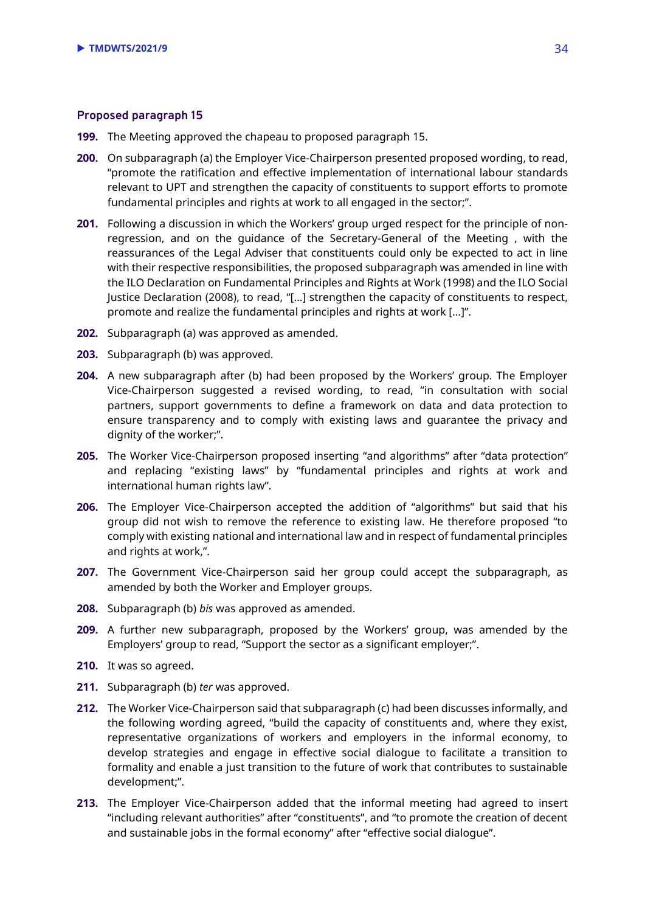### Proposed paragraph 15

**199.** The Meeting approved the chapeau to proposed paragraph 15.

**200.** On subparagraph (a) the Employer Vice-Chairperson presented proposed wording, to read, "promote the ratification and effective implementation of international labour standards relevant to UPT and strengthen the capacity of constituents to support efforts to promote fundamental principles and rights at work to all engaged in the sector;".

**201.** Following a discussion in which the Workers' group urged respect for the principle of non-regression, and on the guidance of the Secretary-General of the Meeting , with the reassurances of the Legal Adviser that constituents could only be expected to act in line with their respective responsibilities, the proposed subparagraph was amended in line with the ILO Declaration on Fundamental Principles and Rights at Work (1998) and the ILO Social Justice Declaration (2008), to read, "[…] strengthen the capacity of constituents to respect, promote and realize the fundamental principles and rights at work […]".

**202.** Subparagraph (a) was approved as amended.

**203.** Subparagraph (b) was approved.

**204.** A new subparagraph after (b) had been proposed by the Workers' group. The Employer Vice-Chairperson suggested a revised wording, to read, "in consultation with social partners, support governments to define a framework on data and data protection to ensure transparency and to comply with existing laws and guarantee the privacy and dignity of the worker;".

**205.** The Worker Vice-Chairperson proposed inserting "and algorithms" after "data protection" and replacing "existing laws" by "fundamental principles and rights at work and international human rights law".

**206.** The Employer Vice-Chairperson accepted the addition of "algorithms" but said that his group did not wish to remove the reference to existing law. He therefore proposed "to comply with existing national and international law and in respect of fundamental principles and rights at work,".

**207.** The Government Vice-Chairperson said her group could accept the subparagraph, as amended by both the Worker and Employer groups.

**208.** Subparagraph (b) *bis* was approved as amended.

**209.** A further new subparagraph, proposed by the Workers' group, was amended by the Employers' group to read, "Support the sector as a significant employer;".

**210.** It was so agreed.

**211.** Subparagraph (b) *ter* was approved.

**212.** The Worker Vice-Chairperson said that subparagraph (c) had been discusses informally, and the following wording agreed, "build the capacity of constituents and, where they exist, representative organizations of workers and employers in the informal economy, to develop strategies and engage in effective social dialogue to facilitate a transition to formality and enable a just transition to the future of work that contributes to sustainable development;".

**213.** The Employer Vice-Chairperson added that the informal meeting had agreed to insert "including relevant authorities" after "constituents", and "to promote the creation of decent and sustainable jobs in the formal economy" after "effective social dialogue".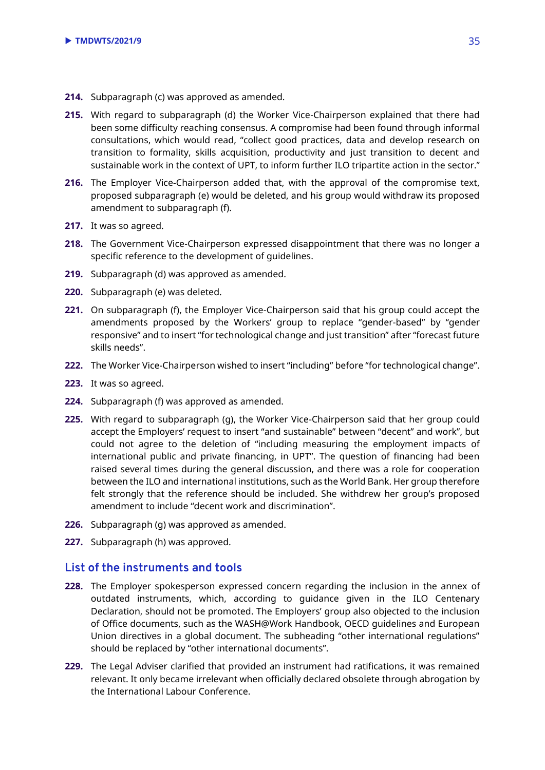**214.** Subparagraph (c) was approved as amended.

**215.** With regard to subparagraph (d) the Worker Vice-Chairperson explained that there had been some difficulty reaching consensus. A compromise had been found through informal consultations, which would read, "collect good practices, data and develop research on transition to formality, skills acquisition, productivity and just transition to decent and sustainable work in the context of UPT, to inform further ILO tripartite action in the sector."

**216.** The Employer Vice-Chairperson added that, with the approval of the compromise text, proposed subparagraph (e) would be deleted, and his group would withdraw its proposed amendment to subparagraph (f).

**217.** It was so agreed.

**218.** The Government Vice-Chairperson expressed disappointment that there was no longer a specific reference to the development of guidelines.

**219.** Subparagraph (d) was approved as amended.

**220.** Subparagraph (e) was deleted.

**221.** On subparagraph (f), the Employer Vice-Chairperson said that his group could accept the amendments proposed by the Workers' group to replace "gender-based" by "gender responsive" and to insert "for technological change and just transition" after "forecast future skills needs".

**222.** The Worker Vice-Chairperson wished to insert "including" before "for technological change".

**223.** It was so agreed.

**224.** Subparagraph (f) was approved as amended.

**225.** With regard to subparagraph (g), the Worker Vice-Chairperson said that her group could accept the Employers' request to insert "and sustainable" between "decent" and work", but could not agree to the deletion of "including measuring the employment impacts of international public and private financing, in UPT". The question of financing had been raised several times during the general discussion, and there was a role for cooperation between the ILO and international institutions, such as the World Bank. Her group therefore felt strongly that the reference should be included. She withdrew her group's proposed amendment to include "decent work and discrimination".

**226.** Subparagraph (g) was approved as amended.

**227.** Subparagraph (h) was approved.

## List of the instruments and tools

**228.** The Employer spokesperson expressed concern regarding the inclusion in the annex of outdated instruments, which, according to guidance given in the ILO Centenary Declaration, should not be promoted. The Employers' group also objected to the inclusion of Office documents, such as the WASH@Work Handbook, OECD guidelines and European Union directives in a global document. The subheading "other international regulations" should be replaced by "other international documents".

**229.** The Legal Adviser clarified that provided an instrument had ratifications, it was remained relevant. It only became irrelevant when officially declared obsolete through abrogation by the International Labour Conference.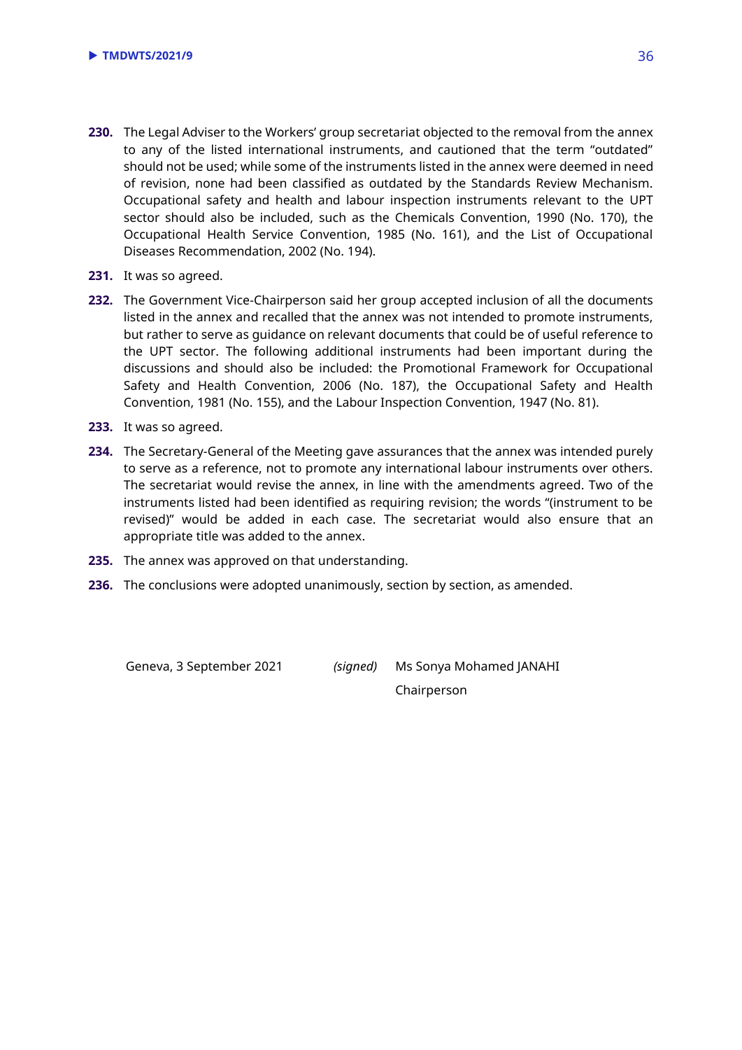**230.** The Legal Adviser to the Workers' group secretariat objected to the removal from the annex to any of the listed international instruments, and cautioned that the term "outdated" should not be used; while some of the instruments listed in the annex were deemed in need of revision, none had been classified as outdated by the Standards Review Mechanism. Occupational safety and health and labour inspection instruments relevant to the UPT sector should also be included, such as the Chemicals Convention, 1990 (No. 170), the Occupational Health Service Convention, 1985 (No. 161), and the List of Occupational Diseases Recommendation, 2002 (No. 194).

**231.** It was so agreed.

**232.** The Government Vice-Chairperson said her group accepted inclusion of all the documents listed in the annex and recalled that the annex was not intended to promote instruments, but rather to serve as guidance on relevant documents that could be of useful reference to the UPT sector. The following additional instruments had been important during the discussions and should also be included: the Promotional Framework for Occupational Safety and Health Convention, 2006 (No. 187), the Occupational Safety and Health Convention, 1981 (No. 155), and the Labour Inspection Convention, 1947 (No. 81).

**233.** It was so agreed.

**234.** The Secretary-General of the Meeting gave assurances that the annex was intended purely to serve as a reference, not to promote any international labour instruments over others. The secretariat would revise the annex, in line with the amendments agreed. Two of the instruments listed had been identified as requiring revision; the words "(instrument to be revised)" would be added in each case. The secretariat would also ensure that an appropriate title was added to the annex.

**235.** The annex was approved on that understanding.

**236.** The conclusions were adopted unanimously, section by section, as amended.

Geneva, 3 September 2021 *(signed)* Ms Sonya Mohamed JANAHI

Chairperson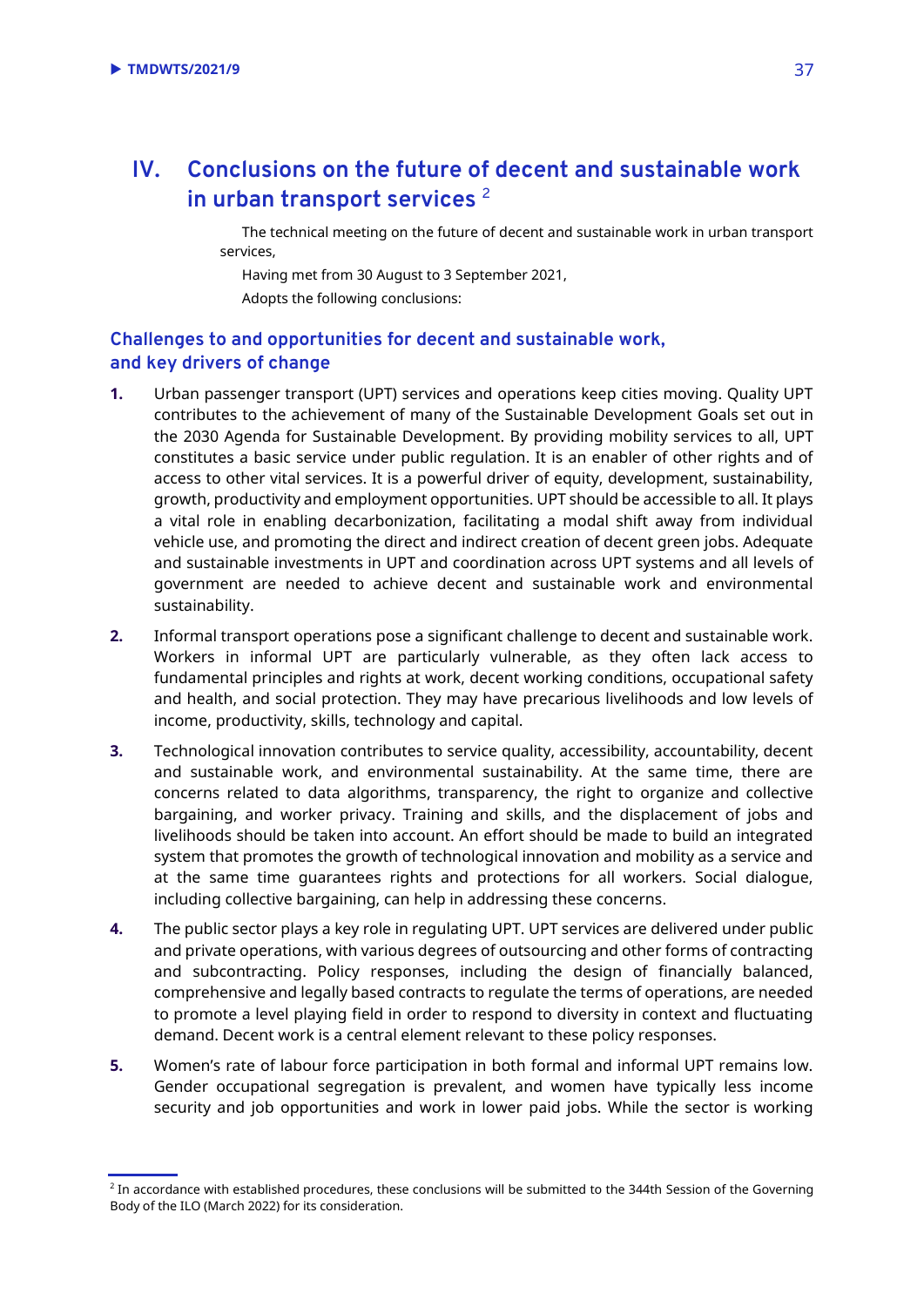# IV. Conclusions on the future of decent and sustainable work in urban transport services [2]

The technical meeting on the future of decent and sustainable work in urban transport services,

Having met from 30 August to 3 September 2021,

Adopts the following conclusions:

## Challenges to and opportunities for decent and sustainable work, and key drivers of change

**1.** Urban passenger transport (UPT) services and operations keep cities moving. Quality UPT contributes to the achievement of many of the Sustainable Development Goals set out in the 2030 Agenda for Sustainable Development. By providing mobility services to all, UPT constitutes a basic service under public regulation. It is an enabler of other rights and of access to other vital services. It is a powerful driver of equity, development, sustainability, growth, productivity and employment opportunities. UPT should be accessible to all. It plays a vital role in enabling decarbonization, facilitating a modal shift away from individual vehicle use, and promoting the direct and indirect creation of decent green jobs. Adequate and sustainable investments in UPT and coordination across UPT systems and all levels of government are needed to achieve decent and sustainable work and environmental sustainability.

**2.** Informal transport operations pose a significant challenge to decent and sustainable work. Workers in informal UPT are particularly vulnerable, as they often lack access to fundamental principles and rights at work, decent working conditions, occupational safety and health, and social protection. They may have precarious livelihoods and low levels of income, productivity, skills, technology and capital.

**3.** Technological innovation contributes to service quality, accessibility, accountability, decent and sustainable work, and environmental sustainability. At the same time, there are concerns related to data algorithms, transparency, the right to organize and collective bargaining, and worker privacy. Training and skills, and the displacement of jobs and livelihoods should be taken into account. An effort should be made to build an integrated system that promotes the growth of technological innovation and mobility as a service and at the same time guarantees rights and protections for all workers. Social dialogue, including collective bargaining, can help in addressing these concerns.

**4.** The public sector plays a key role in regulating UPT. UPT services are delivered under public and private operations, with various degrees of outsourcing and other forms of contracting and subcontracting. Policy responses, including the design of financially balanced, comprehensive and legally based contracts to regulate the terms of operations, are needed to promote a level playing field in order to respond to diversity in context and fluctuating demand. Decent work is a central element relevant to these policy responses.

**5.** Women's rate of labour force participation in both formal and informal UPT remains low. Gender occupational segregation is prevalent, and women have typically less income security and job opportunities and work in lower paid jobs. While the sector is working

[2] In accordance with established procedures, these conclusions will be submitted to the 344th Session of the Governing Body of the ILO (March 2022) for its consideration.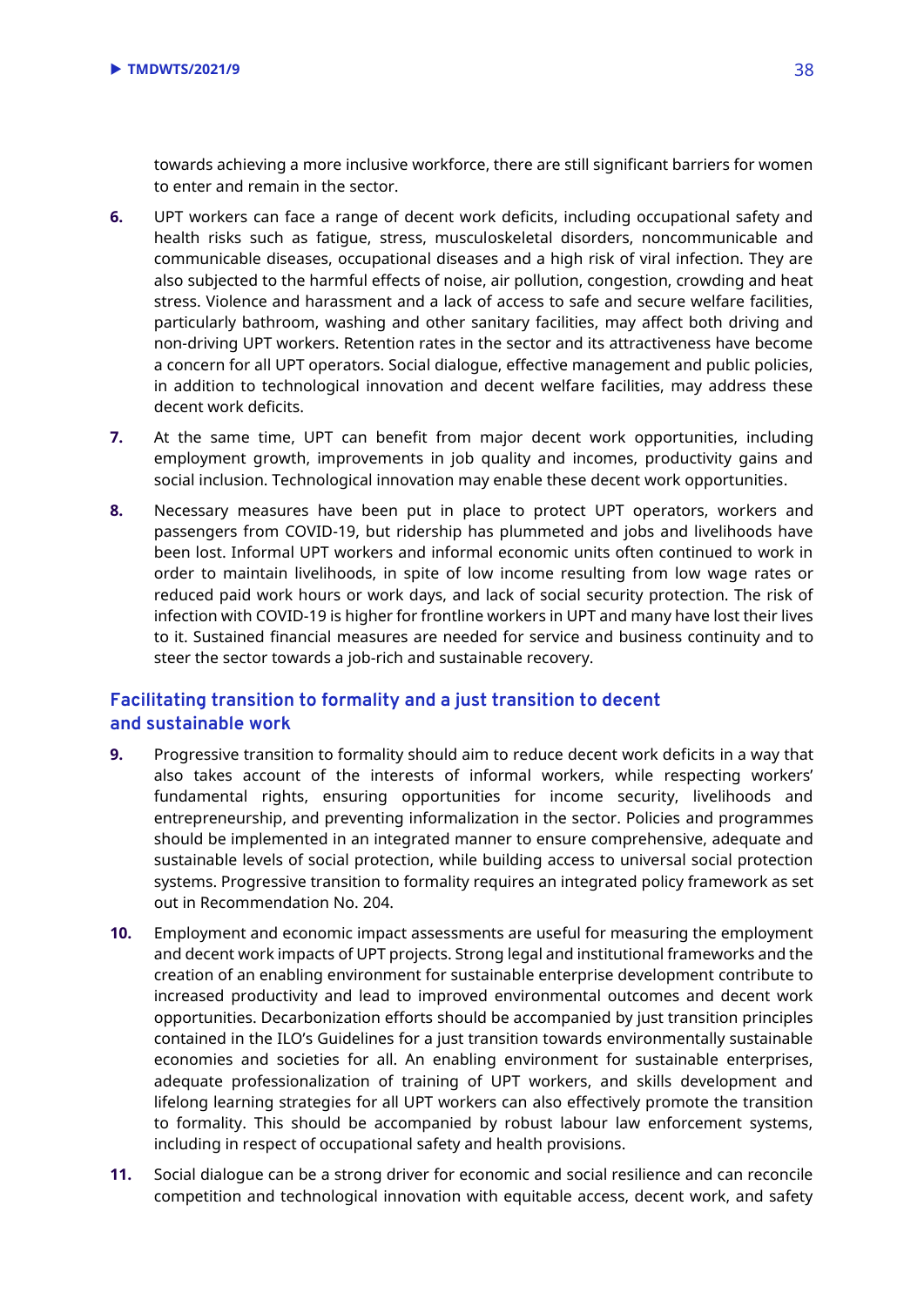towards achieving a more inclusive workforce, there are still significant barriers for women to enter and remain in the sector.

**6.** UPT workers can face a range of decent work deficits, including occupational safety and health risks such as fatigue, stress, musculoskeletal disorders, noncommunicable and communicable diseases, occupational diseases and a high risk of viral infection. They are also subjected to the harmful effects of noise, air pollution, congestion, crowding and heat stress. Violence and harassment and a lack of access to safe and secure welfare facilities, particularly bathroom, washing and other sanitary facilities, may affect both driving and non-driving UPT workers. Retention rates in the sector and its attractiveness have become a concern for all UPT operators. Social dialogue, effective management and public policies, in addition to technological innovation and decent welfare facilities, may address these decent work deficits.

**7.** At the same time, UPT can benefit from major decent work opportunities, including employment growth, improvements in job quality and incomes, productivity gains and social inclusion. Technological innovation may enable these decent work opportunities.

**8.** Necessary measures have been put in place to protect UPT operators, workers and passengers from COVID-19, but ridership has plummeted and jobs and livelihoods have been lost. Informal UPT workers and informal economic units often continued to work in order to maintain livelihoods, in spite of low income resulting from low wage rates or reduced paid work hours or work days, and lack of social security protection. The risk of infection with COVID-19 is higher for frontline workers in UPT and many have lost their lives to it. Sustained financial measures are needed for service and business continuity and to steer the sector towards a job-rich and sustainable recovery.

## Facilitating transition to formality and a just transition to decent and sustainable work

**9.** Progressive transition to formality should aim to reduce decent work deficits in a way that also takes account of the interests of informal workers, while respecting workers' fundamental rights, ensuring opportunities for income security, livelihoods and entrepreneurship, and preventing informalization in the sector. Policies and programmes should be implemented in an integrated manner to ensure comprehensive, adequate and sustainable levels of social protection, while building access to universal social protection systems. Progressive transition to formality requires an integrated policy framework as set out in Recommendation No. 204.

**10.** Employment and economic impact assessments are useful for measuring the employment and decent work impacts of UPT projects. Strong legal and institutional frameworks and the creation of an enabling environment for sustainable enterprise development contribute to increased productivity and lead to improved environmental outcomes and decent work opportunities. Decarbonization efforts should be accompanied by just transition principles contained in the ILO's Guidelines for a just transition towards environmentally sustainable economies and societies for all. An enabling environment for sustainable enterprises, adequate professionalization of training of UPT workers, and skills development and lifelong learning strategies for all UPT workers can also effectively promote the transition to formality. This should be accompanied by robust labour law enforcement systems, including in respect of occupational safety and health provisions.

**11.** Social dialogue can be a strong driver for economic and social resilience and can reconcile competition and technological innovation with equitable access, decent work, and safety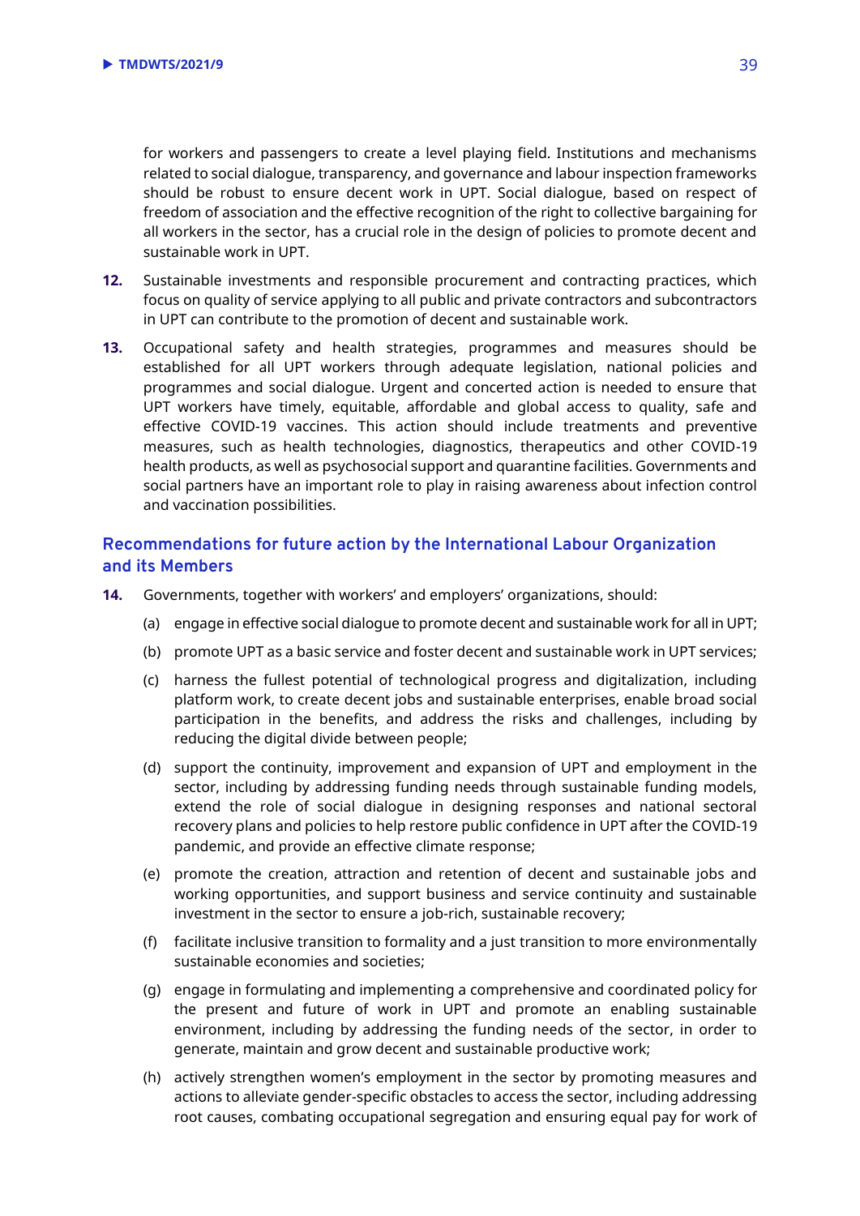for workers and passengers to create a level playing field. Institutions and mechanisms related to social dialogue, transparency, and governance and labour inspection frameworks should be robust to ensure decent work in UPT. Social dialogue, based on respect of freedom of association and the effective recognition of the right to collective bargaining for all workers in the sector, has a crucial role in the design of policies to promote decent and sustainable work in UPT.

**12.** Sustainable investments and responsible procurement and contracting practices, which focus on quality of service applying to all public and private contractors and subcontractors in UPT can contribute to the promotion of decent and sustainable work.

**13.** Occupational safety and health strategies, programmes and measures should be established for all UPT workers through adequate legislation, national policies and programmes and social dialogue. Urgent and concerted action is needed to ensure that UPT workers have timely, equitable, affordable and global access to quality, safe and effective COVID-19 vaccines. This action should include treatments and preventive measures, such as health technologies, diagnostics, therapeutics and other COVID-19 health products, as well as psychosocial support and quarantine facilities. Governments and social partners have an important role to play in raising awareness about infection control and vaccination possibilities.

## Recommendations for future action by the International Labour Organization and its Members

**14.** Governments, together with workers' and employers' organizations, should:

(a) engage in effective social dialogue to promote decent and sustainable work for all in UPT;

(b) promote UPT as a basic service and foster decent and sustainable work in UPT services;

(c) harness the fullest potential of technological progress and digitalization, including platform work, to create decent jobs and sustainable enterprises, enable broad social participation in the benefits, and address the risks and challenges, including by reducing the digital divide between people;

(d) support the continuity, improvement and expansion of UPT and employment in the sector, including by addressing funding needs through sustainable funding models, extend the role of social dialogue in designing responses and national sectoral recovery plans and policies to help restore public confidence in UPT after the COVID-19 pandemic, and provide an effective climate response;

(e) promote the creation, attraction and retention of decent and sustainable jobs and working opportunities, and support business and service continuity and sustainable investment in the sector to ensure a job-rich, sustainable recovery;

(f) facilitate inclusive transition to formality and a just transition to more environmentally sustainable economies and societies;

(g) engage in formulating and implementing a comprehensive and coordinated policy for the present and future of work in UPT and promote an enabling sustainable environment, including by addressing the funding needs of the sector, in order to generate, maintain and grow decent and sustainable productive work;

(h) actively strengthen women's employment in the sector by promoting measures and actions to alleviate gender-specific obstacles to access the sector, including addressing root causes, combating occupational segregation and ensuring equal pay for work of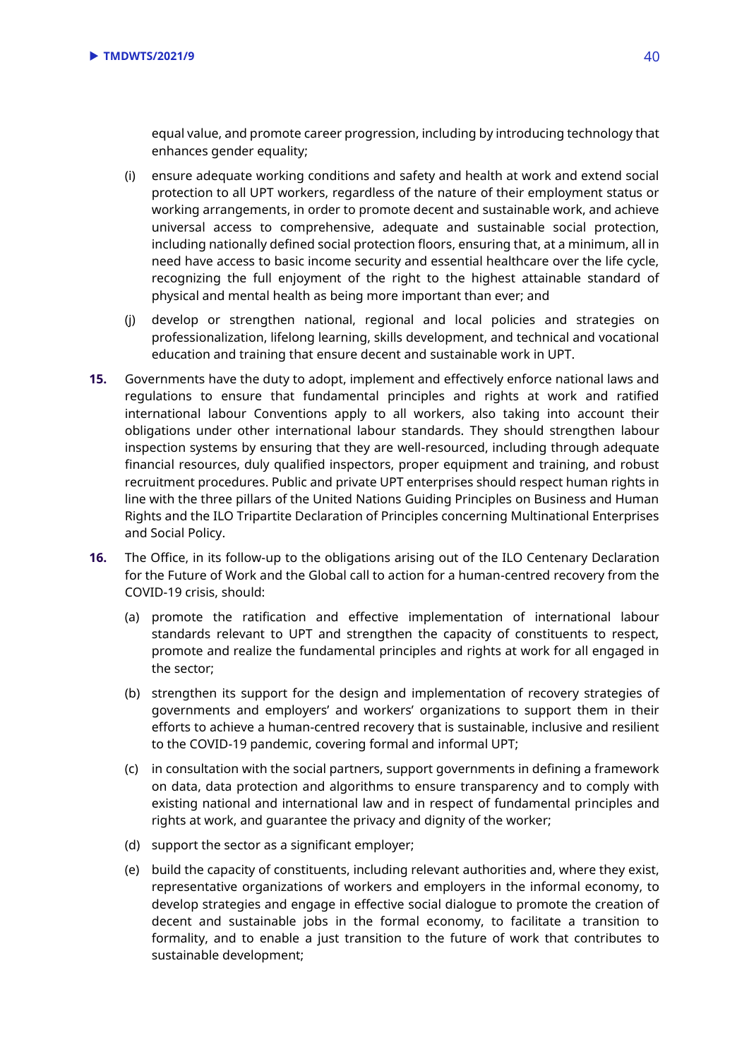equal value, and promote career progression, including by introducing technology that enhances gender equality;

(i) ensure adequate working conditions and safety and health at work and extend social protection to all UPT workers, regardless of the nature of their employment status or working arrangements, in order to promote decent and sustainable work, and achieve universal access to comprehensive, adequate and sustainable social protection, including nationally defined social protection floors, ensuring that, at a minimum, all in need have access to basic income security and essential healthcare over the life cycle, recognizing the full enjoyment of the right to the highest attainable standard of physical and mental health as being more important than ever; and

(j) develop or strengthen national, regional and local policies and strategies on professionalization, lifelong learning, skills development, and technical and vocational education and training that ensure decent and sustainable work in UPT.

**15.** Governments have the duty to adopt, implement and effectively enforce national laws and regulations to ensure that fundamental principles and rights at work and ratified international labour Conventions apply to all workers, also taking into account their obligations under other international labour standards. They should strengthen labour inspection systems by ensuring that they are well-resourced, including through adequate financial resources, duly qualified inspectors, proper equipment and training, and robust recruitment procedures. Public and private UPT enterprises should respect human rights in line with the three pillars of the United Nations Guiding Principles on Business and Human Rights and the ILO Tripartite Declaration of Principles concerning Multinational Enterprises and Social Policy.

**16.** The Office, in its follow-up to the obligations arising out of the ILO Centenary Declaration for the Future of Work and the Global call to action for a human-centred recovery from the COVID-19 crisis, should:

(a) promote the ratification and effective implementation of international labour standards relevant to UPT and strengthen the capacity of constituents to respect, promote and realize the fundamental principles and rights at work for all engaged in the sector;

(b) strengthen its support for the design and implementation of recovery strategies of governments and employers' and workers' organizations to support them in their efforts to achieve a human-centred recovery that is sustainable, inclusive and resilient to the COVID-19 pandemic, covering formal and informal UPT;

(c) in consultation with the social partners, support governments in defining a framework on data, data protection and algorithms to ensure transparency and to comply with existing national and international law and in respect of fundamental principles and rights at work, and guarantee the privacy and dignity of the worker;

(d) support the sector as a significant employer;

(e) build the capacity of constituents, including relevant authorities and, where they exist, representative organizations of workers and employers in the informal economy, to develop strategies and engage in effective social dialogue to promote the creation of decent and sustainable jobs in the formal economy, to facilitate a transition to formality, and to enable a just transition to the future of work that contributes to sustainable development;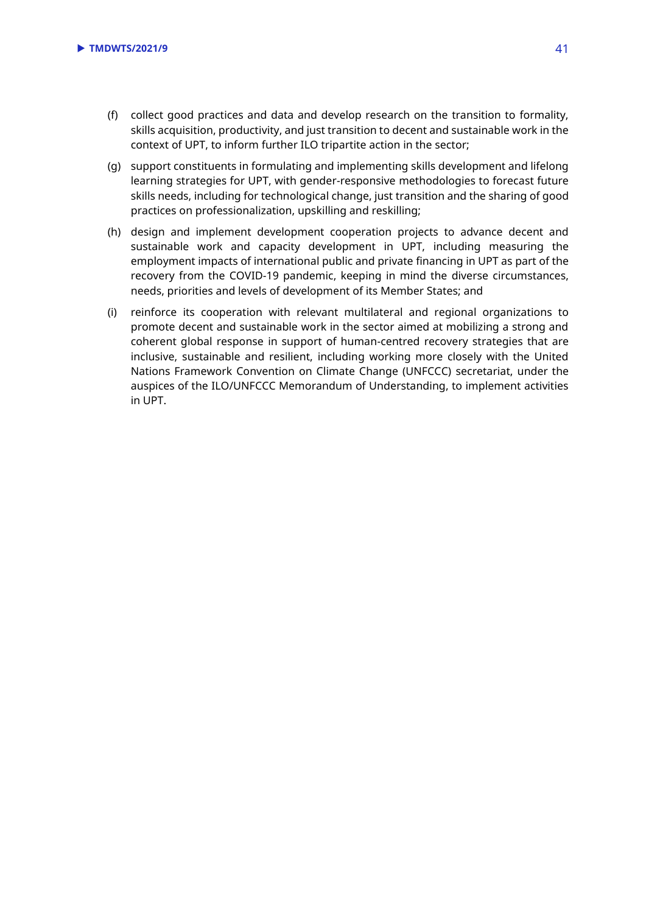(f) collect good practices and data and develop research on the transition to formality, skills acquisition, productivity, and just transition to decent and sustainable work in the context of UPT, to inform further ILO tripartite action in the sector;

(g) support constituents in formulating and implementing skills development and lifelong learning strategies for UPT, with gender-responsive methodologies to forecast future skills needs, including for technological change, just transition and the sharing of good practices on professionalization, upskilling and reskilling;

(h) design and implement development cooperation projects to advance decent and sustainable work and capacity development in UPT, including measuring the employment impacts of international public and private financing in UPT as part of the recovery from the COVID-19 pandemic, keeping in mind the diverse circumstances, needs, priorities and levels of development of its Member States; and

(i) reinforce its cooperation with relevant multilateral and regional organizations to promote decent and sustainable work in the sector aimed at mobilizing a strong and coherent global response in support of human-centred recovery strategies that are inclusive, sustainable and resilient, including working more closely with the United Nations Framework Convention on Climate Change (UNFCCC) secretariat, under the auspices of the ILO/UNFCCC Memorandum of Understanding, to implement activities in UPT.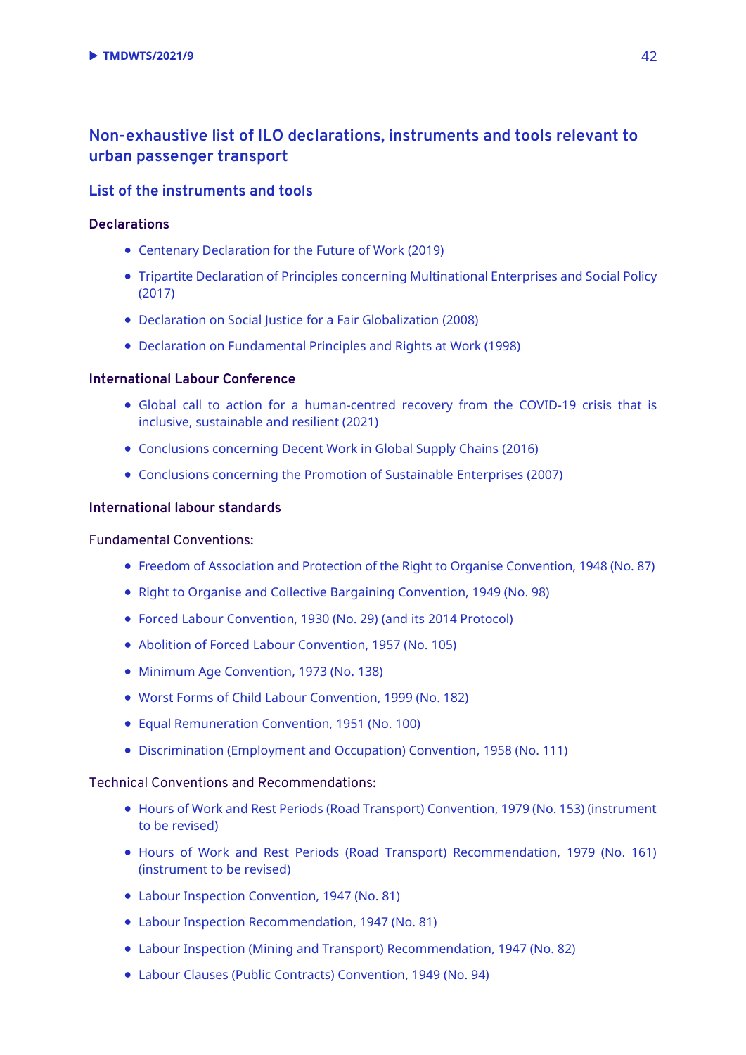## Non-exhaustive list of ILO declarations, instruments and tools relevant to urban passenger transport

### List of the instruments and tools

#### Declarations

- Centenary Declaration for the Future of Work (2019)
- Tripartite Declaration of Principles concerning Multinational Enterprises and Social Policy (2017)
- Declaration on Social Justice for a Fair Globalization (2008)
- Declaration on Fundamental Principles and Rights at Work (1998)

#### International Labour Conference

- Global call to action for a human-centred recovery from the COVID-19 crisis that is inclusive, sustainable and resilient (2021)
- Conclusions concerning Decent Work in Global Supply Chains (2016)
- Conclusions concerning the Promotion of Sustainable Enterprises (2007)

#### International labour standards

Fundamental Conventions:

- Freedom of Association and Protection of the Right to Organise Convention, 1948 (No. 87)
- Right to Organise and Collective Bargaining Convention, 1949 (No. 98)
- Forced Labour Convention, 1930 (No. 29) (and its 2014 Protocol)
- Abolition of Forced Labour Convention, 1957 (No. 105)
- Minimum Age Convention, 1973 (No. 138)
- Worst Forms of Child Labour Convention, 1999 (No. 182)
- Equal Remuneration Convention, 1951 (No. 100)
- Discrimination (Employment and Occupation) Convention, 1958 (No. 111)

Technical Conventions and Recommendations:

- Hours of Work and Rest Periods (Road Transport) Convention, 1979 (No. 153) (instrument to be revised)
- Hours of Work and Rest Periods (Road Transport) Recommendation, 1979 (No. 161) (instrument to be revised)
- Labour Inspection Convention, 1947 (No. 81)
- Labour Inspection Recommendation, 1947 (No. 81)
- Labour Inspection (Mining and Transport) Recommendation, 1947 (No. 82)
- Labour Clauses (Public Contracts) Convention, 1949 (No. 94)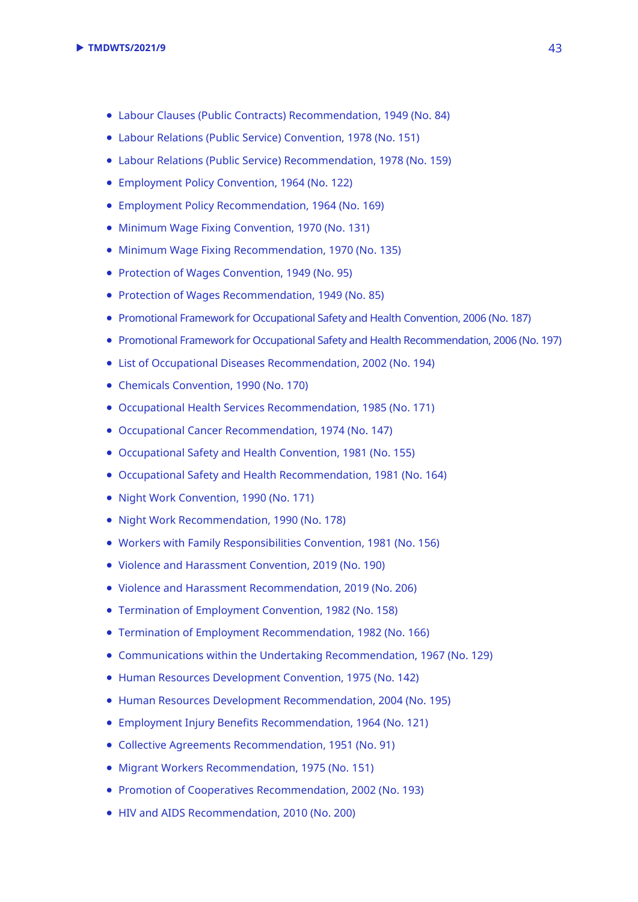- Labour Clauses (Public Contracts) Recommendation, 1949 (No. 84)
- Labour Relations (Public Service) Convention, 1978 (No. 151)
- Labour Relations (Public Service) Recommendation, 1978 (No. 159)
- Employment Policy Convention, 1964 (No. 122)
- Employment Policy Recommendation, 1964 (No. 169)
- Minimum Wage Fixing Convention, 1970 (No. 131)
- Minimum Wage Fixing Recommendation, 1970 (No. 135)
- Protection of Wages Convention, 1949 (No. 95)
- Protection of Wages Recommendation, 1949 (No. 85)
- Promotional Framework for Occupational Safety and Health Convention, 2006 (No. 187)
- Promotional Framework for Occupational Safety and Health Recommendation, 2006 (No. 197)
- List of Occupational Diseases Recommendation, 2002 (No. 194)
- Chemicals Convention, 1990 (No. 170)
- Occupational Health Services Recommendation, 1985 (No. 171)
- Occupational Cancer Recommendation, 1974 (No. 147)
- Occupational Safety and Health Convention, 1981 (No. 155)
- Occupational Safety and Health Recommendation, 1981 (No. 164)
- Night Work Convention, 1990 (No. 171)
- Night Work Recommendation, 1990 (No. 178)
- Workers with Family Responsibilities Convention, 1981 (No. 156)
- Violence and Harassment Convention, 2019 (No. 190)
- Violence and Harassment Recommendation, 2019 (No. 206)
- Termination of Employment Convention, 1982 (No. 158)
- Termination of Employment Recommendation, 1982 (No. 166)
- Communications within the Undertaking Recommendation, 1967 (No. 129)
- Human Resources Development Convention, 1975 (No. 142)
- Human Resources Development Recommendation, 2004 (No. 195)
- Employment Injury Benefits Recommendation, 1964 (No. 121)
- Collective Agreements Recommendation, 1951 (No. 91)
- Migrant Workers Recommendation, 1975 (No. 151)
- Promotion of Cooperatives Recommendation, 2002 (No. 193)
- HIV and AIDS Recommendation, 2010 (No. 200)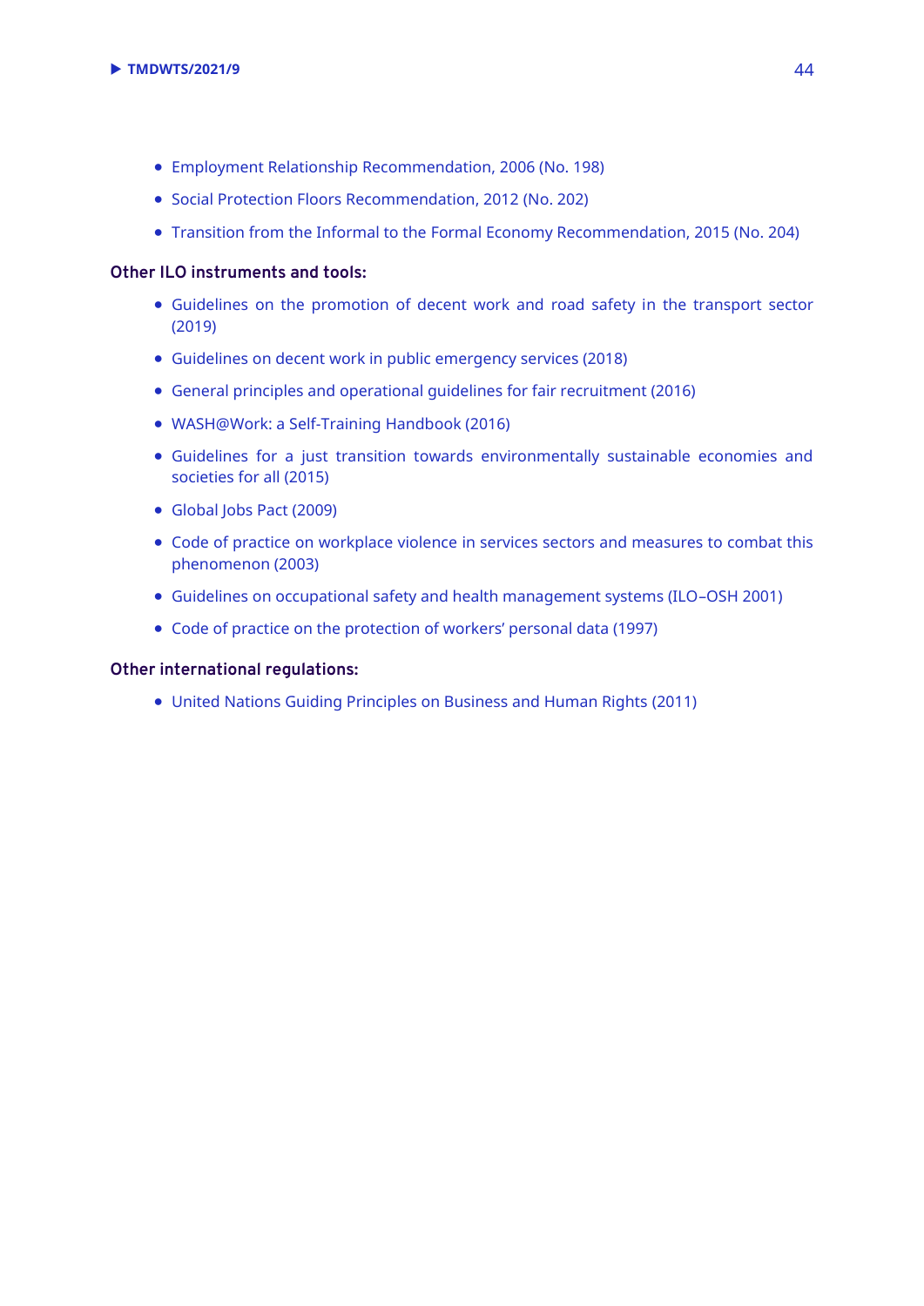- Employment Relationship Recommendation, 2006 (No. 198)
- Social Protection Floors Recommendation, 2012 (No. 202)
- Transition from the Informal to the Formal Economy Recommendation, 2015 (No. 204)

**Other ILO instruments and tools:**

- Guidelines on the promotion of decent work and road safety in the transport sector (2019)
- Guidelines on decent work in public emergency services (2018)
- General principles and operational guidelines for fair recruitment (2016)
- WASH@Work: a Self-Training Handbook (2016)
- Guidelines for a just transition towards environmentally sustainable economies and societies for all (2015)
- Global Jobs Pact (2009)
- Code of practice on workplace violence in services sectors and measures to combat this phenomenon (2003)
- Guidelines on occupational safety and health management systems (ILO–OSH 2001)
- Code of practice on the protection of workers' personal data (1997)

**Other international regulations:**

- United Nations Guiding Principles on Business and Human Rights (2011)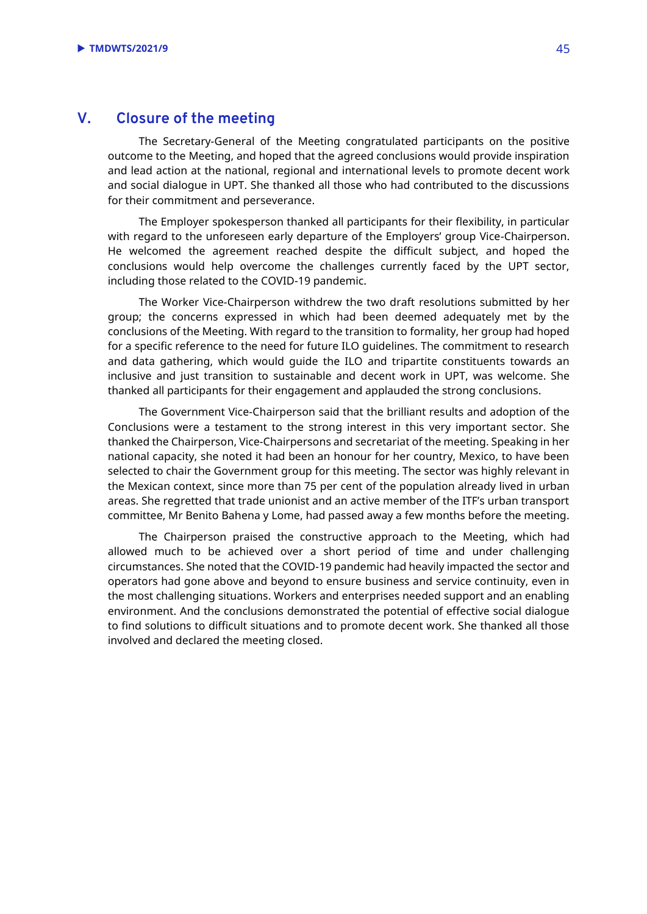## V. Closure of the meeting

The Secretary-General of the Meeting congratulated participants on the positive outcome to the Meeting, and hoped that the agreed conclusions would provide inspiration and lead action at the national, regional and international levels to promote decent work and social dialogue in UPT. She thanked all those who had contributed to the discussions for their commitment and perseverance.

The Employer spokesperson thanked all participants for their flexibility, in particular with regard to the unforeseen early departure of the Employers' group Vice-Chairperson. He welcomed the agreement reached despite the difficult subject, and hoped the conclusions would help overcome the challenges currently faced by the UPT sector, including those related to the COVID-19 pandemic.

The Worker Vice-Chairperson withdrew the two draft resolutions submitted by her group; the concerns expressed in which had been deemed adequately met by the conclusions of the Meeting. With regard to the transition to formality, her group had hoped for a specific reference to the need for future ILO guidelines. The commitment to research and data gathering, which would guide the ILO and tripartite constituents towards an inclusive and just transition to sustainable and decent work in UPT, was welcome. She thanked all participants for their engagement and applauded the strong conclusions.

The Government Vice-Chairperson said that the brilliant results and adoption of the Conclusions were a testament to the strong interest in this very important sector. She thanked the Chairperson, Vice-Chairpersons and secretariat of the meeting. Speaking in her national capacity, she noted it had been an honour for her country, Mexico, to have been selected to chair the Government group for this meeting. The sector was highly relevant in the Mexican context, since more than 75 per cent of the population already lived in urban areas. She regretted that trade unionist and an active member of the ITF's urban transport committee, Mr Benito Bahena y Lome, had passed away a few months before the meeting.

The Chairperson praised the constructive approach to the Meeting, which had allowed much to be achieved over a short period of time and under challenging circumstances. She noted that the COVID-19 pandemic had heavily impacted the sector and operators had gone above and beyond to ensure business and service continuity, even in the most challenging situations. Workers and enterprises needed support and an enabling environment. And the conclusions demonstrated the potential of effective social dialogue to find solutions to difficult situations and to promote decent work. She thanked all those involved and declared the meeting closed.